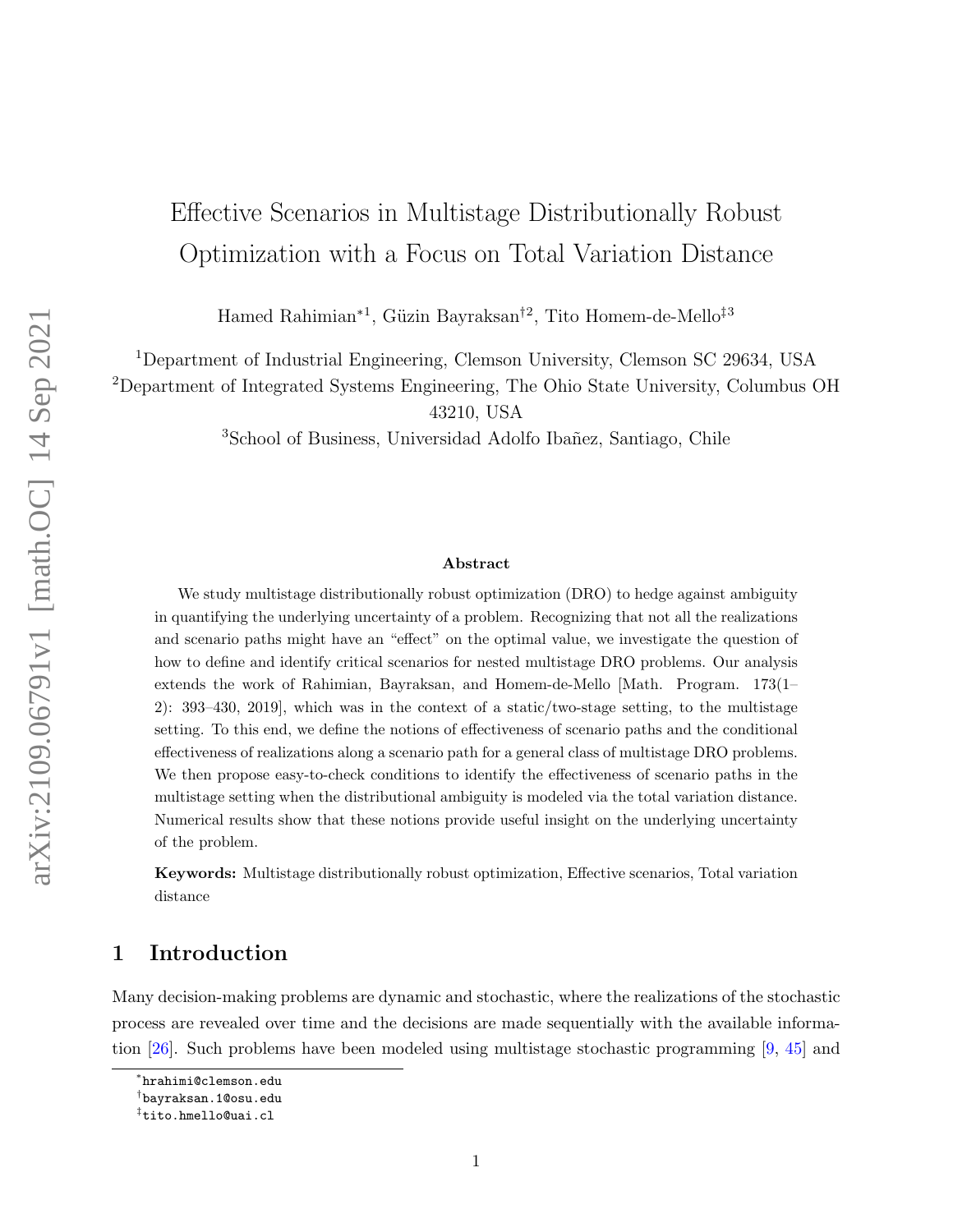# Effective Scenarios in Multistage Distributionally Robust Optimization with a Focus on Total Variation Distance

Hamed Rahimian*[1], Güzin Bayraksan†[2], Tito Homem-de-Mello‡[3]

[1]Department of Industrial Engineering, Clemson University, Clemson SC 29634, USA

[2]Department of Integrated Systems Engineering, The Ohio State University, Columbus OH 43210, USA

[3]School of Business, Universidad Adolfo Ibañez, Santiago, Chile

### Abstract

We study multistage distributionally robust optimization (DRO) to hedge against ambiguity in quantifying the underlying uncertainty of a problem. Recognizing that not all the realizations and scenario paths might have an "effect" on the optimal value, we investigate the question of how to define and identify critical scenarios for nested multistage DRO problems. Our analysis extends the work of Rahimian, Bayraksan, and Homem-de-Mello [Math. Program. 173(1–2): 393–430, 2019], which was in the context of a static/two-stage setting, to the multistage setting. To this end, we define the notions of effectiveness of scenario paths and the conditional effectiveness of realizations along a scenario path for a general class of multistage DRO problems. We then propose easy-to-check conditions to identify the effectiveness of scenario paths in the multistage setting when the distributional ambiguity is modeled via the total variation distance. Numerical results show that these notions provide useful insight on the underlying uncertainty of the problem.

**Keywords:** Multistage distributionally robust optimization, Effective scenarios, Total variation distance

## 1 Introduction

Many decision-making problems are dynamic and stochastic, where the realizations of the stochastic process are revealed over time and the decisions are made sequentially with the available information [26]. Such problems have been modeled using multistage stochastic programming [9, 45] and

---

*hrahimi@clemson.edu

†bayraksan.1@osu.edu

‡tito.hmello@uai.cl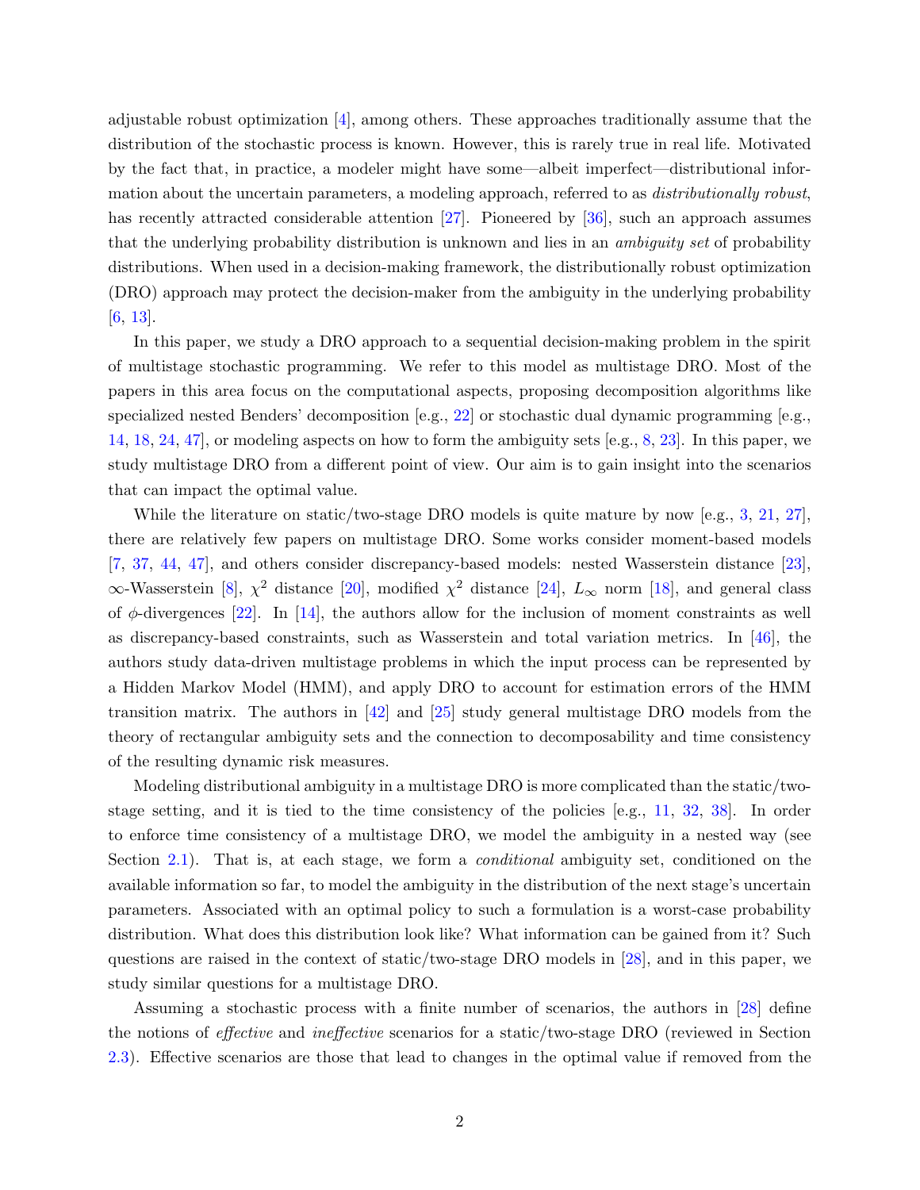adjustable robust optimization [4], among others. These approaches traditionally assume that the distribution of the stochastic process is known. However, this is rarely true in real life. Motivated by the fact that, in practice, a modeler might have some—albeit imperfect—distributional information about the uncertain parameters, a modeling approach, referred to as *distributionally robust*, has recently attracted considerable attention [27]. Pioneered by [36], such an approach assumes that the underlying probability distribution is unknown and lies in an *ambiguity set* of probability distributions. When used in a decision-making framework, the distributionally robust optimization (DRO) approach may protect the decision-maker from the ambiguity in the underlying probability [6, 13].

In this paper, we study a DRO approach to a sequential decision-making problem in the spirit of multistage stochastic programming. We refer to this model as multistage DRO. Most of the papers in this area focus on the computational aspects, proposing decomposition algorithms like specialized nested Benders' decomposition [e.g., 22] or stochastic dual dynamic programming [e.g., 14, 18, 24, 47], or modeling aspects on how to form the ambiguity sets [e.g., 8, 23]. In this paper, we study multistage DRO from a different point of view. Our aim is to gain insight into the scenarios that can impact the optimal value.

While the literature on static/two-stage DRO models is quite mature by now [e.g., 3, 21, 27], there are relatively few papers on multistage DRO. Some works consider moment-based models [7, 37, 44, 47], and others consider discrepancy-based models: nested Wasserstein distance [23], $\infty$-Wasserstein [8], $\chi^2$ distance [20], modified $\chi^2$ distance [24], $L_\infty$ norm [18], and general class of $\phi$-divergences [22]. In [14], the authors allow for the inclusion of moment constraints as well as discrepancy-based constraints, such as Wasserstein and total variation metrics. In [46], the authors study data-driven multistage problems in which the input process can be represented by a Hidden Markov Model (HMM), and apply DRO to account for estimation errors of the HMM transition matrix. The authors in [42] and [25] study general multistage DRO models from the theory of rectangular ambiguity sets and the connection to decomposability and time consistency of the resulting dynamic risk measures.

Modeling distributional ambiguity in a multistage DRO is more complicated than the static/two-stage setting, and it is tied to the time consistency of the policies [e.g., 11, 32, 38]. In order to enforce time consistency of a multistage DRO, we model the ambiguity in a nested way (see Section 2.1). That is, at each stage, we form a *conditional* ambiguity set, conditioned on the available information so far, to model the ambiguity in the distribution of the next stage's uncertain parameters. Associated with an optimal policy to such a formulation is a worst-case probability distribution. What does this distribution look like? What information can be gained from it? Such questions are raised in the context of static/two-stage DRO models in [28], and in this paper, we study similar questions for a multistage DRO.

Assuming a stochastic process with a finite number of scenarios, the authors in [28] define the notions of *effective* and *ineffective* scenarios for a static/two-stage DRO (reviewed in Section 2.3). Effective scenarios are those that lead to changes in the optimal value if removed from the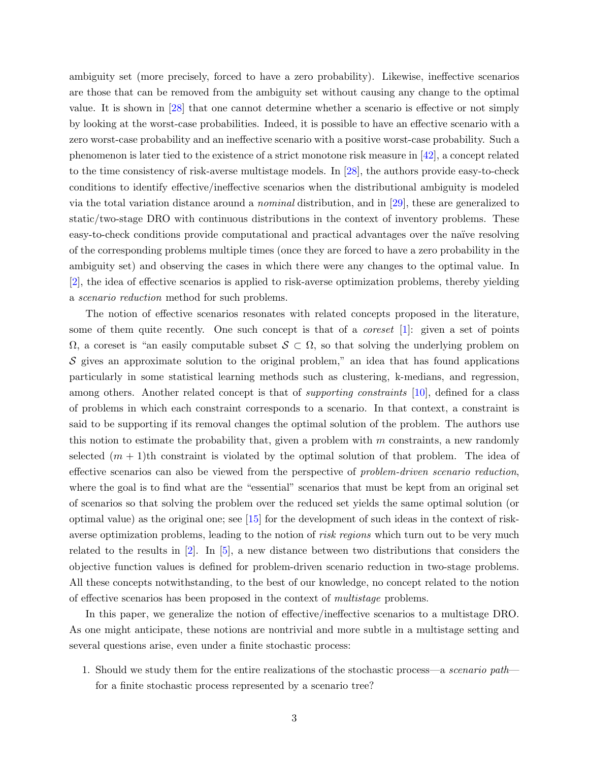ambiguity set (more precisely, forced to have a zero probability). Likewise, ineffective scenarios are those that can be removed from the ambiguity set without causing any change to the optimal value. It is shown in [28] that one cannot determine whether a scenario is effective or not simply by looking at the worst-case probabilities. Indeed, it is possible to have an effective scenario with a zero worst-case probability and an ineffective scenario with a positive worst-case probability. Such a phenomenon is later tied to the existence of a strict monotone risk measure in [42], a concept related to the time consistency of risk-averse multistage models. In [28], the authors provide easy-to-check conditions to identify effective/ineffective scenarios when the distributional ambiguity is modeled via the total variation distance around a *nominal* distribution, and in [29], these are generalized to static/two-stage DRO with continuous distributions in the context of inventory problems. These easy-to-check conditions provide computational and practical advantages over the naïve resolving of the corresponding problems multiple times (once they are forced to have a zero probability in the ambiguity set) and observing the cases in which there were any changes to the optimal value. In [2], the idea of effective scenarios is applied to risk-averse optimization problems, thereby yielding a *scenario reduction* method for such problems.

The notion of effective scenarios resonates with related concepts proposed in the literature, some of them quite recently. One such concept is that of a *coreset* [1]: given a set of points $\Omega$, a coreset is "an easily computable subset $\mathcal{S} \subset \Omega$, so that solving the underlying problem on $\mathcal{S}$ gives an approximate solution to the original problem," an idea that has found applications particularly in some statistical learning methods such as clustering, k-medians, and regression, among others. Another related concept is that of *supporting constraints* [10], defined for a class of problems in which each constraint corresponds to a scenario. In that context, a constraint is said to be supporting if its removal changes the optimal solution of the problem. The authors use this notion to estimate the probability that, given a problem with $m$ constraints, a new randomly selected $(m+1)$th constraint is violated by the optimal solution of that problem. The idea of effective scenarios can also be viewed from the perspective of *problem-driven scenario reduction*, where the goal is to find what are the "essential" scenarios that must be kept from an original set of scenarios so that solving the problem over the reduced set yields the same optimal solution (or optimal value) as the original one; see [15] for the development of such ideas in the context of risk-averse optimization problems, leading to the notion of *risk regions* which turn out to be very much related to the results in [2]. In [5], a new distance between two distributions that considers the objective function values is defined for problem-driven scenario reduction in two-stage problems. All these concepts notwithstanding, to the best of our knowledge, no concept related to the notion of effective scenarios has been proposed in the context of *multistage* problems.

In this paper, we generalize the notion of effective/ineffective scenarios to a multistage DRO. As one might anticipate, these notions are nontrivial and more subtle in a multistage setting and several questions arise, even under a finite stochastic process:

1. Should we study them for the entire realizations of the stochastic process—a *scenario path*—for a finite stochastic process represented by a scenario tree?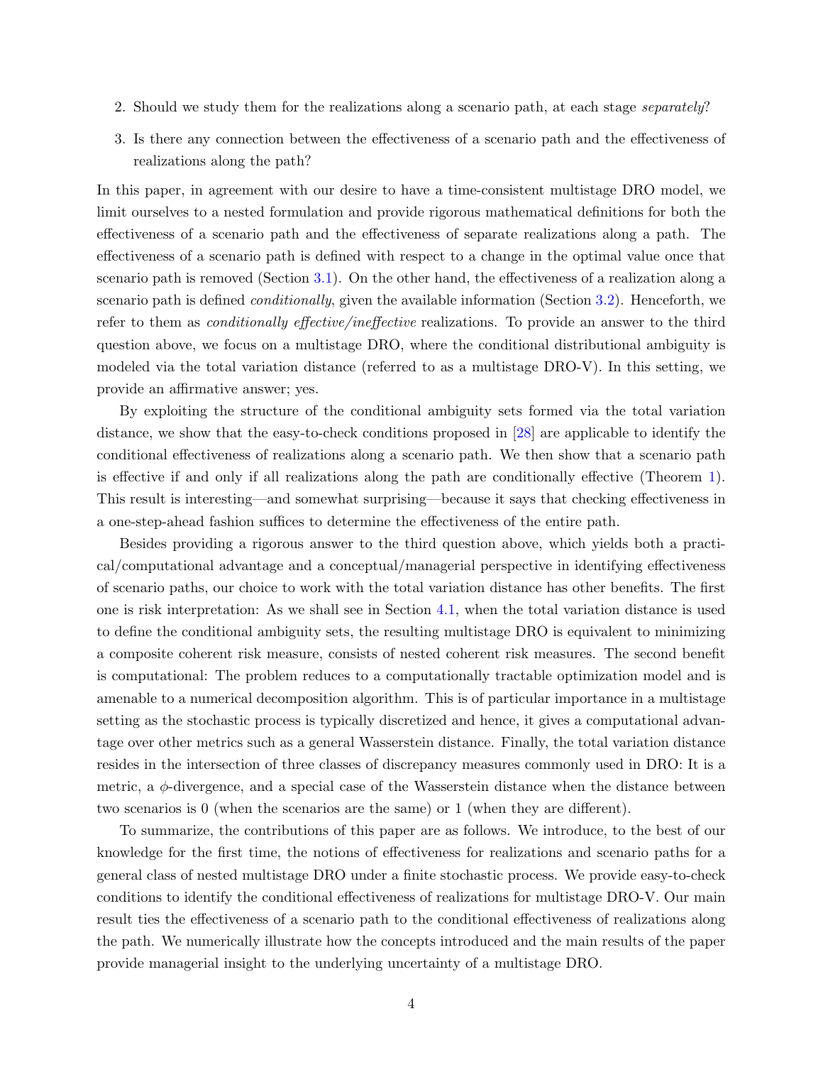2. Should we study them for the realizations along a scenario path, at each stage *separately*?
3. Is there any connection between the effectiveness of a scenario path and the effectiveness of realizations along the path?

In this paper, in agreement with our desire to have a time-consistent multistage DRO model, we limit ourselves to a nested formulation and provide rigorous mathematical definitions for both the effectiveness of a scenario path and the effectiveness of separate realizations along a path. The effectiveness of a scenario path is defined with respect to a change in the optimal value once that scenario path is removed (Section 3.1). On the other hand, the effectiveness of a realization along a scenario path is defined *conditionally*, given the available information (Section 3.2). Henceforth, we refer to them as *conditionally effective/ineffective* realizations. To provide an answer to the third question above, we focus on a multistage DRO, where the conditional distributional ambiguity is modeled via the total variation distance (referred to as a multistage DRO-V). In this setting, we provide an affirmative answer; yes.

By exploiting the structure of the conditional ambiguity sets formed via the total variation distance, we show that the easy-to-check conditions proposed in [28] are applicable to identify the conditional effectiveness of realizations along a scenario path. We then show that a scenario path is effective if and only if all realizations along the path are conditionally effective (Theorem 1). This result is interesting—and somewhat surprising—because it says that checking effectiveness in a one-step-ahead fashion suffices to determine the effectiveness of the entire path.

Besides providing a rigorous answer to the third question above, which yields both a practical/computational advantage and a conceptual/managerial perspective in identifying effectiveness of scenario paths, our choice to work with the total variation distance has other benefits. The first one is risk interpretation: As we shall see in Section 4.1, when the total variation distance is used to define the conditional ambiguity sets, the resulting multistage DRO is equivalent to minimizing a composite coherent risk measure, consists of nested coherent risk measures. The second benefit is computational: The problem reduces to a computationally tractable optimization model and is amenable to a numerical decomposition algorithm. This is of particular importance in a multistage setting as the stochastic process is typically discretized and hence, it gives a computational advantage over other metrics such as a general Wasserstein distance. Finally, the total variation distance resides in the intersection of three classes of discrepancy measures commonly used in DRO: It is a metric, a $\phi$-divergence, and a special case of the Wasserstein distance when the distance between two scenarios is 0 (when the scenarios are the same) or 1 (when they are different).

To summarize, the contributions of this paper are as follows. We introduce, to the best of our knowledge for the first time, the notions of effectiveness for realizations and scenario paths for a general class of nested multistage DRO under a finite stochastic process. We provide easy-to-check conditions to identify the conditional effectiveness of realizations for multistage DRO-V. Our main result ties the effectiveness of a scenario path to the conditional effectiveness of realizations along the path. We numerically illustrate how the concepts introduced and the main results of the paper provide managerial insight to the underlying uncertainty of a multistage DRO.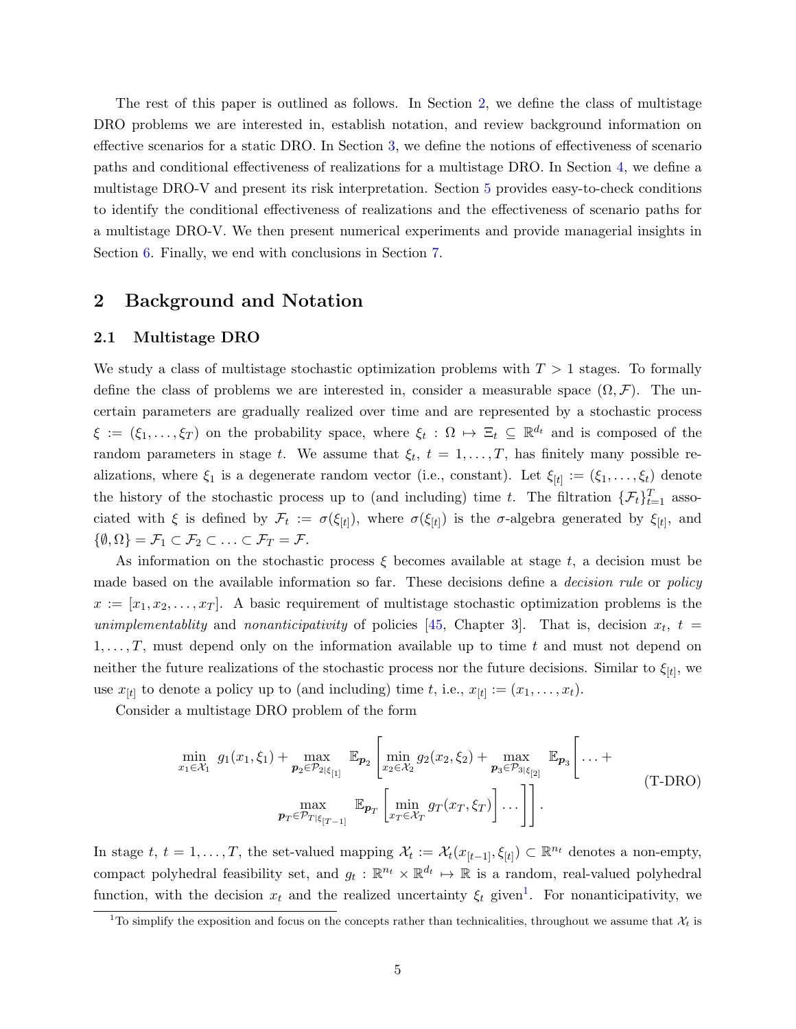The rest of this paper is outlined as follows. In Section 2, we define the class of multistage DRO problems we are interested in, establish notation, and review background information on effective scenarios for a static DRO. In Section 3, we define the notions of effectiveness of scenario paths and conditional effectiveness of realizations for a multistage DRO. In Section 4, we define a multistage DRO-V and present its risk interpretation. Section 5 provides easy-to-check conditions to identify the conditional effectiveness of realizations and the effectiveness of scenario paths for a multistage DRO-V. We then present numerical experiments and provide managerial insights in Section 6. Finally, we end with conclusions in Section 7.

## 2 Background and Notation

### 2.1 Multistage DRO

We study a class of multistage stochastic optimization problems with $T > 1$ stages. To formally define the class of problems we are interested in, consider a measurable space $(\Omega, \mathcal{F})$. The uncertain parameters are gradually realized over time and are represented by a stochastic process $\xi := (\xi_1, \ldots, \xi_T)$ on the probability space, where $\xi_t : \Omega \mapsto \Xi_t \subseteq \mathbb{R}^{d_t}$ and is composed of the random parameters in stage $t$. We assume that $\xi_t$, $t = 1, \ldots, T$, has finitely many possible realizations, where $\xi_1$ is a degenerate random vector (i.e., constant). Let $\xi_{[t]} := (\xi_1, \ldots, \xi_t)$ denote the history of the stochastic process up to (and including) time $t$. The filtration $\{\mathcal{F}_t\}_{t=1}^T$ associated with $\xi$ is defined by $\mathcal{F}_t := \sigma(\xi_{[t]})$, where $\sigma(\xi_{[t]})$ is the $\sigma$-algebra generated by $\xi_{[t]}$, and $\{\emptyset, \Omega\} = \mathcal{F}_1 \subset \mathcal{F}_2 \subset \ldots \subset \mathcal{F}_T = \mathcal{F}$.

As information on the stochastic process $\xi$ becomes available at stage $t$, a decision must be made based on the available information so far. These decisions define a *decision rule* or *policy* $x := [x_1, x_2, \ldots, x_T]$. A basic requirement of multistage stochastic optimization problems is the *unimplementablity* and *nonanticipativity* of policies [45, Chapter 3]. That is, decision $x_t$, $t = 1, \ldots, T$, must depend only on the information available up to time $t$ and must not depend on neither the future realizations of the stochastic process nor the future decisions. Similar to $\xi_{[t]}$, we use $x_{[t]}$ to denote a policy up to (and including) time $t$, i.e., $x_{[t]} := (x_1, \ldots, x_t)$.

Consider a multistage DRO problem of the form

$$
\begin{aligned}
\min_{x_1 \in \mathcal{X}_1} \; g_1(x_1, \xi_1) + \max_{\boldsymbol{p}_2 \in \mathcal{P}_{2|\xi_{[1]}}} \; \mathbb{E}_{\boldsymbol{p}_2} \Bigg[ \min_{x_2 \in \mathcal{X}_2} g_2(x_2, \xi_2) + \max_{\boldsymbol{p}_3 \in \mathcal{P}_{3|\xi_{[2]}}} \; \mathbb{E}_{\boldsymbol{p}_3} \Bigg[ \ldots + \\
\max_{\boldsymbol{p}_T \in \mathcal{P}_{T|\xi_{[T-1]}}} \; \mathbb{E}_{\boldsymbol{p}_T} \left[ \min_{x_T \in \mathcal{X}_T} g_T(x_T, \xi_T) \right] \ldots \Bigg] \Bigg].
\end{aligned}
\tag{T-DRO}
$$

In stage $t$, $t = 1, \ldots, T$, the set-valued mapping $\mathcal{X}_t := \mathcal{X}_t(x_{[t-1]}, \xi_{[t]}) \subset \mathbb{R}^{n_t}$ denotes a non-empty, compact polyhedral feasibility set, and $g_t : \mathbb{R}^{n_t} \times \mathbb{R}^{d_t} \mapsto \mathbb{R}$ is a random, real-valued polyhedral function, with the decision $x_t$ and the realized uncertainty $\xi_t$ given[1]. For nonanticipativity, we

[1] To simplify the exposition and focus on the concepts rather than technicalities, throughout we assume that $\mathcal{X}_t$ is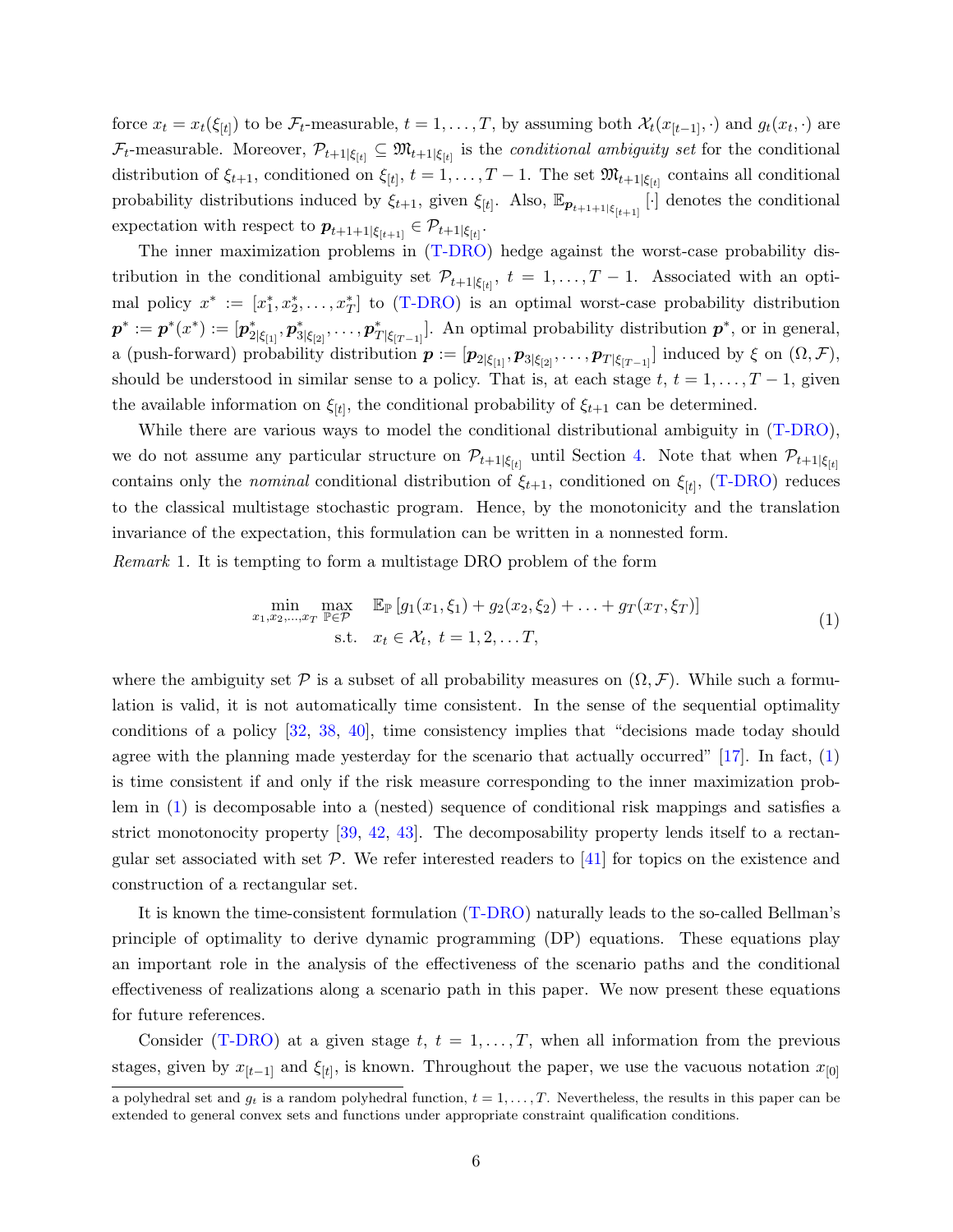force $x_t = x_t(\xi_{[t]})$ to be $\mathcal{F}_t$-measurable, $t = 1, \ldots, T$, by assuming both $\mathcal{X}_t(x_{[t-1]}, \cdot)$ and $g_t(x_t, \cdot)$ are $\mathcal{F}_t$-measurable. Moreover, $\mathcal{P}_{t+1|\xi_{[t]}} \subseteq \mathfrak{M}_{t+1|\xi_{[t]}}$ is the *conditional ambiguity set* for the conditional distribution of $\xi_{t+1}$, conditioned on $\xi_{[t]}$, $t = 1, \ldots, T-1$. The set $\mathfrak{M}_{t+1|\xi_{[t]}}$ contains all conditional probability distributions induced by $\xi_{t+1}$, given $\xi_{[t]}$. Also, $\mathbb{E}_{\boldsymbol{p}_{t+1+1|\xi_{[t+1]}}}[\cdot]$ denotes the conditional expectation with respect to $\boldsymbol{p}_{t+1+1|\xi_{[t+1]}} \in \mathcal{P}_{t+1|\xi_{[t]}}$.

The inner maximization problems in (T-DRO) hedge against the worst-case probability distribution in the conditional ambiguity set $\mathcal{P}_{t+1|\xi_{[t]}}$, $t = 1, \ldots, T-1$. Associated with an optimal policy $x^* := [x_1^*, x_2^*, \ldots, x_T^*]$ to (T-DRO) is an optimal worst-case probability distribution $\boldsymbol{p}^* := \boldsymbol{p}^*(x^*) := [\boldsymbol{p}^*_{2|\xi_{[1]}}, \boldsymbol{p}^*_{3|\xi_{[2]}}, \ldots, \boldsymbol{p}^*_{T|\xi_{[T-1]}}]$. An optimal probability distribution $\boldsymbol{p}^*$, or in general, a (push-forward) probability distribution $\boldsymbol{p} := [\boldsymbol{p}_{2|\xi_{[1]}}, \boldsymbol{p}_{3|\xi_{[2]}}, \ldots, \boldsymbol{p}_{T|\xi_{[T-1]}}]$ induced by $\xi$ on $(\Omega, \mathcal{F})$, should be understood in similar sense to a policy. That is, at each stage $t$, $t = 1, \ldots, T-1$, given the available information on $\xi_{[t]}$, the conditional probability of $\xi_{t+1}$ can be determined.

While there are various ways to model the conditional distributional ambiguity in (T-DRO), we do not assume any particular structure on $\mathcal{P}_{t+1|\xi_{[t]}}$ until Section 4. Note that when $\mathcal{P}_{t+1|\xi_{[t]}}$ contains only the *nominal* conditional distribution of $\xi_{t+1}$, conditioned on $\xi_{[t]}$, (T-DRO) reduces to the classical multistage stochastic program. Hence, by the monotonicity and the translation invariance of the expectation, this formulation can be written in a nonnested form.

*Remark* 1. It is tempting to form a multistage DRO problem of the form

$$
\begin{aligned}
\min_{x_1, x_2, \ldots, x_T} \max_{\mathbb{P} \in \mathcal{P}} \quad & \mathbb{E}_{\mathbb{P}}\left[g_1(x_1, \xi_1) + g_2(x_2, \xi_2) + \ldots + g_T(x_T, \xi_T)\right] \\
\text{s.t.} \quad & x_t \in \mathcal{X}_t, \ t = 1, 2, \ldots T,
\end{aligned} \tag{1}
$$

where the ambiguity set $\mathcal{P}$ is a subset of all probability measures on $(\Omega, \mathcal{F})$. While such a formulation is valid, it is not automatically time consistent. In the sense of the sequential optimality conditions of a policy [32, 38, 40], time consistency implies that "decisions made today should agree with the planning made yesterday for the scenario that actually occurred" [17]. In fact, (1) is time consistent if and only if the risk measure corresponding to the inner maximization problem in (1) is decomposable into a (nested) sequence of conditional risk mappings and satisfies a strict monotonocity property [39, 42, 43]. The decomposability property lends itself to a rectangular set associated with set $\mathcal{P}$. We refer interested readers to [41] for topics on the existence and construction of a rectangular set.

It is known the time-consistent formulation (T-DRO) naturally leads to the so-called Bellman's principle of optimality to derive dynamic programming (DP) equations. These equations play an important role in the analysis of the effectiveness of the scenario paths and the conditional effectiveness of realizations along a scenario path in this paper. We now present these equations for future references.

Consider (T-DRO) at a given stage $t$, $t = 1, \ldots, T$, when all information from the previous stages, given by $x_{[t-1]}$ and $\xi_{[t]}$, is known. Throughout the paper, we use the vacuous notation $x_{[0]}$

a polyhedral set and $g_t$ is a random polyhedral function, $t = 1, \ldots, T$. Nevertheless, the results in this paper can be extended to general convex sets and functions under appropriate constraint qualification conditions.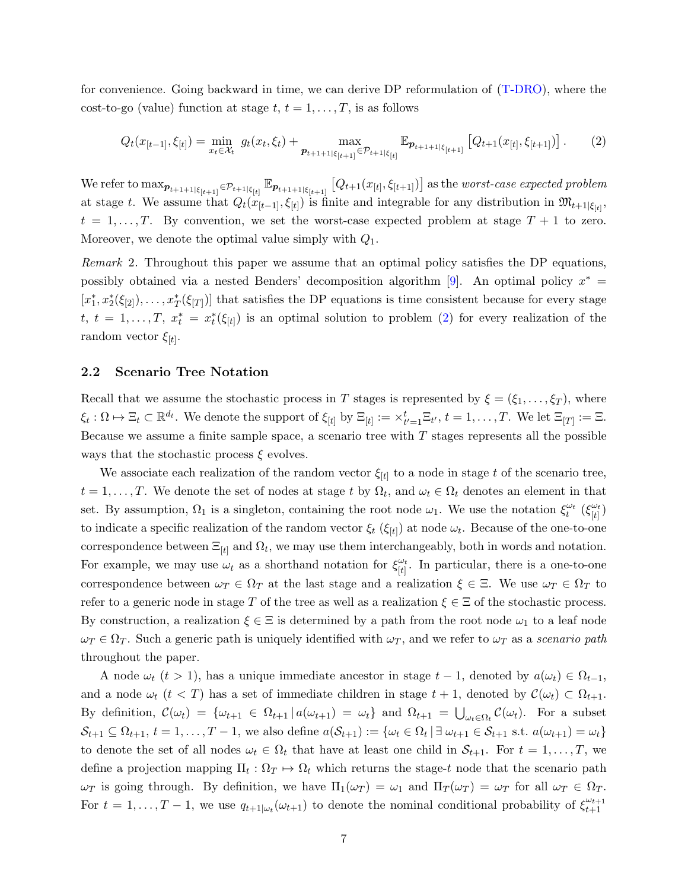for convenience. Going backward in time, we can derive DP reformulation of (T-DRO), where the cost-to-go (value) function at stage $t$, $t = 1, \ldots, T$, is as follows

$$Q_t(x_{[t-1]}, \xi_{[t]}) = \min_{x_t \in \mathcal{X}_t} \; g_t(x_t, \xi_t) + \max_{\boldsymbol{p}_{t+1+1|\xi_{[t+1]}} \in \mathcal{P}_{t+1|\xi_{[t]}}} \mathbb{E}_{\boldsymbol{p}_{t+1+1|\xi_{[t+1]}}} \left[ Q_{t+1}(x_{[t]}, \xi_{[t+1]}) \right]. \tag{2}$$

We refer to $\max_{\boldsymbol{p}_{t+1+1|\xi_{[t+1]}} \in \mathcal{P}_{t+1|\xi_{[t]}}} \mathbb{E}_{\boldsymbol{p}_{t+1+1|\xi_{[t+1]}}} \left[ Q_{t+1}(x_{[t]}, \xi_{[t+1]}) \right]$ as the *worst-case expected problem* at stage $t$. We assume that $Q_t(x_{[t-1]}, \xi_{[t]})$ is finite and integrable for any distribution in $\mathfrak{M}_{t+1|\xi_{[t]}}$, $t = 1, \ldots, T$. By convention, we set the worst-case expected problem at stage $T+1$ to zero. Moreover, we denote the optimal value simply with $Q_1$.

*Remark* 2. Throughout this paper we assume that an optimal policy satisfies the DP equations, possibly obtained via a nested Benders' decomposition algorithm [9]. An optimal policy $x^* = [x_1^*, x_2^*(\xi_{[2]}), \ldots, x_T^*(\xi_{[T]})]$ that satisfies the DP equations is time consistent because for every stage $t$, $t = 1, \ldots, T$, $x_t^* = x_t^*(\xi_{[t]})$ is an optimal solution to problem (2) for every realization of the random vector $\xi_{[t]}$.

## 2.2 Scenario Tree Notation

Recall that we assume the stochastic process in $T$ stages is represented by $\xi = (\xi_1, \ldots, \xi_T)$, where $\xi_t : \Omega \mapsto \Xi_t \subset \mathbb{R}^{d_t}$. We denote the support of $\xi_{[t]}$ by $\Xi_{[t]} := \times_{t'=1}^{t} \Xi_{t'}$, $t = 1, \ldots, T$. We let $\Xi_{[T]} := \Xi$. Because we assume a finite sample space, a scenario tree with $T$ stages represents all the possible ways that the stochastic process $\xi$ evolves.

We associate each realization of the random vector $\xi_{[t]}$ to a node in stage $t$ of the scenario tree, $t = 1, \ldots, T$. We denote the set of nodes at stage $t$ by $\Omega_t$, and $\omega_t \in \Omega_t$ denotes an element in that set. By assumption, $\Omega_1$ is a singleton, containing the root node $\omega_1$. We use the notation $\xi_t^{\omega_t}$ ($\xi_{[t]}^{\omega_t}$) to indicate a specific realization of the random vector $\xi_t$ ($\xi_{[t]}$) at node $\omega_t$. Because of the one-to-one correspondence between $\Xi_{[t]}$ and $\Omega_t$, we may use them interchangeably, both in words and notation. For example, we may use $\omega_t$ as a shorthand notation for $\xi_{[t]}^{\omega_t}$. In particular, there is a one-to-one correspondence between $\omega_T \in \Omega_T$ at the last stage and a realization $\xi \in \Xi$. We use $\omega_T \in \Omega_T$ to refer to a generic node in stage $T$ of the tree as well as a realization $\xi \in \Xi$ of the stochastic process. By construction, a realization $\xi \in \Xi$ is determined by a path from the root node $\omega_1$ to a leaf node $\omega_T \in \Omega_T$. Such a generic path is uniquely identified with $\omega_T$, and we refer to $\omega_T$ as a *scenario path* throughout the paper.

A node $\omega_t$ ($t > 1$), has a unique immediate ancestor in stage $t-1$, denoted by $a(\omega_t) \in \Omega_{t-1}$, and a node $\omega_t$ ($t < T$) has a set of immediate children in stage $t+1$, denoted by $\mathcal{C}(\omega_t) \subset \Omega_{t+1}$. By definition, $\mathcal{C}(\omega_t) = \{\omega_{t+1} \in \Omega_{t+1} \,|\, a(\omega_{t+1}) = \omega_t\}$ and $\Omega_{t+1} = \bigcup_{\omega_t \in \Omega_t} \mathcal{C}(\omega_t)$. For a subset $\mathcal{S}_{t+1} \subseteq \Omega_{t+1}$, $t = 1, \ldots, T-1$, we also define $a(\mathcal{S}_{t+1}) := \{\omega_t \in \Omega_t \,|\, \exists\, \omega_{t+1} \in \mathcal{S}_{t+1} \text{ s.t. } a(\omega_{t+1}) = \omega_t\}$ to denote the set of all nodes $\omega_t \in \Omega_t$ that have at least one child in $\mathcal{S}_{t+1}$. For $t = 1, \ldots, T$, we define a projection mapping $\Pi_t : \Omega_T \mapsto \Omega_t$ which returns the stage-$t$ node that the scenario path $\omega_T$ is going through. By definition, we have $\Pi_1(\omega_T) = \omega_1$ and $\Pi_T(\omega_T) = \omega_T$ for all $\omega_T \in \Omega_T$. For $t = 1, \ldots, T-1$, we use $q_{t+1|\omega_t}(\omega_{t+1})$ to denote the nominal conditional probability of $\xi_{t+1}^{\omega_{t+1}}$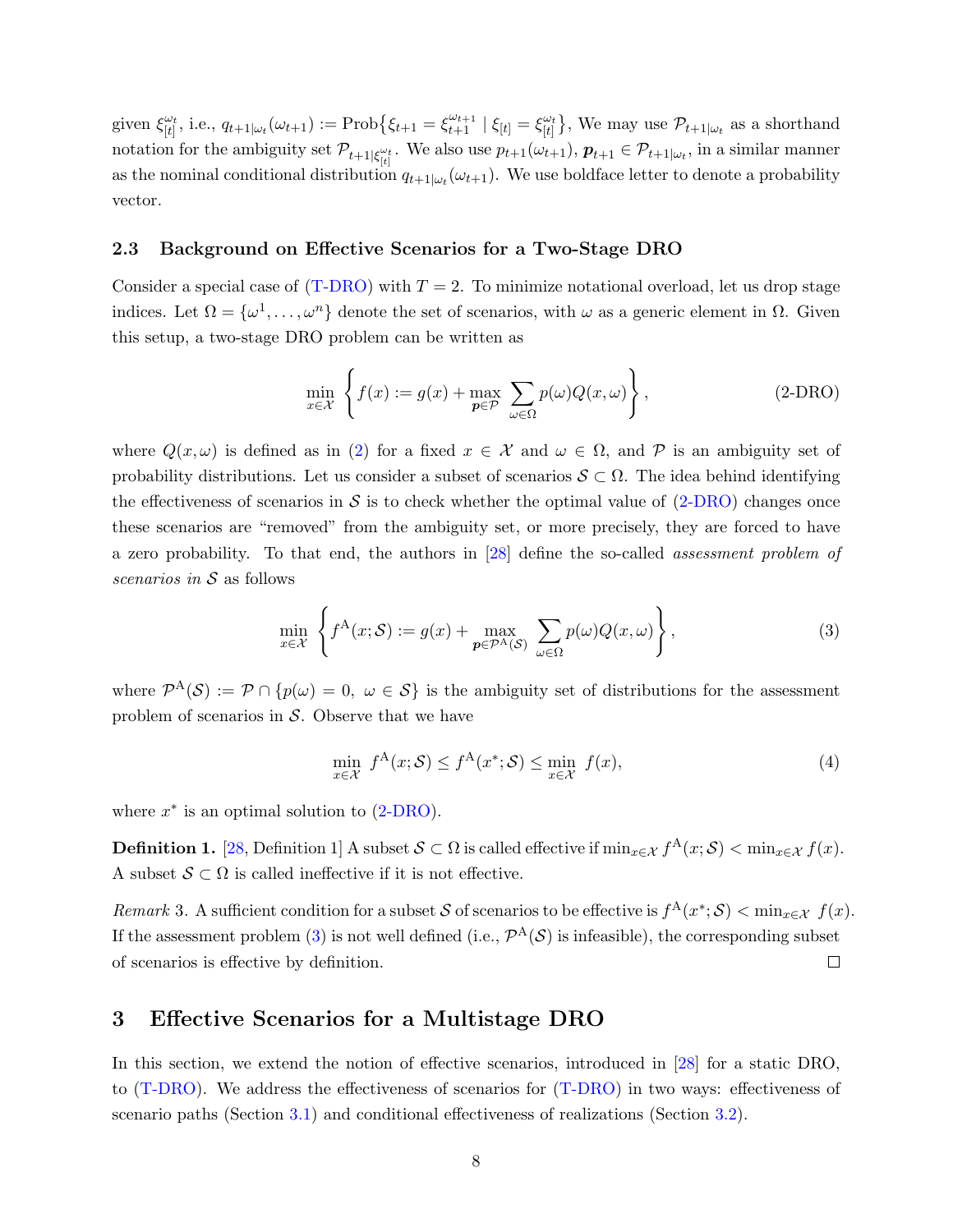given $\xi_{[t]}^{\omega_t}$, i.e., $q_{t+1|\omega_t}(\omega_{t+1}) := \text{Prob}\{\xi_{t+1} = \xi_{t+1}^{\omega_{t+1}} \mid \xi_{[t]} = \xi_{[t]}^{\omega_t}\}$, We may use $\mathcal{P}_{t+1|\omega_t}$ as a shorthand notation for the ambiguity set $\mathcal{P}_{t+1|\xi_{[t]}^{\omega_t}}$. We also use $p_{t+1}(\omega_{t+1})$, $\boldsymbol{p}_{t+1} \in \mathcal{P}_{t+1|\omega_t}$, in a similar manner as the nominal conditional distribution $q_{t+1|\omega_t}(\omega_{t+1})$. We use boldface letter to denote a probability vector.

### 2.3 Background on Effective Scenarios for a Two-Stage DRO

Consider a special case of (T-DRO) with $T = 2$. To minimize notational overload, let us drop stage indices. Let $\Omega = \{\omega^1, \ldots, \omega^n\}$ denote the set of scenarios, with $\omega$ as a generic element in $\Omega$. Given this setup, a two-stage DRO problem can be written as

$$\min_{x \in \mathcal{X}} \left\{ f(x) := g(x) + \max_{\boldsymbol{p} \in \mathcal{P}} \sum_{\omega \in \Omega} p(\omega) Q(x, \omega) \right\}, \tag{2-DRO}$$

where $Q(x, \omega)$ is defined as in (2) for a fixed $x \in \mathcal{X}$ and $\omega \in \Omega$, and $\mathcal{P}$ is an ambiguity set of probability distributions. Let us consider a subset of scenarios $\mathcal{S} \subset \Omega$. The idea behind identifying the effectiveness of scenarios in $\mathcal{S}$ is to check whether the optimal value of (2-DRO) changes once these scenarios are "removed" from the ambiguity set, or more precisely, they are forced to have a zero probability. To that end, the authors in [28] define the so-called *assessment problem of scenarios in* $\mathcal{S}$ as follows

$$\min_{x \in \mathcal{X}} \left\{ f^{\mathrm{A}}(x; \mathcal{S}) := g(x) + \max_{\boldsymbol{p} \in \mathcal{P}^{\mathrm{A}}(\mathcal{S})} \sum_{\omega \in \Omega} p(\omega) Q(x, \omega) \right\}, \tag{3}$$

where $\mathcal{P}^{\mathrm{A}}(\mathcal{S}) := \mathcal{P} \cap \{p(\omega) = 0, \ \omega \in \mathcal{S}\}$ is the ambiguity set of distributions for the assessment problem of scenarios in $\mathcal{S}$. Observe that we have

$$\min_{x \in \mathcal{X}} \ f^{\mathrm{A}}(x; \mathcal{S}) \leq f^{\mathrm{A}}(x^*; \mathcal{S}) \leq \min_{x \in \mathcal{X}} \ f(x), \tag{4}$$

where $x^*$ is an optimal solution to (2-DRO).

**Definition 1.** [28, Definition 1] A subset $\mathcal{S} \subset \Omega$ is called effective if $\min_{x \in \mathcal{X}} f^{\mathrm{A}}(x; \mathcal{S}) < \min_{x \in \mathcal{X}} f(x)$. A subset $\mathcal{S} \subset \Omega$ is called ineffective if it is not effective.

*Remark* 3. A sufficient condition for a subset $\mathcal{S}$ of scenarios to be effective is $f^{\mathrm{A}}(x^*; \mathcal{S}) < \min_{x \in \mathcal{X}} \ f(x)$. If the assessment problem (3) is not well defined (i.e., $\mathcal{P}^{\mathrm{A}}(\mathcal{S})$ is infeasible), the corresponding subset of scenarios is effective by definition. □

## 3 Effective Scenarios for a Multistage DRO

In this section, we extend the notion of effective scenarios, introduced in [28] for a static DRO, to (T-DRO). We address the effectiveness of scenarios for (T-DRO) in two ways: effectiveness of scenario paths (Section 3.1) and conditional effectiveness of realizations (Section 3.2).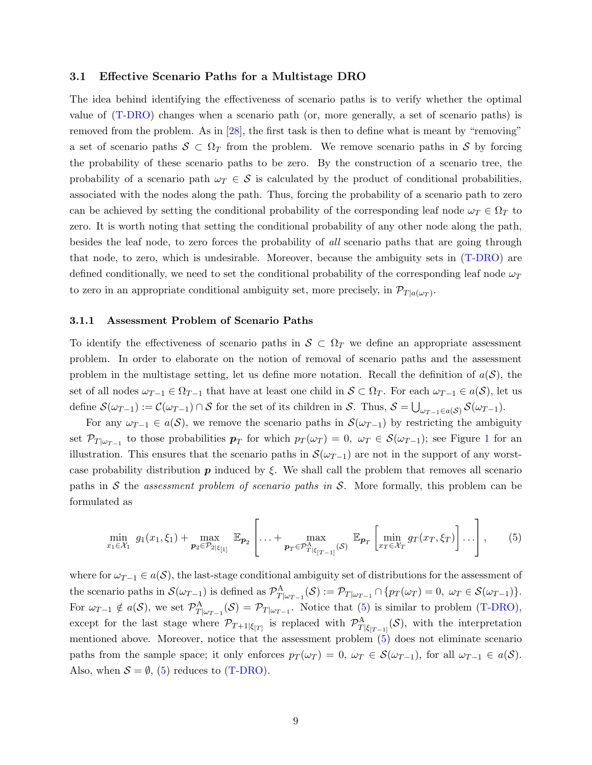### 3.1 Effective Scenario Paths for a Multistage DRO

The idea behind identifying the effectiveness of scenario paths is to verify whether the optimal value of (T-DRO) changes when a scenario path (or, more generally, a set of scenario paths) is removed from the problem. As in [28], the first task is then to define what is meant by "removing" a set of scenario paths $\mathcal{S} \subset \Omega_T$ from the problem. We remove scenario paths in $\mathcal{S}$ by forcing the probability of these scenario paths to be zero. By the construction of a scenario tree, the probability of a scenario path $\omega_T \in \mathcal{S}$ is calculated by the product of conditional probabilities, associated with the nodes along the path. Thus, forcing the probability of a scenario path to zero can be achieved by setting the conditional probability of the corresponding leaf node $\omega_T \in \Omega_T$ to zero. It is worth noting that setting the conditional probability of any other node along the path, besides the leaf node, to zero forces the probability of *all* scenario paths that are going through that node, to zero, which is undesirable. Moreover, because the ambiguity sets in (T-DRO) are defined conditionally, we need to set the conditional probability of the corresponding leaf node $\omega_T$ to zero in an appropriate conditional ambiguity set, more precisely, in $\mathcal{P}_{T|a(\omega_T)}$.

#### 3.1.1 Assessment Problem of Scenario Paths

To identify the effectiveness of scenario paths in $\mathcal{S} \subset \Omega_T$ we define an appropriate assessment problem. In order to elaborate on the notion of removal of scenario paths and the assessment problem in the multistage setting, let us define more notation. Recall the definition of $a(\mathcal{S})$, the set of all nodes $\omega_{T-1} \in \Omega_{T-1}$ that have at least one child in $\mathcal{S} \subset \Omega_T$. For each $\omega_{T-1} \in a(\mathcal{S})$, let us define $\mathcal{S}(\omega_{T-1}) := \mathcal{C}(\omega_{T-1}) \cap \mathcal{S}$ for the set of its children in $\mathcal{S}$. Thus, $\mathcal{S} = \bigcup_{\omega_{T-1} \in a(\mathcal{S})} \mathcal{S}(\omega_{T-1})$.

For any $\omega_{T-1} \in a(\mathcal{S})$, we remove the scenario paths in $\mathcal{S}(\omega_{T-1})$ by restricting the ambiguity set $\mathcal{P}_{T|\omega_{T-1}}$ to those probabilities $\boldsymbol{p}_T$ for which $p_T(\omega_T) = 0,\ \omega_T \in \mathcal{S}(\omega_{T-1})$; see Figure 1 for an illustration. This ensures that the scenario paths in $\mathcal{S}(\omega_{T-1})$ are not in the support of any worst-case probability distribution $\boldsymbol{p}$ induced by $\xi$. We shall call the problem that removes all scenario paths in $\mathcal{S}$ the *assessment problem of scenario paths in* $\mathcal{S}$. More formally, this problem can be formulated as

$$\min_{x_1 \in \mathcal{X}_1} \ g_1(x_1, \xi_1) + \max_{\boldsymbol{p}_2 \in \mathcal{P}_{2|\xi_{[1]}}} \ \mathbb{E}_{\boldsymbol{p}_2}\left[ \ldots + \max_{\boldsymbol{p}_T \in \mathcal{P}^{\mathrm{A}}_{T|\xi_{[T-1]}}(\mathcal{S})} \ \mathbb{E}_{\boldsymbol{p}_T}\left[ \min_{x_T \in \mathcal{X}_T} g_T(x_T, \xi_T) \right] \ldots \right], \tag{5}$$

where for $\omega_{T-1} \in a(\mathcal{S})$, the last-stage conditional ambiguity set of distributions for the assessment of the scenario paths in $\mathcal{S}(\omega_{T-1})$ is defined as $\mathcal{P}^{\mathrm{A}}_{T|\omega_{T-1}}(\mathcal{S}) := \mathcal{P}_{T|\omega_{T-1}} \cap \{p_T(\omega_T) = 0,\ \omega_T \in \mathcal{S}(\omega_{T-1})\}$. For $\omega_{T-1} \notin a(\mathcal{S})$, we set $\mathcal{P}^{\mathrm{A}}_{T|\omega_{T-1}}(\mathcal{S}) = \mathcal{P}_{T|\omega_{T-1}}$. Notice that (5) is similar to problem (T-DRO), except for the last stage where $\mathcal{P}_{T+1|\xi_{[T]}}$ is replaced with $\mathcal{P}^{\mathrm{A}}_{T|\xi_{[T-1]}}(\mathcal{S})$, with the interpretation mentioned above. Moreover, notice that the assessment problem (5) does not eliminate scenario paths from the sample space; it only enforces $p_T(\omega_T) = 0,\ \omega_T \in \mathcal{S}(\omega_{T-1})$, for all $\omega_{T-1} \in a(\mathcal{S})$. Also, when $\mathcal{S} = \emptyset$, (5) reduces to (T-DRO).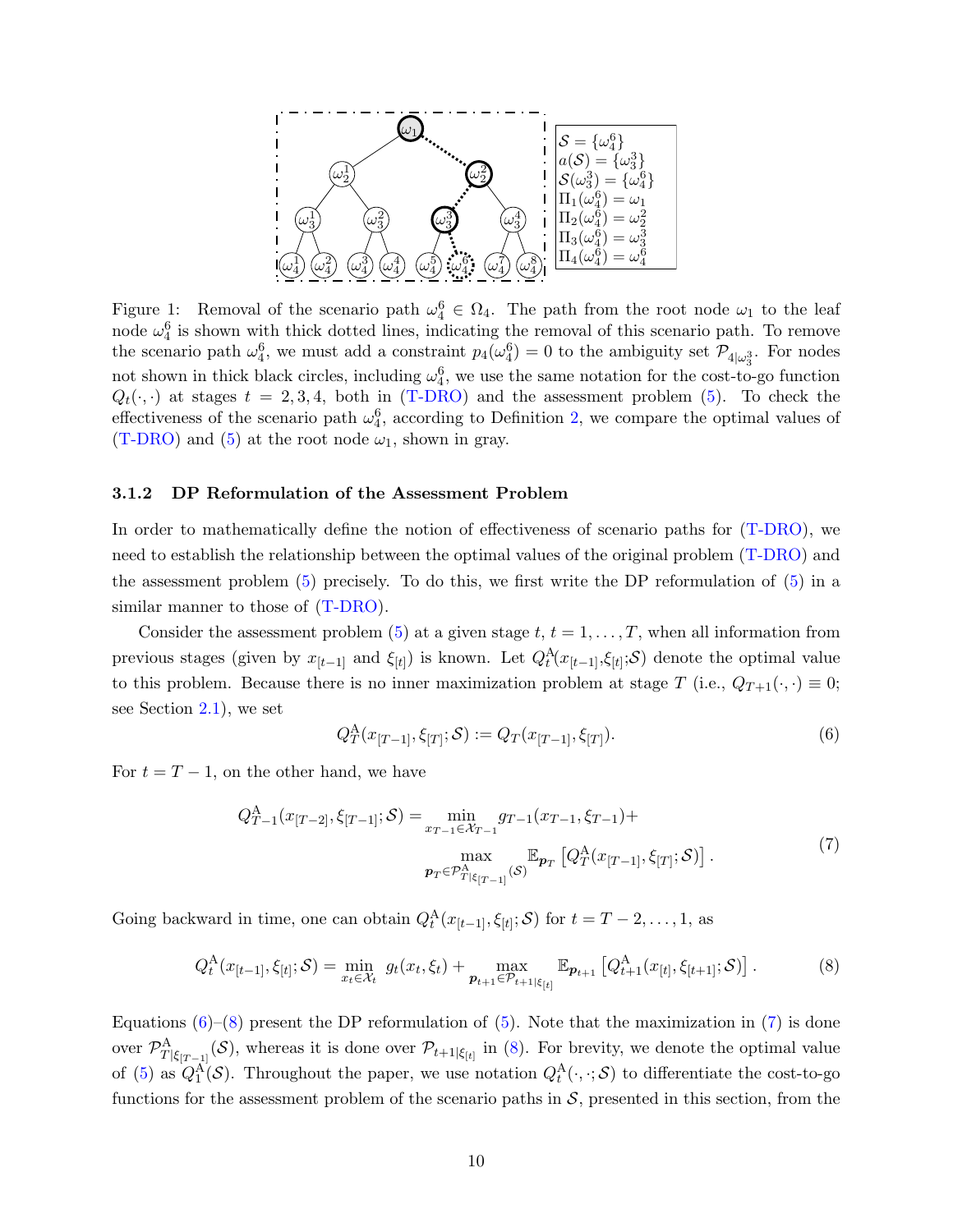Figure 1: Removal of the scenario path $\omega_4^6 \in \Omega_4$. The path from the root node $\omega_1$ to the leaf node $\omega_4^6$ is shown with thick dotted lines, indicating the removal of this scenario path. To remove the scenario path $\omega_4^6$, we must add a constraint $p_4(\omega_4^6) = 0$ to the ambiguity set $\mathcal{P}_{4|\omega_3^3}$. For nodes not shown in thick black circles, including $\omega_4^6$, we use the same notation for the cost-to-go function $Q_t(\cdot,\cdot)$ at stages $t = 2, 3, 4$, both in (T-DRO) and the assessment problem (5). To check the effectiveness of the scenario path $\omega_4^6$, according to Definition 2, we compare the optimal values of (T-DRO) and (5) at the root node $\omega_1$, shown in gray.

### 3.1.2 DP Reformulation of the Assessment Problem

In order to mathematically define the notion of effectiveness of scenario paths for (T-DRO), we need to establish the relationship between the optimal values of the original problem (T-DRO) and the assessment problem (5) precisely. To do this, we first write the DP reformulation of (5) in a similar manner to those of (T-DRO).

Consider the assessment problem (5) at a given stage $t$, $t = 1, \dots, T$, when all information from previous stages (given by $x_{[t-1]}$ and $\xi_{[t]}$) is known. Let $Q_t^{\mathrm{A}}(x_{[t-1]}, \xi_{[t]}; \mathcal{S})$ denote the optimal value to this problem. Because there is no inner maximization problem at stage $T$ (i.e., $Q_{T+1}(\cdot,\cdot) \equiv 0$; see Section 2.1), we set

$$Q_T^{\mathrm{A}}(x_{[T-1]}, \xi_{[T]}; \mathcal{S}) := Q_T(x_{[T-1]}, \xi_{[T]}). \tag{6}$$

For $t = T-1$, on the other hand, we have

$$\begin{aligned} Q_{T-1}^{\mathrm{A}}(x_{[T-2]}, \xi_{[T-1]}; \mathcal{S}) = \min_{x_{T-1} \in \mathcal{X}_{T-1}} & g_{T-1}(x_{T-1}, \xi_{T-1}) + \\ & \max_{\boldsymbol{p}_T \in \mathcal{P}^{\mathrm{A}}_{T|\xi_{[T-1]}}(\mathcal{S})} \mathbb{E}_{\boldsymbol{p}_T} \left[ Q_T^{\mathrm{A}}(x_{[T-1]}, \xi_{[T]}; \mathcal{S}) \right]. \end{aligned} \tag{7}$$

Going backward in time, one can obtain $Q_t^{\mathrm{A}}(x_{[t-1]}, \xi_{[t]}; \mathcal{S})$ for $t = T-2, \dots, 1$, as

$$Q_t^{\mathrm{A}}(x_{[t-1]}, \xi_{[t]}; \mathcal{S}) = \min_{x_t \in \mathcal{X}_t} \; g_t(x_t, \xi_t) + \max_{\boldsymbol{p}_{t+1} \in \mathcal{P}_{t+1|\xi_{[t]}}} \mathbb{E}_{\boldsymbol{p}_{t+1}} \left[ Q_{t+1}^{\mathrm{A}}(x_{[t]}, \xi_{[t+1]}; \mathcal{S}) \right]. \tag{8}$$

Equations (6)–(8) present the DP reformulation of (5). Note that the maximization in (7) is done over $\mathcal{P}^{\mathrm{A}}_{T|\xi_{[T-1]}}(\mathcal{S})$, whereas it is done over $\mathcal{P}_{t+1|\xi_{[t]}}$ in (8). For brevity, we denote the optimal value of (5) as $Q_1^{\mathrm{A}}(\mathcal{S})$. Throughout the paper, we use notation $Q_t^{\mathrm{A}}(\cdot,\cdot;\mathcal{S})$ to differentiate the cost-to-go functions for the assessment problem of the scenario paths in $\mathcal{S}$, presented in this section, from the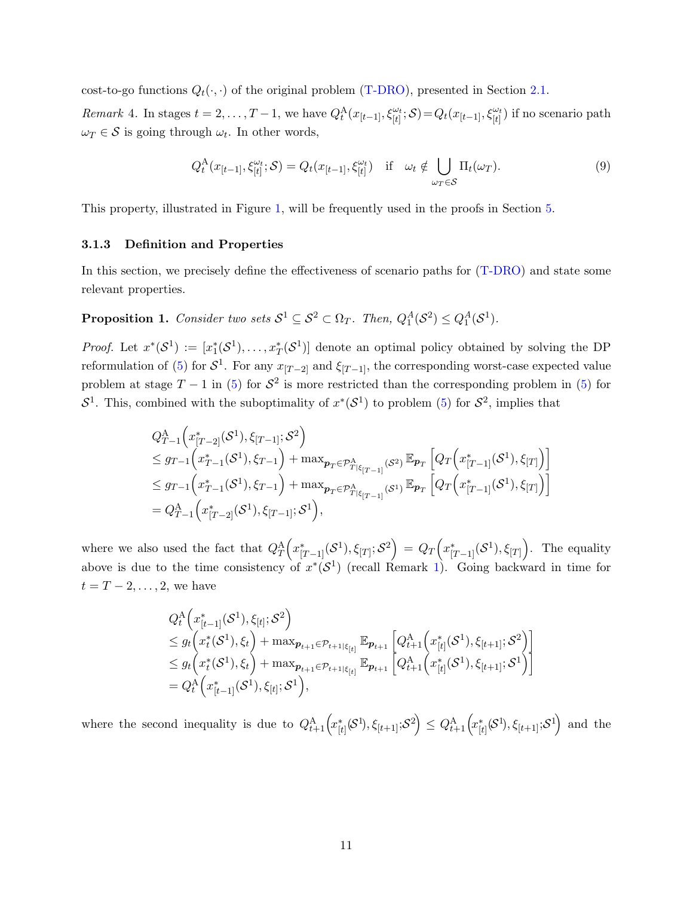cost-to-go functions $Q_t(\cdot,\cdot)$ of the original problem (T-DRO), presented in Section 2.1.

*Remark* 4. In stages $t=2,\dots,T-1$, we have $Q^{\mathrm{A}}_t(x_{[t-1]},\xi^{\omega_t}_{[t]};\mathcal{S})=Q_t(x_{[t-1]},\xi^{\omega_t}_{[t]})$ if no scenario path $\omega_T\in\mathcal{S}$ is going through $\omega_t$. In other words,

$$Q^{\mathrm{A}}_t(x_{[t-1]},\xi^{\omega_t}_{[t]};\mathcal{S}) = Q_t(x_{[t-1]},\xi^{\omega_t}_{[t]}) \quad \text{if} \quad \omega_t \notin \bigcup_{\omega_T\in\mathcal{S}} \Pi_t(\omega_T). \tag{9}$$

This property, illustrated in Figure 1, will be frequently used in the proofs in Section 5.

### 3.1.3 Definition and Properties

In this section, we precisely define the effectiveness of scenario paths for (T-DRO) and state some relevant properties.

**Proposition 1.** *Consider two sets $\mathcal{S}^1\subseteq\mathcal{S}^2\subset\Omega_T$. Then, $Q^A_1(\mathcal{S}^2)\le Q^A_1(\mathcal{S}^1)$.*

*Proof.* Let $x^*(\mathcal{S}^1):=[x^*_1(\mathcal{S}^1),\dots,x^*_T(\mathcal{S}^1)]$ denote an optimal policy obtained by solving the DP reformulation of (5) for $\mathcal{S}^1$. For any $x_{[T-2]}$ and $\xi_{[T-1]}$, the corresponding worst-case expected value problem at stage $T-1$ in (5) for $\mathcal{S}^2$ is more restricted than the corresponding problem in (5) for $\mathcal{S}^1$. This, combined with the suboptimality of $x^*(\mathcal{S}^1)$ to problem (5) for $\mathcal{S}^2$, implies that

$$\begin{aligned}
&Q^{\mathrm{A}}_{T-1}\Big(x^*_{[T-2]}(\mathcal{S}^1),\xi_{[T-1]};\mathcal{S}^2\Big)\\
&\le g_{T-1}\Big(x^*_{T-1}(\mathcal{S}^1),\xi_{T-1}\Big)+\max\nolimits_{\boldsymbol{p}_T\in\mathcal{P}^{\mathrm{A}}_{T|\xi_{[T-1]}}(\mathcal{S}^2)}\mathbb{E}_{\boldsymbol{p}_T}\Big[Q_T\Big(x^*_{[T-1]}(\mathcal{S}^1),\xi_{[T]}\Big)\Big]\\
&\le g_{T-1}\Big(x^*_{T-1}(\mathcal{S}^1),\xi_{T-1}\Big)+\max\nolimits_{\boldsymbol{p}_T\in\mathcal{P}^{\mathrm{A}}_{T|\xi_{[T-1]}}(\mathcal{S}^1)}\mathbb{E}_{\boldsymbol{p}_T}\Big[Q_T\Big(x^*_{[T-1]}(\mathcal{S}^1),\xi_{[T]}\Big)\Big]\\
&= Q^{\mathrm{A}}_{T-1}\Big(x^*_{[T-2]}(\mathcal{S}^1),\xi_{[T-1]};\mathcal{S}^1\Big),
\end{aligned}$$

where we also used the fact that $Q^{\mathrm{A}}_T\Big(x^*_{[T-1]}(\mathcal{S}^1),\xi_{[T]};\mathcal{S}^2\Big)=Q_T\Big(x^*_{[T-1]}(\mathcal{S}^1),\xi_{[T]}\Big)$. The equality above is due to the time consistency of $x^*(\mathcal{S}^1)$ (recall Remark 1). Going backward in time for $t=T-2,\dots,2$, we have

$$\begin{aligned}
&Q^{\mathrm{A}}_{t}\Big(x^*_{[t-1]}(\mathcal{S}^1),\xi_{[t]};\mathcal{S}^2\Big)\\
&\le g_{t}\Big(x^*_{t}(\mathcal{S}^1),\xi_{t}\Big)+\max\nolimits_{\boldsymbol{p}_{t+1}\in\mathcal{P}_{t+1|\xi_{[t]}}}\mathbb{E}_{\boldsymbol{p}_{t+1}}\Big[Q^{\mathrm{A}}_{t+1}\Big(x^*_{[t]}(\mathcal{S}^1),\xi_{[t+1]};\mathcal{S}^2\Big)\Big]\\
&\le g_{t}\Big(x^*_{t}(\mathcal{S}^1),\xi_{t}\Big)+\max\nolimits_{\boldsymbol{p}_{t+1}\in\mathcal{P}_{t+1|\xi_{[t]}}}\mathbb{E}_{\boldsymbol{p}_{t+1}}\Big[Q^{\mathrm{A}}_{t+1}\Big(x^*_{[t]}(\mathcal{S}^1),\xi_{[t+1]};\mathcal{S}^1\Big)\Big]\\
&= Q^{\mathrm{A}}_{t}\Big(x^*_{[t-1]}(\mathcal{S}^1),\xi_{[t]};\mathcal{S}^1\Big),
\end{aligned}$$

where the second inequality is due to $Q^{\mathrm{A}}_{t+1}\Big(x^*_{[t]}(\mathcal{S}^1),\xi_{[t+1]};\mathcal{S}^2\Big)\le Q^{\mathrm{A}}_{t+1}\Big(x^*_{[t]}(\mathcal{S}^1),\xi_{[t+1]};\mathcal{S}^1\Big)$ and the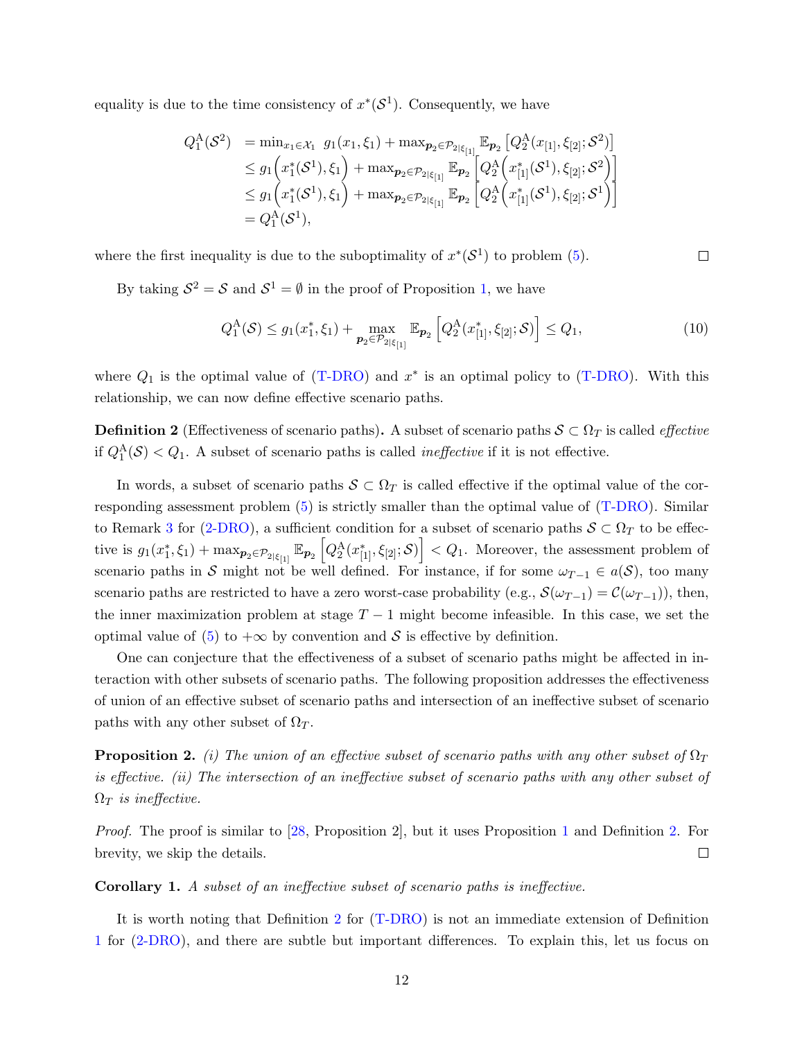equality is due to the time consistency of $x^*(\mathcal{S}^1)$. Consequently, we have

$$
\begin{aligned}
Q_1^{\mathrm{A}}(\mathcal{S}^2) &= \min_{x_1 \in \mathcal{X}_1} \; g_1(x_1, \xi_1) + \max_{\boldsymbol{p}_2 \in \mathcal{P}_{2|\xi_{[1]}}} \mathbb{E}_{\boldsymbol{p}_2}\left[Q_2^{\mathrm{A}}(x_{[1]}, \xi_{[2]}; \mathcal{S}^2)\right] \\
&\leq g_1\Big(x_1^*(\mathcal{S}^1), \xi_1\Big) + \max_{\boldsymbol{p}_2 \in \mathcal{P}_{2|\xi_{[1]}}} \mathbb{E}_{\boldsymbol{p}_2}\left[Q_2^{\mathrm{A}}\Big(x_{[1]}^*(\mathcal{S}^1), \xi_{[2]}; \mathcal{S}^2\Big)\right] \\
&\leq g_1\Big(x_1^*(\mathcal{S}^1), \xi_1\Big) + \max_{\boldsymbol{p}_2 \in \mathcal{P}_{2|\xi_{[1]}}} \mathbb{E}_{\boldsymbol{p}_2}\left[Q_2^{\mathrm{A}}\Big(x_{[1]}^*(\mathcal{S}^1), \xi_{[2]}; \mathcal{S}^1\Big)\right] \\
&= Q_1^{\mathrm{A}}(\mathcal{S}^1),
\end{aligned}
$$

where the first inequality is due to the suboptimality of $x^*(\mathcal{S}^1)$ to problem (5). $\square$

By taking $\mathcal{S}^2 = \mathcal{S}$ and $\mathcal{S}^1 = \emptyset$ in the proof of Proposition 1, we have

$$
Q_1^{\mathrm{A}}(\mathcal{S}) \leq g_1(x_1^*, \xi_1) + \max_{\boldsymbol{p}_2 \in \mathcal{P}_{2|\xi_{[1]}}} \mathbb{E}_{\boldsymbol{p}_2}\left[Q_2^{\mathrm{A}}(x_{[1]}^*, \xi_{[2]}; \mathcal{S})\right] \leq Q_1, \tag{10}
$$

where $Q_1$ is the optimal value of (T-DRO) and $x^*$ is an optimal policy to (T-DRO). With this relationship, we can now define effective scenario paths.

**Definition 2** (Effectiveness of scenario paths)**.** A subset of scenario paths $\mathcal{S} \subset \Omega_T$ is called *effective* if $Q_1^{\mathrm{A}}(\mathcal{S}) < Q_1$. A subset of scenario paths is called *ineffective* if it is not effective.

In words, a subset of scenario paths $\mathcal{S} \subset \Omega_T$ is called effective if the optimal value of the corresponding assessment problem (5) is strictly smaller than the optimal value of (T-DRO). Similar to Remark 3 for (2-DRO), a sufficient condition for a subset of scenario paths $\mathcal{S} \subset \Omega_T$ to be effective is $g_1(x_1^*, \xi_1) + \max_{\boldsymbol{p}_2 \in \mathcal{P}_{2|\xi_{[1]}}} \mathbb{E}_{\boldsymbol{p}_2}\left[Q_2^{\mathrm{A}}(x_{[1]}^*, \xi_{[2]}; \mathcal{S})\right] < Q_1$. Moreover, the assessment problem of scenario paths in $\mathcal{S}$ might not be well defined. For instance, if for some $\omega_{T-1} \in a(\mathcal{S})$, too many scenario paths are restricted to have a zero worst-case probability (e.g., $\mathcal{S}(\omega_{T-1}) = \mathcal{C}(\omega_{T-1})$), then, the inner maximization problem at stage $T-1$ might become infeasible. In this case, we set the optimal value of (5) to $+\infty$ by convention and $\mathcal{S}$ is effective by definition.

One can conjecture that the effectiveness of a subset of scenario paths might be affected in interaction with other subsets of scenario paths. The following proposition addresses the effectiveness of union of an effective subset of scenario paths and intersection of an ineffective subset of scenario paths with any other subset of $\Omega_T$.

**Proposition 2.** *(i) The union of an effective subset of scenario paths with any other subset of $\Omega_T$ is effective. (ii) The intersection of an ineffective subset of scenario paths with any other subset of $\Omega_T$ is ineffective.*

*Proof.* The proof is similar to [28, Proposition 2], but it uses Proposition 1 and Definition 2. For brevity, we skip the details. $\square$

**Corollary 1.** *A subset of an ineffective subset of scenario paths is ineffective.*

It is worth noting that Definition 2 for (T-DRO) is not an immediate extension of Definition 1 for (2-DRO), and there are subtle but important differences. To explain this, let us focus on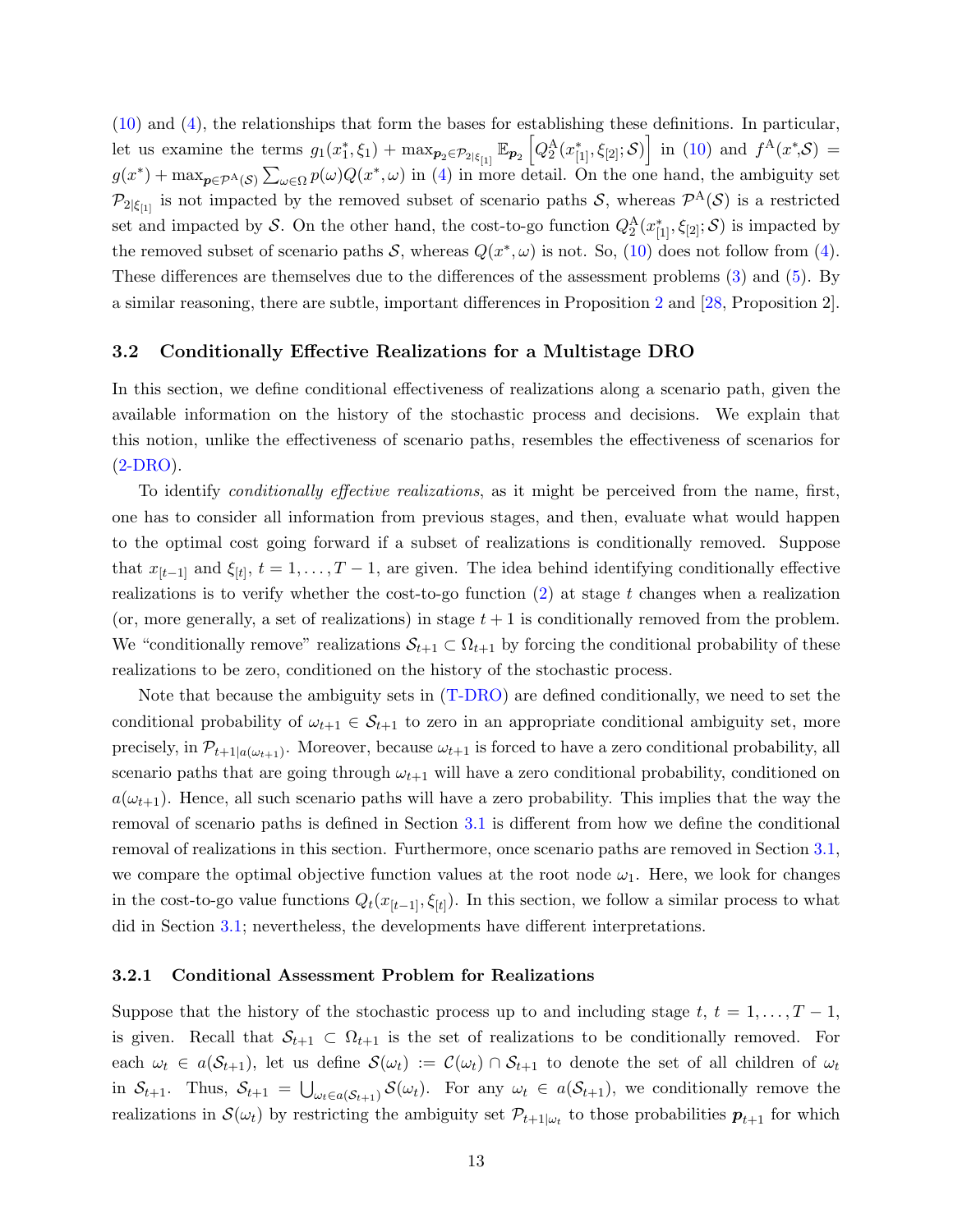(10) and (4), the relationships that form the bases for establishing these definitions. In particular, let us examine the terms $g_1(x_1^*, \xi_1) + \max_{\boldsymbol{p}_2 \in \mathcal{P}_{2|\xi_{[1]}}} \mathbb{E}_{\boldsymbol{p}_2}\left[Q_2^{\mathrm{A}}(x_{[1]}^*, \xi_{[2]}; \mathcal{S})\right]$ in (10) and $f^{\mathrm{A}}(x^*,\mathcal{S}) = g(x^*) + \max_{\boldsymbol{p} \in \mathcal{P}^{\mathrm{A}}(\mathcal{S})} \sum_{\omega \in \Omega} p(\omega) Q(x^*, \omega)$ in (4) in more detail. On the one hand, the ambiguity set $\mathcal{P}_{2|\xi_{[1]}}$ is not impacted by the removed subset of scenario paths $\mathcal{S}$, whereas $\mathcal{P}^{\mathrm{A}}(\mathcal{S})$ is a restricted set and impacted by $\mathcal{S}$. On the other hand, the cost-to-go function $Q_2^{\mathrm{A}}(x_{[1]}^*, \xi_{[2]}; \mathcal{S})$ is impacted by the removed subset of scenario paths $\mathcal{S}$, whereas $Q(x^*, \omega)$ is not. So, (10) does not follow from (4). These differences are themselves due to the differences of the assessment problems (3) and (5). By a similar reasoning, there are subtle, important differences in Proposition 2 and [28, Proposition 2].

## 3.2 Conditionally Effective Realizations for a Multistage DRO

In this section, we define conditional effectiveness of realizations along a scenario path, given the available information on the history of the stochastic process and decisions. We explain that this notion, unlike the effectiveness of scenario paths, resembles the effectiveness of scenarios for (2-DRO).

To identify *conditionally effective realizations*, as it might be perceived from the name, first, one has to consider all information from previous stages, and then, evaluate what would happen to the optimal cost going forward if a subset of realizations is conditionally removed. Suppose that $x_{[t-1]}$ and $\xi_{[t]}$, $t = 1, \ldots, T-1$, are given. The idea behind identifying conditionally effective realizations is to verify whether the cost-to-go function (2) at stage $t$ changes when a realization (or, more generally, a set of realizations) in stage $t+1$ is conditionally removed from the problem. We "conditionally remove" realizations $\mathcal{S}_{t+1} \subset \Omega_{t+1}$ by forcing the conditional probability of these realizations to be zero, conditioned on the history of the stochastic process.

Note that because the ambiguity sets in (T-DRO) are defined conditionally, we need to set the conditional probability of $\omega_{t+1} \in \mathcal{S}_{t+1}$ to zero in an appropriate conditional ambiguity set, more precisely, in $\mathcal{P}_{t+1|a(\omega_{t+1})}$. Moreover, because $\omega_{t+1}$ is forced to have a zero conditional probability, all scenario paths that are going through $\omega_{t+1}$ will have a zero conditional probability, conditioned on $a(\omega_{t+1})$. Hence, all such scenario paths will have a zero probability. This implies that the way the removal of scenario paths is defined in Section 3.1 is different from how we define the conditional removal of realizations in this section. Furthermore, once scenario paths are removed in Section 3.1, we compare the optimal objective function values at the root node $\omega_1$. Here, we look for changes in the cost-to-go value functions $Q_t(x_{[t-1]}, \xi_{[t]})$. In this section, we follow a similar process to what did in Section 3.1; nevertheless, the developments have different interpretations.

### 3.2.1 Conditional Assessment Problem for Realizations

Suppose that the history of the stochastic process up to and including stage $t$, $t = 1, \ldots, T-1$, is given. Recall that $\mathcal{S}_{t+1} \subset \Omega_{t+1}$ is the set of realizations to be conditionally removed. For each $\omega_t \in a(\mathcal{S}_{t+1})$, let us define $\mathcal{S}(\omega_t) := \mathcal{C}(\omega_t) \cap \mathcal{S}_{t+1}$ to denote the set of all children of $\omega_t$ in $\mathcal{S}_{t+1}$. Thus, $\mathcal{S}_{t+1} = \bigcup_{\omega_t \in a(\mathcal{S}_{t+1})} \mathcal{S}(\omega_t)$. For any $\omega_t \in a(\mathcal{S}_{t+1})$, we conditionally remove the realizations in $\mathcal{S}(\omega_t)$ by restricting the ambiguity set $\mathcal{P}_{t+1|\omega_t}$ to those probabilities $\boldsymbol{p}_{t+1}$ for which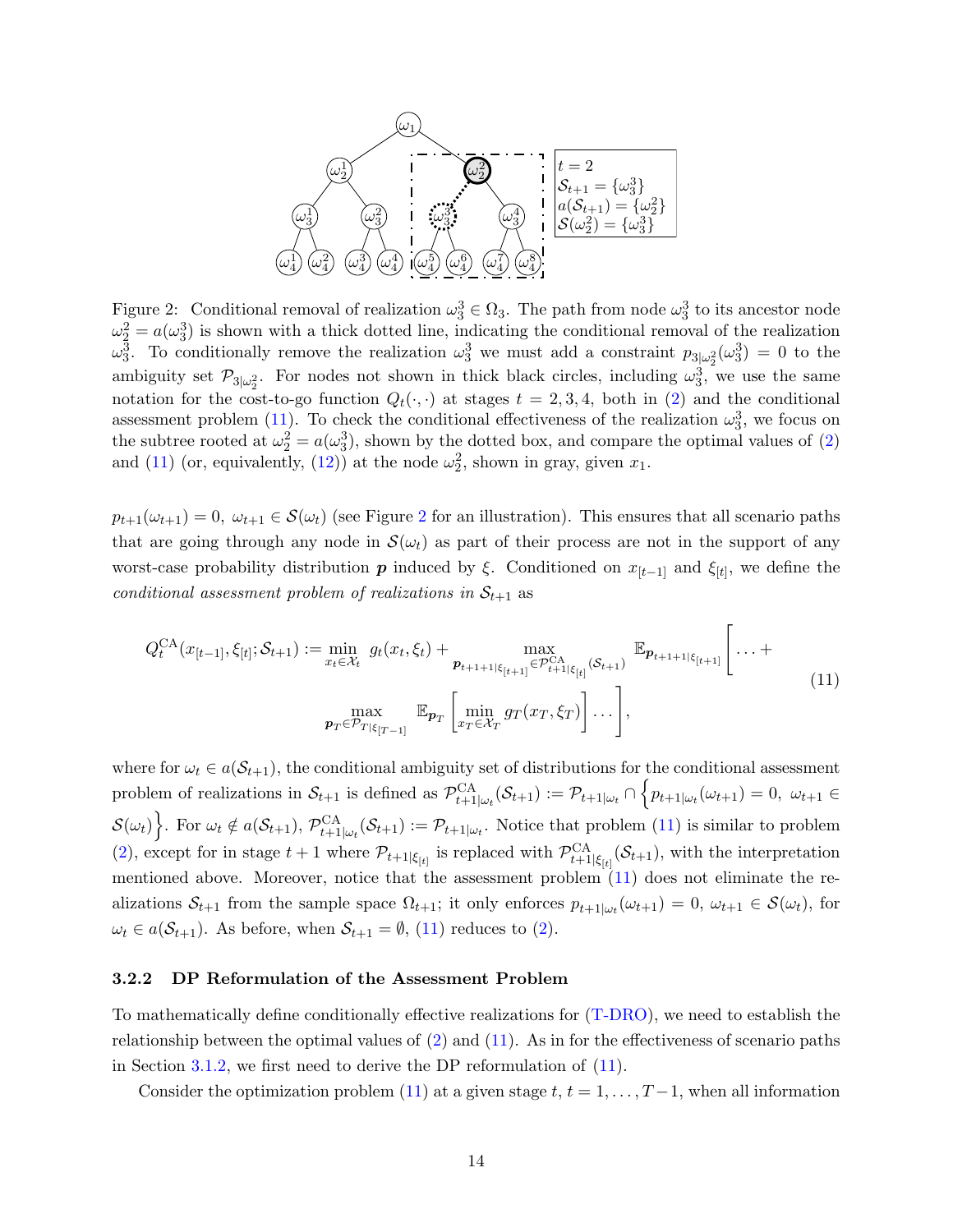Figure 2: Conditional removal of realization $\omega_3^3 \in \Omega_3$. The path from node $\omega_3^3$ to its ancestor node $\omega_2^2 = a(\omega_3^3)$ is shown with a thick dotted line, indicating the conditional removal of the realization $\omega_3^3$. To conditionally remove the realization $\omega_3^3$ we must add a constraint $p_{3|\omega_2^2}(\omega_3^3) = 0$ to the ambiguity set $\mathcal{P}_{3|\omega_2^2}$. For nodes not shown in thick black circles, including $\omega_3^3$, we use the same notation for the cost-to-go function $Q_t(\cdot,\cdot)$ at stages $t = 2, 3, 4$, both in (2) and the conditional assessment problem (11). To check the conditional effectiveness of the realization $\omega_3^3$, we focus on the subtree rooted at $\omega_2^2 = a(\omega_3^3)$, shown by the dotted box, and compare the optimal values of (2) and (11) (or, equivalently, (12)) at the node $\omega_2^2$, shown in gray, given $x_1$.

$p_{t+1}(\omega_{t+1}) = 0,\ \omega_{t+1} \in \mathcal{S}(\omega_t)$ (see Figure 2 for an illustration). This ensures that all scenario paths that are going through any node in $\mathcal{S}(\omega_t)$ as part of their process are not in the support of any worst-case probability distribution $\boldsymbol{p}$ induced by $\xi$. Conditioned on $x_{[t-1]}$ and $\xi_{[t]}$, we define the *conditional assessment problem of realizations in* $\mathcal{S}_{t+1}$ as

$$
Q_t^{\text{CA}}(x_{[t-1]}, \xi_{[t]}; \mathcal{S}_{t+1}) := \min_{x_t \in \mathcal{X}_t} \ g_t(x_t, \xi_t) + \max_{\boldsymbol{p}_{t+1+1|\xi_{[t+1]}} \in \mathcal{P}^{\text{CA}}_{t+1|\xi_{[t]}}(\mathcal{S}_{t+1})} \ \mathbb{E}_{\boldsymbol{p}_{t+1+1|\xi_{[t+1]}}} \Bigg[ \dots + \max_{\boldsymbol{p}_T \in \mathcal{P}_{T|\xi_{[T-1]}}} \ \mathbb{E}_{\boldsymbol{p}_T} \left[ \min_{x_T \in \mathcal{X}_T} g_T(x_T, \xi_T) \right] \dots \Bigg], \tag{11}
$$

where for $\omega_t \in a(\mathcal{S}_{t+1})$, the conditional ambiguity set of distributions for the conditional assessment problem of realizations in $\mathcal{S}_{t+1}$ is defined as $\mathcal{P}^{\text{CA}}_{t+1|\omega_t}(\mathcal{S}_{t+1}) := \mathcal{P}_{t+1|\omega_t} \cap \Big\{ p_{t+1|\omega_t}(\omega_{t+1}) = 0,\ \omega_{t+1} \in \mathcal{S}(\omega_t) \Big\}$. For $\omega_t \notin a(\mathcal{S}_{t+1})$, $\mathcal{P}^{\text{CA}}_{t+1|\omega_t}(\mathcal{S}_{t+1}) := \mathcal{P}_{t+1|\omega_t}$. Notice that problem (11) is similar to problem (2), except for in stage $t+1$ where $\mathcal{P}_{t+1|\xi_{[t]}}$ is replaced with $\mathcal{P}^{\text{CA}}_{t+1|\xi_{[t]}}(\mathcal{S}_{t+1})$, with the interpretation mentioned above. Moreover, notice that the assessment problem (11) does not eliminate the realizations $\mathcal{S}_{t+1}$ from the sample space $\Omega_{t+1}$; it only enforces $p_{t+1|\omega_t}(\omega_{t+1}) = 0,\ \omega_{t+1} \in \mathcal{S}(\omega_t)$, for $\omega_t \in a(\mathcal{S}_{t+1})$. As before, when $\mathcal{S}_{t+1} = \emptyset$, (11) reduces to (2).

### 3.2.2 DP Reformulation of the Assessment Problem

To mathematically define conditionally effective realizations for (T-DRO), we need to establish the relationship between the optimal values of (2) and (11). As in for the effectiveness of scenario paths in Section 3.1.2, we first need to derive the DP reformulation of (11).

Consider the optimization problem (11) at a given stage $t$, $t = 1, \dots, T-1$, when all information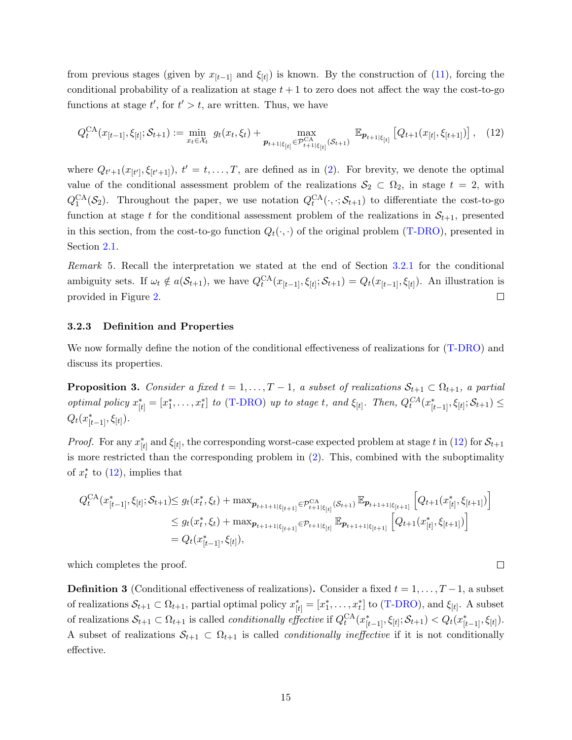from previous stages (given by $x_{[t-1]}$ and $\xi_{[t]}$) is known. By the construction of (11), forcing the conditional probability of a realization at stage $t+1$ to zero does not affect the way the cost-to-go functions at stage $t'$, for $t' > t$, are written. Thus, we have

$$Q_t^{\text{CA}}(x_{[t-1]}, \xi_{[t]}; \mathcal{S}_{t+1}) := \min_{x_t \in \mathcal{X}_t} \; g_t(x_t, \xi_t) + \max_{\boldsymbol{p}_{t+1|\xi_{[t]}} \in \mathcal{P}^{\text{CA}}_{t+1|\xi_{[t]}}(\mathcal{S}_{t+1})} \; \mathbb{E}_{\boldsymbol{p}_{t+1|\xi_{[t]}}} \left[ Q_{t+1}(x_{[t]}, \xi_{[t+1]}) \right], \quad (12)$$

where $Q_{t'+1}(x_{[t']}, \xi_{[t'+1]})$, $t' = t, \ldots, T$, are defined as in (2). For brevity, we denote the optimal value of the conditional assessment problem of the realizations $\mathcal{S}_2 \subset \Omega_2$, in stage $t = 2$, with $Q_1^{\text{CA}}(\mathcal{S}_2)$. Throughout the paper, we use notation $Q_t^{\text{CA}}(\cdot, \cdot; \mathcal{S}_{t+1})$ to differentiate the cost-to-go function at stage $t$ for the conditional assessment problem of the realizations in $\mathcal{S}_{t+1}$, presented in this section, from the cost-to-go function $Q_t(\cdot, \cdot)$ of the original problem (T-DRO), presented in Section 2.1.

*Remark* 5. Recall the interpretation we stated at the end of Section 3.2.1 for the conditional ambiguity sets. If $\omega_t \notin a(\mathcal{S}_{t+1})$, we have $Q_t^{\text{CA}}(x_{[t-1]}, \xi_{[t]}; \mathcal{S}_{t+1}) = Q_t(x_{[t-1]}, \xi_{[t]})$. An illustration is provided in Figure 2. □

### 3.2.3 Definition and Properties

We now formally define the notion of the conditional effectiveness of realizations for (T-DRO) and discuss its properties.

**Proposition 3.** *Consider a fixed $t = 1, \ldots, T-1$, a subset of realizations $\mathcal{S}_{t+1} \subset \Omega_{t+1}$, a partial optimal policy $x^*_{[t]} = [x^*_1, \ldots, x^*_t]$ to (T-DRO) up to stage $t$, and $\xi_{[t]}$. Then, $Q_t^{CA}(x^*_{[t-1]}, \xi_{[t]}; \mathcal{S}_{t+1}) \leq Q_t(x^*_{[t-1]}, \xi_{[t]})$.*

*Proof.* For any $x^*_{[t]}$ and $\xi_{[t]}$, the corresponding worst-case expected problem at stage $t$ in (12) for $\mathcal{S}_{t+1}$ is more restricted than the corresponding problem in (2). This, combined with the suboptimality of $x^*_t$ to (12), implies that

$$\begin{aligned}
Q_t^{\text{CA}}(x^*_{[t-1]}, \xi_{[t]}; \mathcal{S}_{t+1}) &\leq g_t(x^*_t, \xi_t) + \max\nolimits_{\boldsymbol{p}_{t+1+1|\xi_{[t+1]}} \in \mathcal{P}^{\text{CA}}_{t+1|\xi_{[t]}}(\mathcal{S}_{t+1})} \mathbb{E}_{\boldsymbol{p}_{t+1+1|\xi_{[t+1]}}} \left[ Q_{t+1}(x^*_{[t]}, \xi_{[t+1]}) \right] \\
&\leq g_t(x^*_t, \xi_t) + \max\nolimits_{\boldsymbol{p}_{t+1+1|\xi_{[t+1]}} \in \mathcal{P}_{t+1|\xi_{[t]}}} \mathbb{E}_{\boldsymbol{p}_{t+1+1|\xi_{[t+1]}}} \left[ Q_{t+1}(x^*_{[t]}, \xi_{[t+1]}) \right] \\
&= Q_t(x^*_{[t-1]}, \xi_{[t]}),
\end{aligned}$$

which completes the proof. □

**Definition 3** (Conditional effectiveness of realizations)**.** Consider a fixed $t = 1, \ldots, T-1$, a subset of realizations $\mathcal{S}_{t+1} \subset \Omega_{t+1}$, partial optimal policy $x^*_{[t]} = [x^*_1, \ldots, x^*_t]$ to (T-DRO), and $\xi_{[t]}$. A subset of realizations $\mathcal{S}_{t+1} \subset \Omega_{t+1}$ is called *conditionally effective* if $Q_t^{\text{CA}}(x^*_{[t-1]}, \xi_{[t]}; \mathcal{S}_{t+1}) < Q_t(x^*_{[t-1]}, \xi_{[t]})$. A subset of realizations $\mathcal{S}_{t+1} \subset \Omega_{t+1}$ is called *conditionally ineffective* if it is not conditionally effective.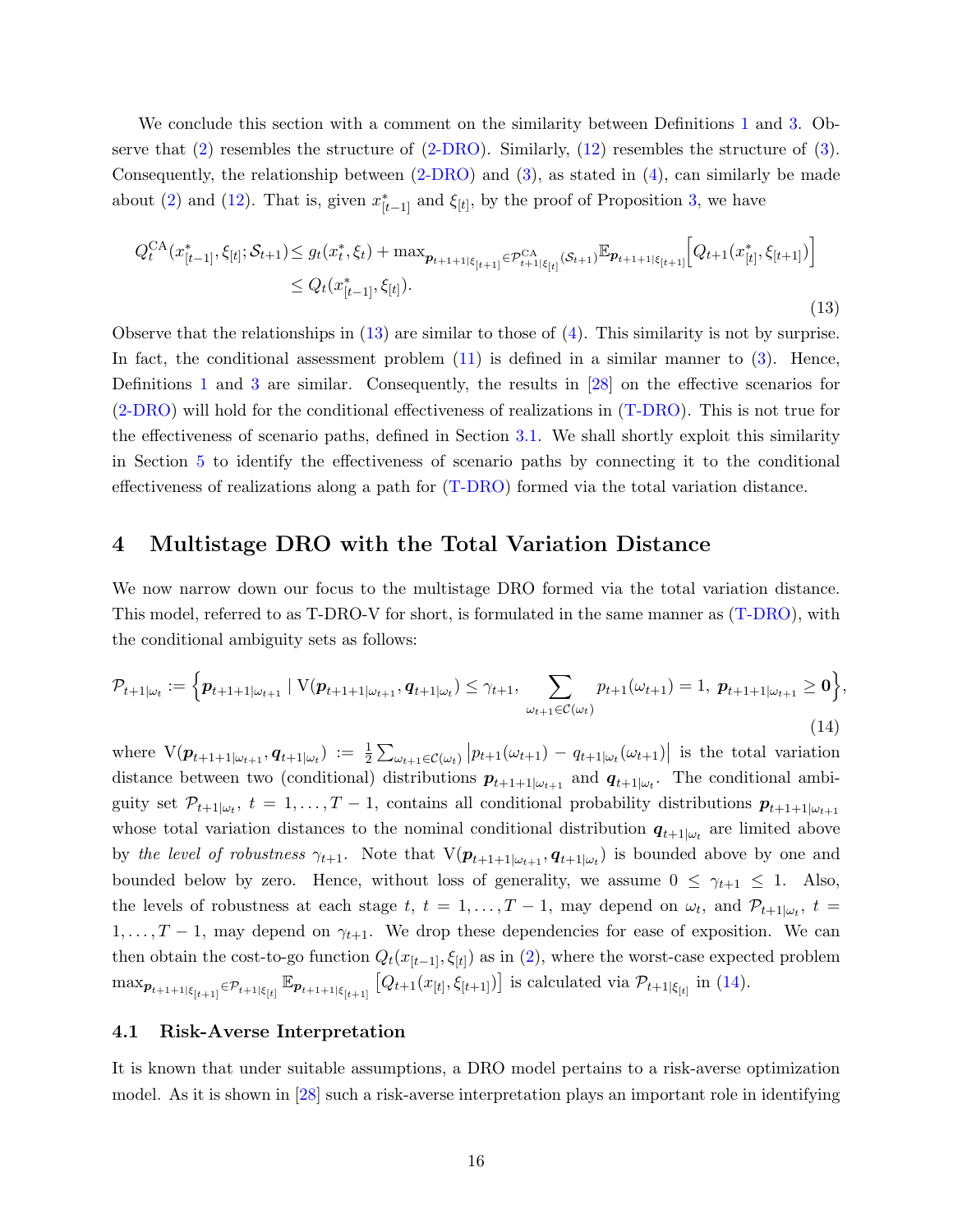We conclude this section with a comment on the similarity between Definitions 1 and 3. Observe that (2) resembles the structure of (2-DRO). Similarly, (12) resembles the structure of (3). Consequently, the relationship between (2-DRO) and (3), as stated in (4), can similarly be made about (2) and (12). That is, given $x^*_{[t-1]}$ and $\xi_{[t]}$, by the proof of Proposition 3, we have

$$
\begin{aligned}
Q_t^{\mathrm{CA}}(x^*_{[t-1]}, \xi_{[t]}; \mathcal{S}_{t+1}) &\leq g_t(x^*_t, \xi_t) + \max_{\boldsymbol{p}_{t+1+1|\xi_{[t+1]}} \in \mathcal{P}^{\mathrm{CA}}_{t+1|\xi_{[t]}}(\mathcal{S}_{t+1})} \mathbb{E}_{\boldsymbol{p}_{t+1+1|\xi_{[t+1]}}} \Big[ Q_{t+1}(x^*_{[t]}, \xi_{[t+1]}) \Big] \\
&\leq Q_t(x^*_{[t-1]}, \xi_{[t]}).
\end{aligned}
\tag{13}
$$

Observe that the relationships in (13) are similar to those of (4). This similarity is not by surprise. In fact, the conditional assessment problem (11) is defined in a similar manner to (3). Hence, Definitions 1 and 3 are similar. Consequently, the results in [28] on the effective scenarios for (2-DRO) will hold for the conditional effectiveness of realizations in (T-DRO). This is not true for the effectiveness of scenario paths, defined in Section 3.1. We shall shortly exploit this similarity in Section 5 to identify the effectiveness of scenario paths by connecting it to the conditional effectiveness of realizations along a path for (T-DRO) formed via the total variation distance.

# 4 Multistage DRO with the Total Variation Distance

We now narrow down our focus to the multistage DRO formed via the total variation distance. This model, referred to as T-DRO-V for short, is formulated in the same manner as (T-DRO), with the conditional ambiguity sets as follows:

$$
\mathcal{P}_{t+1|\omega_t} := \Big\{ \boldsymbol{p}_{t+1+1|\omega_{t+1}} \mid \mathrm{V}(\boldsymbol{p}_{t+1+1|\omega_{t+1}}, \boldsymbol{q}_{t+1|\omega_t}) \leq \gamma_{t+1}, \sum_{\omega_{t+1} \in \mathcal{C}(\omega_t)} p_{t+1}(\omega_{t+1}) = 1, \ \boldsymbol{p}_{t+1+1|\omega_{t+1}} \geq \boldsymbol{0} \Big\},
\tag{14}
$$

where $\mathrm{V}(\boldsymbol{p}_{t+1+1|\omega_{t+1}}, \boldsymbol{q}_{t+1|\omega_t}) := \frac{1}{2} \sum_{\omega_{t+1} \in \mathcal{C}(\omega_t)} \big| p_{t+1}(\omega_{t+1}) - q_{t+1|\omega_t}(\omega_{t+1}) \big|$ is the total variation distance between two (conditional) distributions $\boldsymbol{p}_{t+1+1|\omega_{t+1}}$ and $\boldsymbol{q}_{t+1|\omega_t}$. The conditional ambiguity set $\mathcal{P}_{t+1|\omega_t}$, $t = 1, \ldots, T-1$, contains all conditional probability distributions $\boldsymbol{p}_{t+1+1|\omega_{t+1}}$ whose total variation distances to the nominal conditional distribution $\boldsymbol{q}_{t+1|\omega_t}$ are limited above by *the level of robustness* $\gamma_{t+1}$. Note that $\mathrm{V}(\boldsymbol{p}_{t+1+1|\omega_{t+1}}, \boldsymbol{q}_{t+1|\omega_t})$ is bounded above by one and bounded below by zero. Hence, without loss of generality, we assume $0 \leq \gamma_{t+1} \leq 1$. Also, the levels of robustness at each stage $t$, $t = 1, \ldots, T-1$, may depend on $\omega_t$, and $\mathcal{P}_{t+1|\omega_t}$, $t = 1, \ldots, T-1$, may depend on $\gamma_{t+1}$. We drop these dependencies for ease of exposition. We can then obtain the cost-to-go function $Q_t(x_{[t-1]}, \xi_{[t]})$ as in (2), where the worst-case expected problem $\max_{\boldsymbol{p}_{t+1+1|\xi_{[t+1]}} \in \mathcal{P}_{t+1|\xi_{[t]}}} \mathbb{E}_{\boldsymbol{p}_{t+1+1|\xi_{[t+1]}}} \big[ Q_{t+1}(x_{[t]}, \xi_{[t+1]}) \big]$ is calculated via $\mathcal{P}_{t+1|\xi_{[t]}}$ in (14).

## 4.1 Risk-Averse Interpretation

It is known that under suitable assumptions, a DRO model pertains to a risk-averse optimization model. As it is shown in [28] such a risk-averse interpretation plays an important role in identifying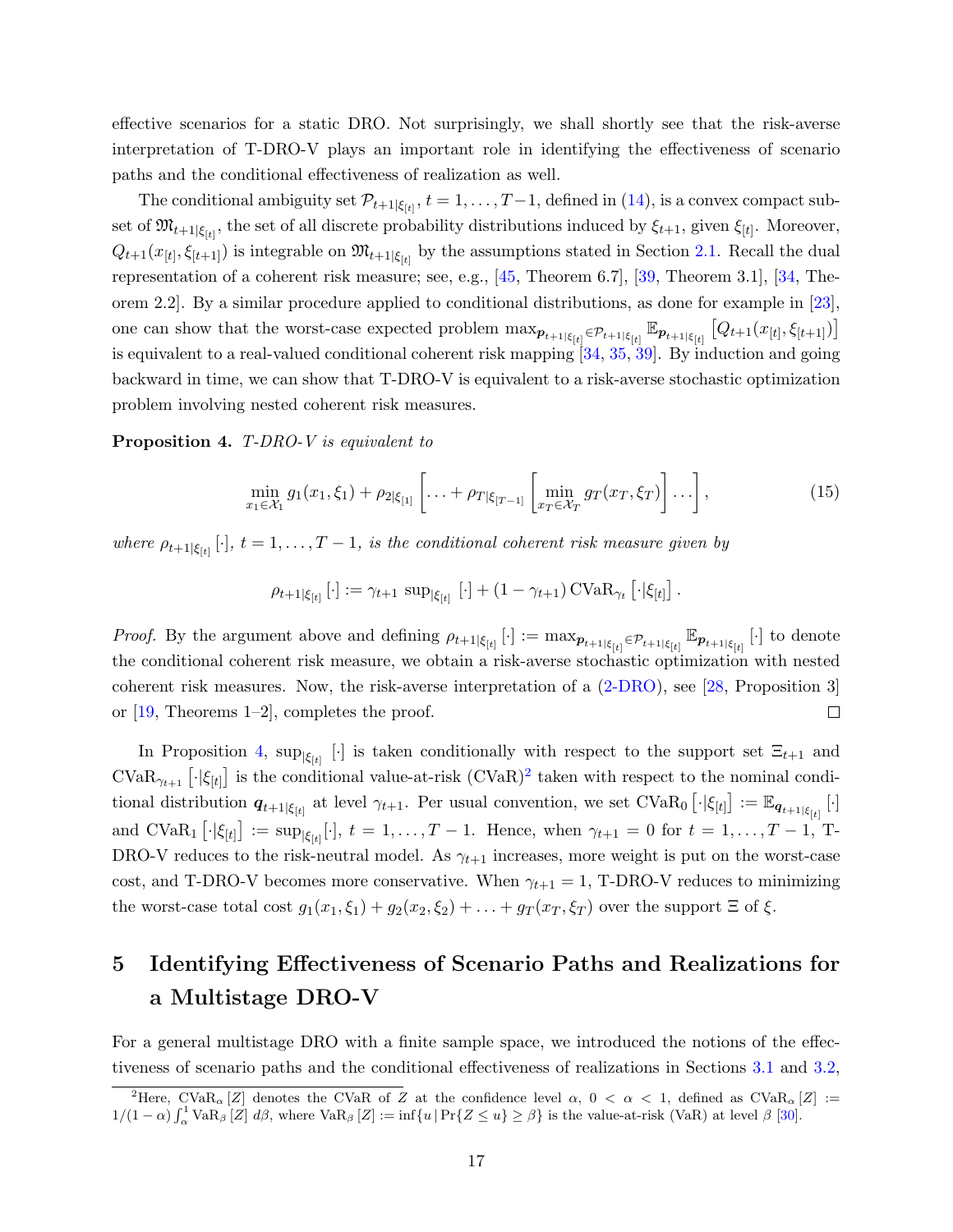effective scenarios for a static DRO. Not surprisingly, we shall shortly see that the risk-averse interpretation of T-DRO-V plays an important role in identifying the effectiveness of scenario paths and the conditional effectiveness of realization as well.

The conditional ambiguity set $\mathcal{P}_{t+1|\xi_{[t]}}$, $t = 1, \ldots, T-1$, defined in (14), is a convex compact subset of $\mathfrak{M}_{t+1|\xi_{[t]}}$, the set of all discrete probability distributions induced by $\xi_{t+1}$, given $\xi_{[t]}$. Moreover, $Q_{t+1}(x_{[t]}, \xi_{[t+1]})$ is integrable on $\mathfrak{M}_{t+1|\xi_{[t]}}$ by the assumptions stated in Section 2.1. Recall the dual representation of a coherent risk measure; see, e.g., [45, Theorem 6.7], [39, Theorem 3.1], [34, Theorem 2.2]. By a similar procedure applied to conditional distributions, as done for example in [23], one can show that the worst-case expected problem $\max_{\boldsymbol{p}_{t+1|\xi_{[t]}} \in \mathcal{P}_{t+1|\xi_{[t]}}} \mathbb{E}_{\boldsymbol{p}_{t+1|\xi_{[t]}}} \left[ Q_{t+1}(x_{[t]}, \xi_{[t+1]}) \right]$ is equivalent to a real-valued conditional coherent risk mapping [34, 35, 39]. By induction and going backward in time, we can show that T-DRO-V is equivalent to a risk-averse stochastic optimization problem involving nested coherent risk measures.

**Proposition 4.** *T-DRO-V is equivalent to*

$$\min_{x_1 \in \mathcal{X}_1} g_1(x_1, \xi_1) + \rho_{2|\xi_{[1]}} \left[ \ldots + \rho_{T|\xi_{[T-1]}} \left[ \min_{x_T \in \mathcal{X}_T} g_T(x_T, \xi_T) \right] \ldots \right], \tag{15}$$

*where* $\rho_{t+1|\xi_{[t]}}[\cdot]$, $t = 1, \ldots, T-1$, *is the conditional coherent risk measure given by*

$$\rho_{t+1|\xi_{[t]}}[\cdot] := \gamma_{t+1} \, \sup\nolimits_{|\xi_{[t]}} [\cdot] + (1 - \gamma_{t+1}) \, \mathrm{CVaR}_{\gamma_t} \left[ \cdot | \xi_{[t]} \right].$$

*Proof.* By the argument above and defining $\rho_{t+1|\xi_{[t]}}[\cdot] := \max_{\boldsymbol{p}_{t+1|\xi_{[t]}} \in \mathcal{P}_{t+1|\xi_{[t]}}} \mathbb{E}_{\boldsymbol{p}_{t+1|\xi_{[t]}}}[\cdot]$ to denote the conditional coherent risk measure, we obtain a risk-averse stochastic optimization with nested coherent risk measures. Now, the risk-averse interpretation of a (2-DRO), see [28, Proposition 3] or [19, Theorems 1–2], completes the proof. □

In Proposition 4, $\sup_{|\xi_{[t]}}[\cdot]$ is taken conditionally with respect to the support set $\Xi_{t+1}$ and $\mathrm{CVaR}_{\gamma_{t+1}} \left[ \cdot | \xi_{[t]} \right]$ is the conditional value-at-risk (CVaR)[2] taken with respect to the nominal conditional distribution $\boldsymbol{q}_{t+1|\xi_{[t]}}$ at level $\gamma_{t+1}$. Per usual convention, we set $\mathrm{CVaR}_0 \left[ \cdot | \xi_{[t]} \right] := \mathbb{E}_{\boldsymbol{q}_{t+1|\xi_{[t]}}}[\cdot]$ and $\mathrm{CVaR}_1 \left[ \cdot | \xi_{[t]} \right] := \sup_{|\xi_{[t]}}[\cdot]$, $t = 1, \ldots, T-1$. Hence, when $\gamma_{t+1} = 0$ for $t = 1, \ldots, T-1$, T-DRO-V reduces to the risk-neutral model. As $\gamma_{t+1}$ increases, more weight is put on the worst-case cost, and T-DRO-V becomes more conservative. When $\gamma_{t+1} = 1$, T-DRO-V reduces to minimizing the worst-case total cost $g_1(x_1, \xi_1) + g_2(x_2, \xi_2) + \ldots + g_T(x_T, \xi_T)$ over the support $\Xi$ of $\xi$.

# 5 Identifying Effectiveness of Scenario Paths and Realizations for a Multistage DRO-V

For a general multistage DRO with a finite sample space, we introduced the notions of the effectiveness of scenario paths and the conditional effectiveness of realizations in Sections 3.1 and 3.2,

[2] Here, $\mathrm{CVaR}_\alpha[Z]$ denotes the CVaR of $Z$ at the confidence level $\alpha$, $0 < \alpha < 1$, defined as $\mathrm{CVaR}_\alpha[Z] := 1/(1-\alpha) \int_\alpha^1 \mathrm{VaR}_\beta[Z] \, d\beta$, where $\mathrm{VaR}_\beta[Z] := \inf\{u \,|\, \Pr\{Z \le u\} \ge \beta\}$ is the value-at-risk (VaR) at level $\beta$ [30].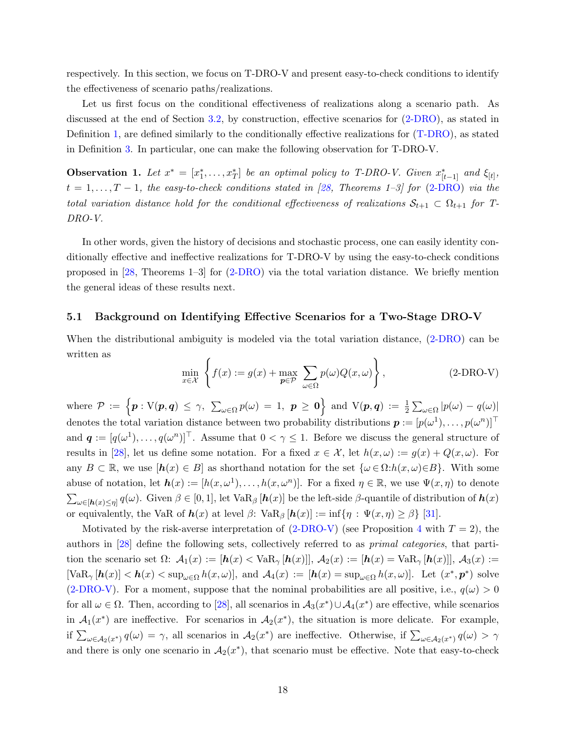respectively. In this section, we focus on T-DRO-V and present easy-to-check conditions to identify the effectiveness of scenario paths/realizations.

Let us first focus on the conditional effectiveness of realizations along a scenario path. As discussed at the end of Section 3.2, by construction, effective scenarios for (2-DRO), as stated in Definition 1, are defined similarly to the conditionally effective realizations for (T-DRO), as stated in Definition 3. In particular, one can make the following observation for T-DRO-V.

**Observation 1.** *Let $x^* = [x_1^*, \ldots, x_T^*]$ be an optimal policy to T-DRO-V. Given $x_{[t-1]}^*$ and $\xi_{[t]}$, $t = 1, \ldots, T-1$, the easy-to-check conditions stated in [28, Theorems 1–3] for (2-DRO) via the total variation distance hold for the conditional effectiveness of realizations $\mathcal{S}_{t+1} \subset \Omega_{t+1}$ for T-DRO-V.*

In other words, given the history of decisions and stochastic process, one can easily identity conditionally effective and ineffective realizations for T-DRO-V by using the easy-to-check conditions proposed in [28, Theorems 1–3] for (2-DRO) via the total variation distance. We briefly mention the general ideas of these results next.

## 5.1 Background on Identifying Effective Scenarios for a Two-Stage DRO-V

When the distributional ambiguity is modeled via the total variation distance, (2-DRO) can be written as

$$\min_{x \in \mathcal{X}} \left\{ f(x) := g(x) + \max_{\boldsymbol{p} \in \mathcal{P}} \sum_{\omega \in \Omega} p(\omega) Q(x, \omega) \right\}, \tag{2-DRO-V}$$

where $\mathcal{P} := \left\{ \boldsymbol{p} : \mathrm{V}(\boldsymbol{p}, \boldsymbol{q}) \leq \gamma, \ \sum_{\omega \in \Omega} p(\omega) = 1, \ \boldsymbol{p} \geq \boldsymbol{0} \right\}$ and $\mathrm{V}(\boldsymbol{p}, \boldsymbol{q}) := \frac{1}{2} \sum_{\omega \in \Omega} |p(\omega) - q(\omega)|$ denotes the total variation distance between two probability distributions $\boldsymbol{p} := [p(\omega^1), \ldots, p(\omega^n)]^\top$ and $\boldsymbol{q} := [q(\omega^1), \ldots, q(\omega^n)]^\top$. Assume that $0 < \gamma \leq 1$. Before we discuss the general structure of results in [28], let us define some notation. For a fixed $x \in \mathcal{X}$, let $h(x, \omega) := g(x) + Q(x, \omega)$. For any $B \subset \mathbb{R}$, we use $[\boldsymbol{h}(x) \in B]$ as shorthand notation for the set $\{\omega \in \Omega : h(x, \omega) \in B\}$. With some abuse of notation, let $\boldsymbol{h}(x) := [h(x, \omega^1), \ldots, h(x, \omega^n)]$. For a fixed $\eta \in \mathbb{R}$, we use $\Psi(x, \eta)$ to denote $\sum_{\omega \in [\boldsymbol{h}(x) \leq \eta]} q(\omega)$. Given $\beta \in [0, 1]$, let $\mathrm{VaR}_\beta [\boldsymbol{h}(x)]$ be the left-side $\beta$-quantile of distribution of $\boldsymbol{h}(x)$ or equivalently, the VaR of $\boldsymbol{h}(x)$ at level $\beta$: $\mathrm{VaR}_\beta [\boldsymbol{h}(x)] := \inf\{\eta : \Psi(x, \eta) \geq \beta\}$ [31].

Motivated by the risk-averse interpretation of (2-DRO-V) (see Proposition 4 with $T = 2$), the authors in [28] define the following sets, collectively referred to as *primal categories*, that partition the scenario set $\Omega$: $\mathcal{A}_1(x) := [\boldsymbol{h}(x) < \mathrm{VaR}_\gamma [\boldsymbol{h}(x)]]$, $\mathcal{A}_2(x) := [\boldsymbol{h}(x) = \mathrm{VaR}_\gamma [\boldsymbol{h}(x)]]$, $\mathcal{A}_3(x) := [\mathrm{VaR}_\gamma [\boldsymbol{h}(x)] < \boldsymbol{h}(x) < \sup_{\omega \in \Omega} h(x, \omega)]$, and $\mathcal{A}_4(x) := [\boldsymbol{h}(x) = \sup_{\omega \in \Omega} h(x, \omega)]$. Let $(x^*, \boldsymbol{p}^*)$ solve (2-DRO-V). For a moment, suppose that the nominal probabilities are all positive, i.e., $q(\omega) > 0$ for all $\omega \in \Omega$. Then, according to [28], all scenarios in $\mathcal{A}_3(x^*) \cup \mathcal{A}_4(x^*)$ are effective, while scenarios in $\mathcal{A}_1(x^*)$ are ineffective. For scenarios in $\mathcal{A}_2(x^*)$, the situation is more delicate. For example, if $\sum_{\omega \in \mathcal{A}_2(x^*)} q(\omega) = \gamma$, all scenarios in $\mathcal{A}_2(x^*)$ are ineffective. Otherwise, if $\sum_{\omega \in \mathcal{A}_2(x^*)} q(\omega) > \gamma$ and there is only one scenario in $\mathcal{A}_2(x^*)$, that scenario must be effective. Note that easy-to-check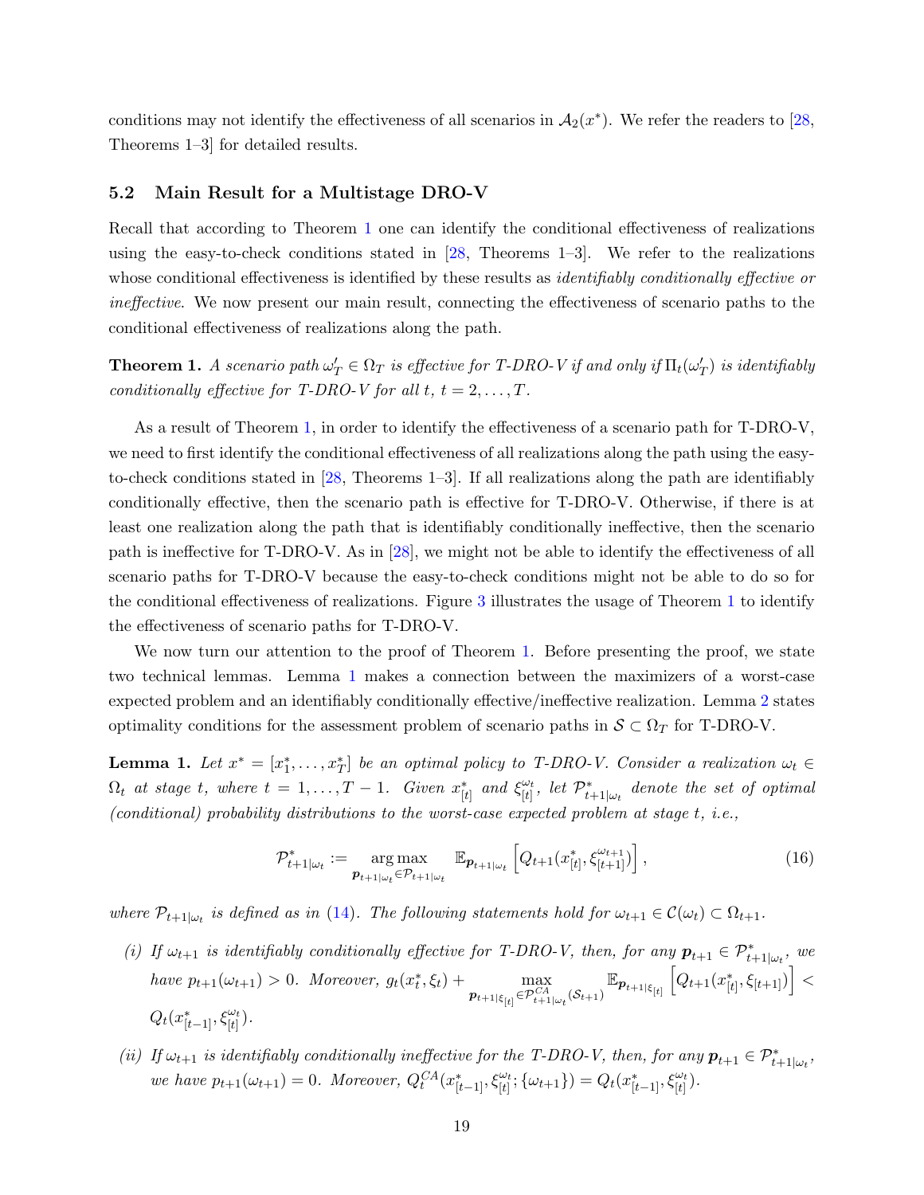conditions may not identify the effectiveness of all scenarios in $\mathcal{A}_2(x^*)$. We refer the readers to [28, Theorems 1–3] for detailed results.

### 5.2 Main Result for a Multistage DRO-V

Recall that according to Theorem 1 one can identify the conditional effectiveness of realizations using the easy-to-check conditions stated in [28, Theorems 1–3]. We refer to the realizations whose conditional effectiveness is identified by these results as *identifiably conditionally effective or ineffective*. We now present our main result, connecting the effectiveness of scenario paths to the conditional effectiveness of realizations along the path.

**Theorem 1.** *A scenario path $\omega'_T \in \Omega_T$ is effective for T-DRO-V if and only if $\Pi_t(\omega'_T)$ is identifiably conditionally effective for T-DRO-V for all $t$, $t = 2, \ldots, T$.*

As a result of Theorem 1, in order to identify the effectiveness of a scenario path for T-DRO-V, we need to first identify the conditional effectiveness of all realizations along the path using the easy-to-check conditions stated in [28, Theorems 1–3]. If all realizations along the path are identifiably conditionally effective, then the scenario path is effective for T-DRO-V. Otherwise, if there is at least one realization along the path that is identifiably conditionally ineffective, then the scenario path is ineffective for T-DRO-V. As in [28], we might not be able to identify the effectiveness of all scenario paths for T-DRO-V because the easy-to-check conditions might not be able to do so for the conditional effectiveness of realizations. Figure 3 illustrates the usage of Theorem 1 to identify the effectiveness of scenario paths for T-DRO-V.

We now turn our attention to the proof of Theorem 1. Before presenting the proof, we state two technical lemmas. Lemma 1 makes a connection between the maximizers of a worst-case expected problem and an identifiably conditionally effective/ineffective realization. Lemma 2 states optimality conditions for the assessment problem of scenario paths in $\mathcal{S} \subset \Omega_T$ for T-DRO-V.

**Lemma 1.** *Let $x^* = [x_1^*, \ldots, x_T^*]$ be an optimal policy to T-DRO-V. Consider a realization $\omega_t \in \Omega_t$ at stage $t$, where $t = 1, \ldots, T-1$. Given $x_{[t]}^*$ and $\xi_{[t]}^{\omega_t}$, let $\mathcal{P}_{t+1|\omega_t}^*$ denote the set of optimal (conditional) probability distributions to the worst-case expected problem at stage $t$, i.e.,*

$$\mathcal{P}_{t+1|\omega_t}^* := \underset{\boldsymbol{p}_{t+1|\omega_t} \in \mathcal{P}_{t+1|\omega_t}}{\arg\max} \ \mathbb{E}_{\boldsymbol{p}_{t+1|\omega_t}} \left[ Q_{t+1}(x_{[t]}^*, \xi_{[t+1]}^{\omega_{t+1}}) \right], \tag{16}$$

*where $\mathcal{P}_{t+1|\omega_t}$ is defined as in (14). The following statements hold for $\omega_{t+1} \in \mathcal{C}(\omega_t) \subset \Omega_{t+1}$.*

*(i) If $\omega_{t+1}$ is identifiably conditionally effective for T-DRO-V, then, for any $\boldsymbol{p}_{t+1} \in \mathcal{P}_{t+1|\omega_t}^*$, we have $p_{t+1}(\omega_{t+1}) > 0$. Moreover, $g_t(x_t^*, \xi_t) + \max\limits_{\boldsymbol{p}_{t+1|\xi_{[t]}} \in \mathcal{P}_{t+1|\omega_t}^{CA}(\mathcal{S}_{t+1})} \mathbb{E}_{\boldsymbol{p}_{t+1|\xi_{[t]}}} \left[ Q_{t+1}(x_{[t]}^*, \xi_{[t+1]}) \right] < Q_t(x_{[t-1]}^*, \xi_{[t]}^{\omega_t})$.*

*(ii) If $\omega_{t+1}$ is identifiably conditionally ineffective for the T-DRO-V, then, for any $\boldsymbol{p}_{t+1} \in \mathcal{P}_{t+1|\omega_t}^*$, we have $p_{t+1}(\omega_{t+1}) = 0$. Moreover, $Q_t^{CA}(x_{[t-1]}^*, \xi_{[t]}^{\omega_t}; \{\omega_{t+1}\}) = Q_t(x_{[t-1]}^*, \xi_{[t]}^{\omega_t})$.*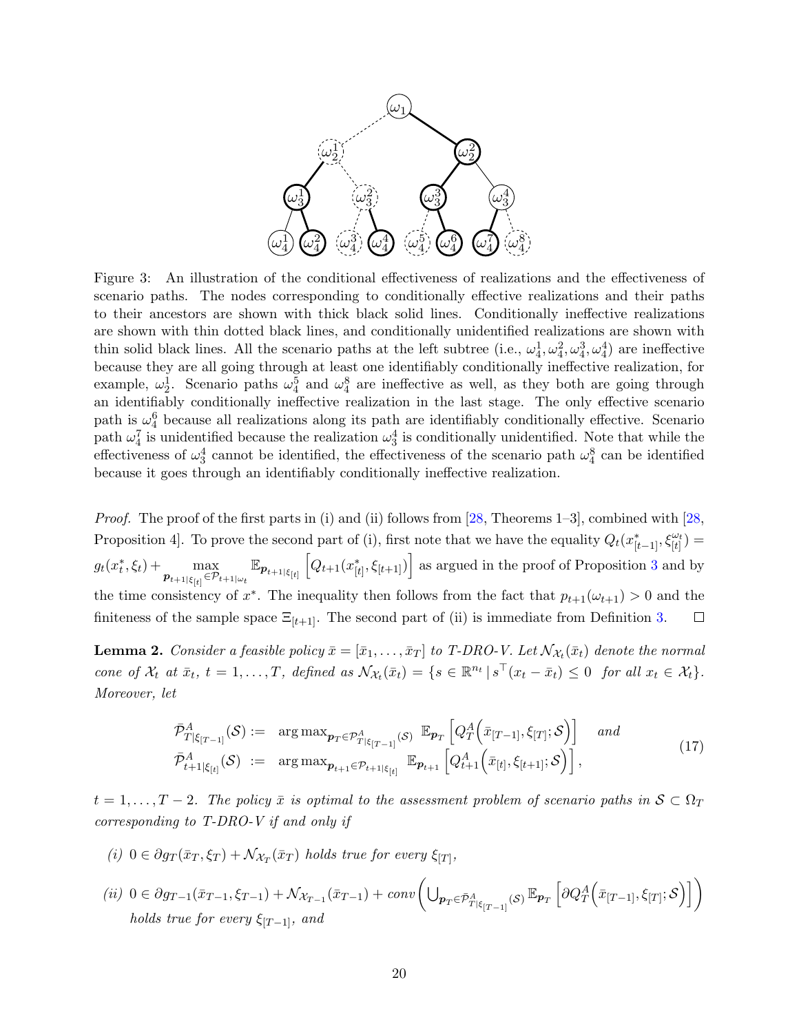Figure 3: An illustration of the conditional effectiveness of realizations and the effectiveness of scenario paths. The nodes corresponding to conditionally effective realizations and their paths to their ancestors are shown with thick black solid lines. Conditionally ineffective realizations are shown with thin dotted black lines, and conditionally unidentified realizations are shown with thin solid black lines. All the scenario paths at the left subtree (i.e., $\omega_4^1, \omega_4^2, \omega_4^3, \omega_4^4$) are ineffective because they are all going through at least one identifiably conditionally ineffective realization, for example, $\omega_2^1$. Scenario paths $\omega_4^5$ and $\omega_4^8$ are ineffective as well, as they both are going through an identifiably conditionally ineffective realization in the last stage. The only effective scenario path is $\omega_4^6$ because all realizations along its path are identifiably conditionally effective. Scenario path $\omega_4^7$ is unidentified because the realization $\omega_3^4$ is conditionally unidentified. Note that while the effectiveness of $\omega_3^4$ cannot be identified, the effectiveness of the scenario path $\omega_4^8$ can be identified because it goes through an identifiably conditionally ineffective realization.

*Proof.* The proof of the first parts in (i) and (ii) follows from [28, Theorems 1–3], combined with [28, Proposition 4]. To prove the second part of (i), first note that we have the equality $Q_t(x^*_{[t-1]}, \xi^{\omega_t}_{[t]}) = g_t(x^*_t, \xi_t) + \max_{\boldsymbol{p}_{t+1|\xi_{[t]}} \in \mathcal{P}_{t+1|\omega_t}} \mathbb{E}_{\boldsymbol{p}_{t+1|\xi_{[t]}}} \left[ Q_{t+1}(x^*_{[t]}, \xi_{[t+1]}) \right]$ as argued in the proof of Proposition 3 and by the time consistency of $x^*$. The inequality then follows from the fact that $p_{t+1}(\omega_{t+1}) > 0$ and the finiteness of the sample space $\Xi_{[t+1]}$. The second part of (ii) is immediate from Definition 3. $\square$

**Lemma 2.** *Consider a feasible policy $\bar{x} = [\bar{x}_1, \ldots, \bar{x}_T]$ to T-DRO-V. Let $\mathcal{N}_{\mathcal{X}_t}(\bar{x}_t)$ denote the normal cone of $\mathcal{X}_t$ at $\bar{x}_t$, $t = 1, \ldots, T$, defined as $\mathcal{N}_{\mathcal{X}_t}(\bar{x}_t) = \{s \in \mathbb{R}^{n_t} \,|\, s^\top(x_t - \bar{x}_t) \leq 0 \text{ for all } x_t \in \mathcal{X}_t\}$. Moreover, let*

$$
\begin{aligned}
\bar{\mathcal{P}}^A_{T|\xi_{[T-1]}}(\mathcal{S}) &:= \arg\max_{\boldsymbol{p}_T \in \mathcal{P}^A_{T|\xi_{[T-1]}}(\mathcal{S})} \mathbb{E}_{\boldsymbol{p}_T}\left[ Q^A_T\Big(\bar{x}_{[T-1]}, \xi_{[T]}; \mathcal{S}\Big)\right] \quad \text{and} \\
\bar{\mathcal{P}}^A_{t+1|\xi_{[t]}}(\mathcal{S}) &:= \arg\max_{\boldsymbol{p}_{t+1} \in \mathcal{P}_{t+1|\xi_{[t]}}} \mathbb{E}_{\boldsymbol{p}_{t+1}}\left[ Q^A_{t+1}\Big(\bar{x}_{[t]}, \xi_{[t+1]}; \mathcal{S}\Big)\right],
\end{aligned}
\tag{17}
$$

*$t = 1, \ldots, T-2$. The policy $\bar{x}$ is optimal to the assessment problem of scenario paths in $\mathcal{S} \subset \Omega_T$ corresponding to T-DRO-V if and only if*

*(i)* $0 \in \partial g_T(\bar{x}_T, \xi_T) + \mathcal{N}_{\mathcal{X}_T}(\bar{x}_T)$ *holds true for every $\xi_{[T]}$,*

*(ii)* $0 \in \partial g_{T-1}(\bar{x}_{T-1}, \xi_{T-1}) + \mathcal{N}_{\mathcal{X}_{T-1}}(\bar{x}_{T-1}) + conv\left( \bigcup_{\boldsymbol{p}_T \in \bar{\mathcal{P}}^A_{T|\xi_{[T-1]}}(\mathcal{S})} \mathbb{E}_{\boldsymbol{p}_T}\left[ \partial Q^A_T\Big(\bar{x}_{[T-1]}, \xi_{[T]}; \mathcal{S}\Big)\right]\right)$ *holds true for every $\xi_{[T-1]}$, and*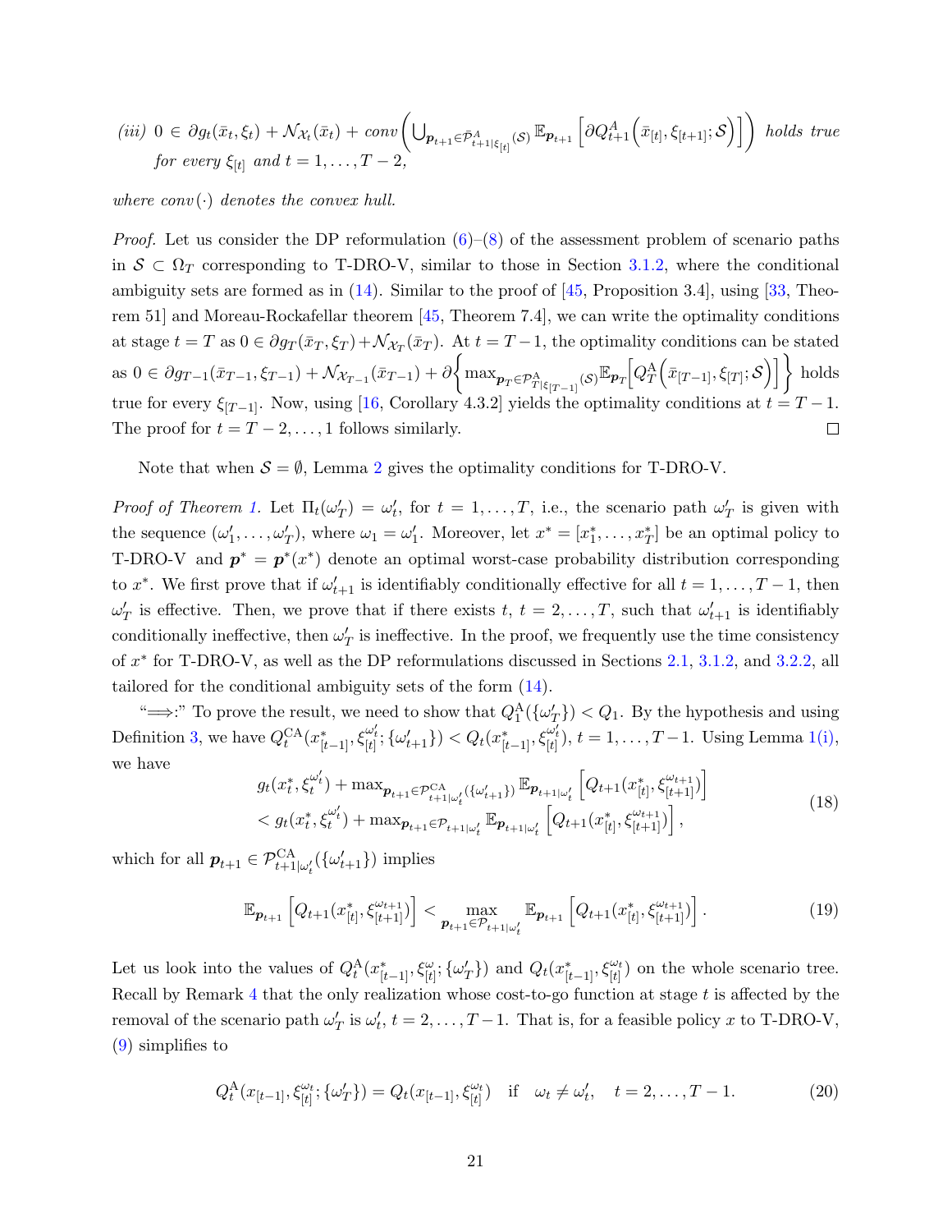*(iii)* $0 \in \partial g_t(\bar{x}_t, \xi_t) + \mathcal{N}_{\mathcal{X}_t}(\bar{x}_t) + conv\left(\bigcup_{\boldsymbol{p}_{t+1} \in \bar{\mathcal{P}}^A_{t+1|\xi_{[t]}}(\mathcal{S})} \mathbb{E}_{\boldsymbol{p}_{t+1}}\left[\partial Q^A_{t+1}\left(\bar{x}_{[t]}, \xi_{[t+1]}; \mathcal{S}\right)\right]\right)$ *holds true for every* $\xi_{[t]}$ *and* $t = 1, \ldots, T-2$,

*where* $conv(\cdot)$ *denotes the convex hull.*

*Proof.* Let us consider the DP reformulation (6)–(8) of the assessment problem of scenario paths in $\mathcal{S} \subset \Omega_T$ corresponding to T-DRO-V, similar to those in Section 3.1.2, where the conditional ambiguity sets are formed as in (14). Similar to the proof of [45, Proposition 3.4], using [33, Theorem 51] and Moreau-Rockafellar theorem [45, Theorem 7.4], we can write the optimality conditions at stage $t = T$ as $0 \in \partial g_T(\bar{x}_T, \xi_T) + \mathcal{N}_{\mathcal{X}_T}(\bar{x}_T)$. At $t = T-1$, the optimality conditions can be stated as $0 \in \partial g_{T-1}(\bar{x}_{T-1}, \xi_{T-1}) + \mathcal{N}_{\mathcal{X}_{T-1}}(\bar{x}_{T-1}) + \partial\left\{\max_{\boldsymbol{p}_T \in \mathcal{P}^A_{T|\xi_{[T-1]}}(\mathcal{S})} \mathbb{E}_{\boldsymbol{p}_T}\left[Q^A_T\left(\bar{x}_{[T-1]}, \xi_{[T]}; \mathcal{S}\right)\right]\right\}$ holds true for every $\xi_{[T-1]}$. Now, using [16, Corollary 4.3.2] yields the optimality conditions at $t = T-1$. The proof for $t = T-2, \ldots, 1$ follows similarly. □

Note that when $\mathcal{S} = \emptyset$, Lemma 2 gives the optimality conditions for T-DRO-V.

*Proof of Theorem 1.* Let $\Pi_t(\omega'_T) = \omega'_t$, for $t = 1, \ldots, T$, i.e., the scenario path $\omega'_T$ is given with the sequence $(\omega'_1, \ldots, \omega'_T)$, where $\omega_1 = \omega'_1$. Moreover, let $x^* = [x^*_1, \ldots, x^*_T]$ be an optimal policy to T-DRO-V and $\boldsymbol{p}^* = \boldsymbol{p}^*(x^*)$ denote an optimal worst-case probability distribution corresponding to $x^*$. We first prove that if $\omega'_{t+1}$ is identifiably conditionally effective for all $t = 1, \ldots, T-1$, then $\omega'_T$ is effective. Then, we prove that if there exists $t$, $t = 2, \ldots, T$, such that $\omega'_{t+1}$ is identifiably conditionally ineffective, then $\omega'_T$ is ineffective. In the proof, we frequently use the time consistency of $x^*$ for T-DRO-V, as well as the DP reformulations discussed in Sections 2.1, 3.1.2, and 3.2.2, all tailored for the conditional ambiguity sets of the form (14).

"$\Longrightarrow$:" To prove the result, we need to show that $Q^A_1(\{\omega'_T\}) < Q_1$. By the hypothesis and using Definition 3, we have $Q^{CA}_t(x^*_{[t-1]}, \xi^{\omega'_t}_{[t]}; \{\omega'_{t+1}\}) < Q_t(x^*_{[t-1]}, \xi^{\omega'_t}_{[t]})$, $t = 1, \ldots, T-1$. Using Lemma 1(i), we have

$$
\begin{aligned}
&g_t(x^*_t, \xi^{\omega'_t}_t) + \max_{\boldsymbol{p}_{t+1} \in \mathcal{P}^{CA}_{t+1|\omega'_t}(\{\omega'_{t+1}\})} \mathbb{E}_{\boldsymbol{p}_{t+1|\omega'_t}}\left[Q_{t+1}(x^*_{[t]}, \xi^{\omega_{t+1}}_{[t+1]})\right] \\
&< g_t(x^*_t, \xi^{\omega'_t}_t) + \max_{\boldsymbol{p}_{t+1} \in \mathcal{P}_{t+1|\omega'_t}} \mathbb{E}_{\boldsymbol{p}_{t+1|\omega'_t}}\left[Q_{t+1}(x^*_{[t]}, \xi^{\omega_{t+1}}_{[t+1]})\right],
\end{aligned}
\tag{18}
$$

which for all $\boldsymbol{p}_{t+1} \in \mathcal{P}^{CA}_{t+1|\omega'_t}(\{\omega'_{t+1}\})$ implies

$$
\mathbb{E}_{\boldsymbol{p}_{t+1}}\left[Q_{t+1}(x^*_{[t]}, \xi^{\omega_{t+1}}_{[t+1]})\right] < \max_{\boldsymbol{p}_{t+1} \in \mathcal{P}_{t+1|\omega'_t}} \mathbb{E}_{\boldsymbol{p}_{t+1}}\left[Q_{t+1}(x^*_{[t]}, \xi^{\omega_{t+1}}_{[t+1]})\right]. \tag{19}
$$

Let us look into the values of $Q^A_t(x^*_{[t-1]}, \xi^{\omega}_{[t]}; \{\omega'_T\})$ and $Q_t(x^*_{[t-1]}, \xi^{\omega_t}_{[t]})$ on the whole scenario tree. Recall by Remark 4 that the only realization whose cost-to-go function at stage $t$ is affected by the removal of the scenario path $\omega'_T$ is $\omega'_t$, $t = 2, \ldots, T-1$. That is, for a feasible policy $x$ to T-DRO-V, (9) simplifies to

$$
Q^A_t(x_{[t-1]}, \xi^{\omega_t}_{[t]}; \{\omega'_T\}) = Q_t(x_{[t-1]}, \xi^{\omega_t}_{[t]}) \quad \text{if} \quad \omega_t \neq \omega'_t, \quad t = 2, \ldots, T-1. \tag{20}
$$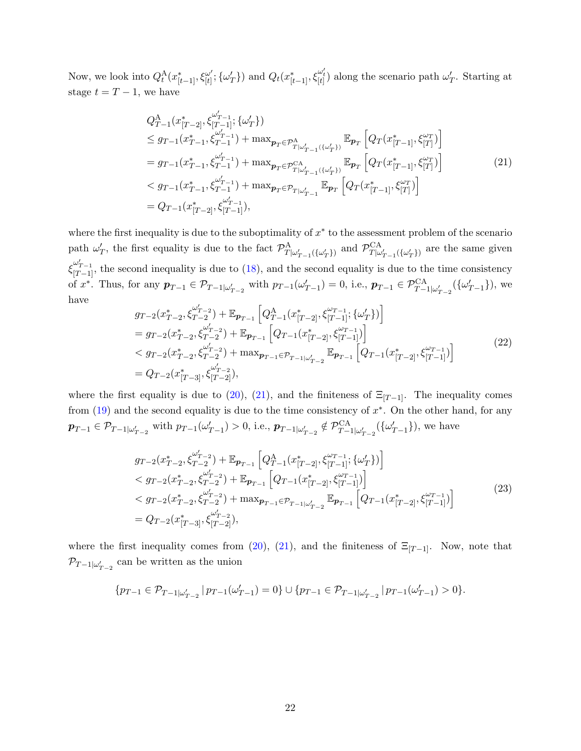Now, we look into $Q_t^{\mathrm{A}}(x^*_{[t-1]}, \xi^{\omega'_t}_{[t]}; \{\omega'_T\})$ and $Q_t(x^*_{[t-1]}, \xi^{\omega'_t}_{[t]})$ along the scenario path $\omega'_T$. Starting at stage $t = T-1$, we have

$$
\begin{aligned}
&Q^{\mathrm{A}}_{T-1}(x^*_{[T-2]}, \xi^{\omega'_{T-1}}_{[T-1]}; \{\omega'_T\}) \\
&\leq g_{T-1}(x^*_{T-1}, \xi^{\omega'_{T-1}}_{T-1}) + \max\nolimits_{\boldsymbol{p}_T \in \mathcal{P}^{\mathrm{A}}_{T|\omega'_{T-1}(\{\omega'_T\})}} \mathbb{E}_{\boldsymbol{p}_T}\left[Q_T(x^*_{[T-1]}, \xi^{\omega_T}_{[T]})\right] \\
&= g_{T-1}(x^*_{T-1}, \xi^{\omega'_{T-1}}_{T-1}) + \max\nolimits_{\boldsymbol{p}_T \in \mathcal{P}^{\mathrm{CA}}_{T|\omega'_{T-1}(\{\omega'_T\})}} \mathbb{E}_{\boldsymbol{p}_T}\left[Q_T(x^*_{[T-1]}, \xi^{\omega_T}_{[T]})\right] \\
&< g_{T-1}(x^*_{T-1}, \xi^{\omega'_{T-1}}_{T-1}) + \max\nolimits_{\boldsymbol{p}_T \in \mathcal{P}_{T|\omega'_{T-1}}} \mathbb{E}_{\boldsymbol{p}_T}\left[Q_T(x^*_{[T-1]}, \xi^{\omega_T}_{[T]})\right] \\
&= Q_{T-1}(x^*_{[T-2]}, \xi^{\omega'_{T-1}}_{[T-1]}),
\end{aligned}
\tag{21}
$$

where the first inequality is due to the suboptimality of $x^*$ to the assessment problem of the scenario path $\omega'_T$, the first equality is due to the fact $\mathcal{P}^{\mathrm{A}}_{T|\omega'_{T-1}(\{\omega'_T\})}$ and $\mathcal{P}^{\mathrm{CA}}_{T|\omega'_{T-1}(\{\omega'_T\})}$ are the same given $\xi^{\omega'_{T-1}}_{[T-1]}$, the second inequality is due to (18), and the second equality is due to the time consistency of $x^*$. Thus, for any $\boldsymbol{p}_{T-1} \in \mathcal{P}_{T-1|\omega'_{T-2}}$ with $p_{T-1}(\omega'_{T-1}) = 0$, i.e., $\boldsymbol{p}_{T-1} \in \mathcal{P}^{\mathrm{CA}}_{T-1|\omega'_{T-2}}(\{\omega'_{T-1}\})$, we have

$$
\begin{aligned}
&g_{T-2}(x^*_{T-2}, \xi^{\omega'_{T-2}}_{T-2}) + \mathbb{E}_{\boldsymbol{p}_{T-1}}\left[Q^{\mathrm{A}}_{T-1}(x^*_{[T-2]}, \xi^{\omega_{T-1}}_{[T-1]}; \{\omega'_T\})\right] \\
&= g_{T-2}(x^*_{T-2}, \xi^{\omega'_{T-2}}_{T-2}) + \mathbb{E}_{\boldsymbol{p}_{T-1}}\left[Q_{T-1}(x^*_{[T-2]}, \xi^{\omega_{T-1}}_{[T-1]})\right] \\
&< g_{T-2}(x^*_{T-2}, \xi^{\omega'_{T-2}}_{T-2}) + \max\nolimits_{\boldsymbol{p}_{T-1} \in \mathcal{P}_{T-1|\omega'_{T-2}}} \mathbb{E}_{\boldsymbol{p}_{T-1}}\left[Q_{T-1}(x^*_{[T-2]}, \xi^{\omega_{T-1}}_{[T-1]})\right] \\
&= Q_{T-2}(x^*_{[T-3]}, \xi^{\omega'_{T-2}}_{[T-2]}),
\end{aligned}
\tag{22}
$$

where the first equality is due to (20), (21), and the finiteness of $\Xi_{[T-1]}$. The inequality comes from (19) and the second equality is due to the time consistency of $x^*$. On the other hand, for any $\boldsymbol{p}_{T-1} \in \mathcal{P}_{T-1|\omega'_{T-2}}$ with $p_{T-1}(\omega'_{T-1}) > 0$, i.e., $\boldsymbol{p}_{T-1|\omega'_{T-2}} \notin \mathcal{P}^{\mathrm{CA}}_{T-1|\omega'_{T-2}}(\{\omega'_{T-1}\})$, we have

$$
\begin{aligned}
&g_{T-2}(x^*_{T-2}, \xi^{\omega'_{T-2}}_{T-2}) + \mathbb{E}_{\boldsymbol{p}_{T-1}}\left[Q^{\mathrm{A}}_{T-1}(x^*_{[T-2]}, \xi^{\omega_{T-1}}_{[T-1]}; \{\omega'_T\})\right] \\
&< g_{T-2}(x^*_{T-2}, \xi^{\omega'_{T-2}}_{T-2}) + \mathbb{E}_{\boldsymbol{p}_{T-1}}\left[Q_{T-1}(x^*_{[T-2]}, \xi^{\omega_{T-1}}_{[T-1]})\right] \\
&< g_{T-2}(x^*_{T-2}, \xi^{\omega'_{T-2}}_{T-2}) + \max\nolimits_{\boldsymbol{p}_{T-1} \in \mathcal{P}_{T-1|\omega'_{T-2}}} \mathbb{E}_{\boldsymbol{p}_{T-1}}\left[Q_{T-1}(x^*_{[T-2]}, \xi^{\omega_{T-1}}_{[T-1]})\right] \\
&= Q_{T-2}(x^*_{[T-3]}, \xi^{\omega'_{T-2}}_{[T-2]}),
\end{aligned}
\tag{23}
$$

where the first inequality comes from (20), (21), and the finiteness of $\Xi_{[T-1]}$. Now, note that $\mathcal{P}_{T-1|\omega'_{T-2}}$ can be written as the union

$$
\{p_{T-1} \in \mathcal{P}_{T-1|\omega'_{T-2}} \,|\, p_{T-1}(\omega'_{T-1}) = 0\} \cup \{p_{T-1} \in \mathcal{P}_{T-1|\omega'_{T-2}} \,|\, p_{T-1}(\omega'_{T-1}) > 0\}.
$$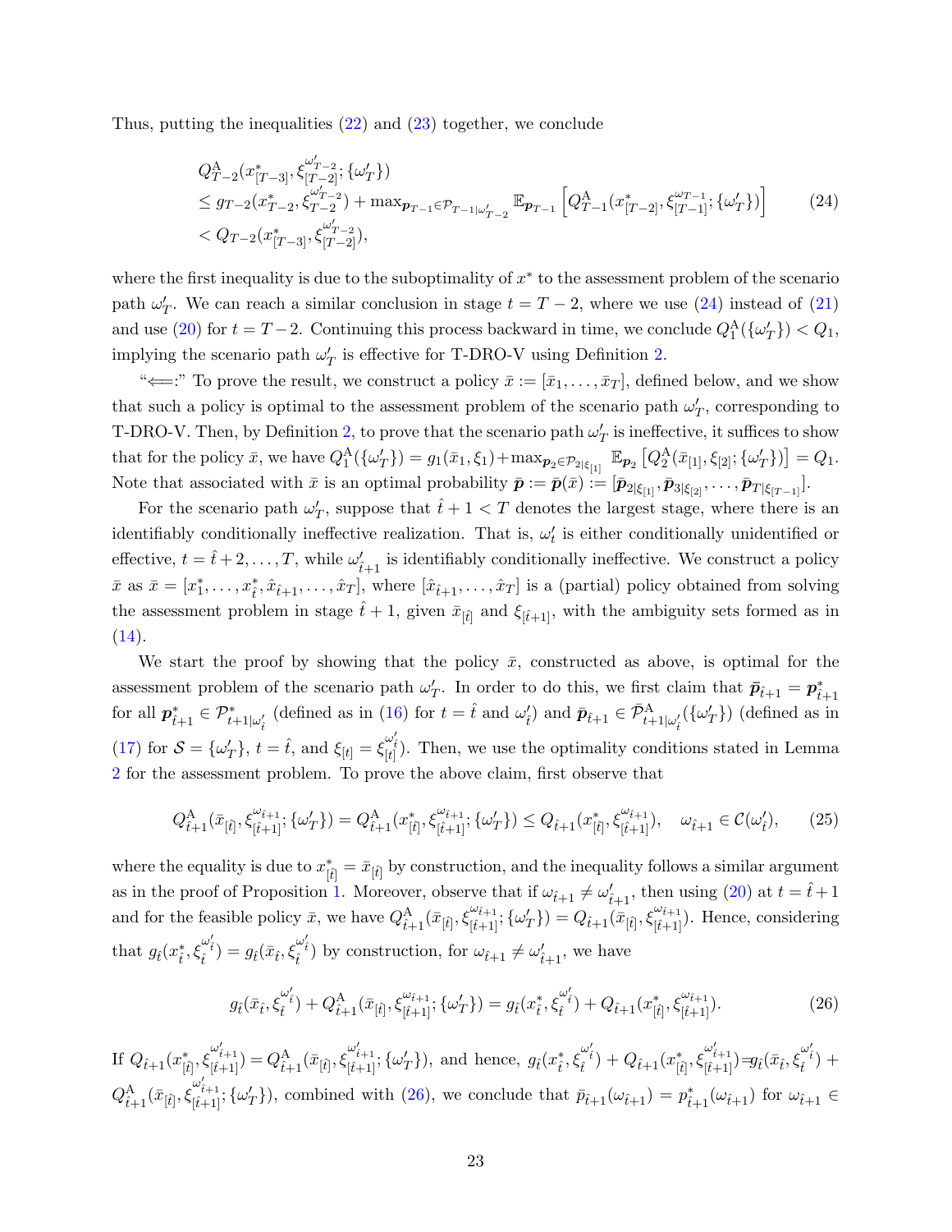Thus, putting the inequalities (22) and (23) together, we conclude

$$
\begin{aligned}
&Q^{\mathrm{A}}_{T-2}(x^*_{[T-3]}, \xi^{\omega'_{T-2}}_{[T-2]}; \{\omega'_T\}) \\
&\le g_{T-2}(x^*_{T-2}, \xi^{\omega'_{T-2}}_{T-2}) + \max_{\boldsymbol{p}_{T-1} \in \mathcal{P}_{T-1|\omega'_{T-2}}} \mathbb{E}_{\boldsymbol{p}_{T-1}} \left[ Q^{\mathrm{A}}_{T-1}(x^*_{[T-2]}, \xi^{\omega_{T-1}}_{[T-1]}; \{\omega'_T\}) \right] \\
&< Q_{T-2}(x^*_{[T-3]}, \xi^{\omega'_{T-2}}_{[T-2]}),
\end{aligned} \tag{24}
$$

where the first inequality is due to the suboptimality of $x^*$ to the assessment problem of the scenario path $\omega'_T$. We can reach a similar conclusion in stage $t = T-2$, where we use (24) instead of (21) and use (20) for $t = T-2$. Continuing this process backward in time, we conclude $Q^{\mathrm{A}}_1(\{\omega'_T\}) < Q_1$, implying the scenario path $\omega'_T$ is effective for T-DRO-V using Definition 2.

"$\Longleftarrow$:" To prove the result, we construct a policy $\bar{x} := [\bar{x}_1, \dots, \bar{x}_T]$, defined below, and we show that such a policy is optimal to the assessment problem of the scenario path $\omega'_T$, corresponding to T-DRO-V. Then, by Definition 2, to prove that the scenario path $\omega'_T$ is ineffective, it suffices to show that for the policy $\bar{x}$, we have $Q^{\mathrm{A}}_1(\{\omega'_T\}) = g_1(\bar{x}_1, \xi_1) + \max_{\boldsymbol{p}_2 \in \mathcal{P}_{2|\xi_{[1]}}} \mathbb{E}_{\boldsymbol{p}_2} \left[ Q^{\mathrm{A}}_2(\bar{x}_{[1]}, \xi_{[2]}; \{\omega'_T\}) \right] = Q_1$. Note that associated with $\bar{x}$ is an optimal probability $\bar{\boldsymbol{p}} := \bar{\boldsymbol{p}}(\bar{x}) := [\bar{\boldsymbol{p}}_{2|\xi_{[1]}}, \bar{\boldsymbol{p}}_{3|\xi_{[2]}}, \dots, \bar{\boldsymbol{p}}_{T|\xi_{[T-1]}}]$.

For the scenario path $\omega'_T$, suppose that $\hat{t}+1 < T$ denotes the largest stage, where there is an identifiably conditionally ineffective realization. That is, $\omega'_t$ is either conditionally unidentified or effective, $t = \hat{t}+2, \dots, T$, while $\omega'_{\hat{t}+1}$ is identifiably conditionally ineffective. We construct a policy $\bar{x}$ as $\bar{x} = [x^*_1, \dots, x^*_{\hat{t}}, \hat{x}_{\hat{t}+1}, \dots, \hat{x}_T]$, where $[\hat{x}_{\hat{t}+1}, \dots, \hat{x}_T]$ is a (partial) policy obtained from solving the assessment problem in stage $\hat{t}+1$, given $\bar{x}_{[\hat{t}]}$ and $\xi_{[\hat{t}+1]}$, with the ambiguity sets formed as in (14).

We start the proof by showing that the policy $\bar{x}$, constructed as above, is optimal for the assessment problem of the scenario path $\omega'_T$. In order to do this, we first claim that $\bar{\boldsymbol{p}}_{\hat{t}+1} = \boldsymbol{p}^*_{\hat{t}+1}$ for all $\boldsymbol{p}^*_{\hat{t}+1} \in \mathcal{P}^*_{t+1|\omega'_{\hat{t}}}$ (defined as in (16) for $t = \hat{t}$ and $\omega'_{\hat{t}}$) and $\bar{\boldsymbol{p}}_{\hat{t}+1} \in \bar{\mathcal{P}}^{\mathrm{A}}_{\hat{t}+1|\omega'_{\hat{t}}}(\{\omega'_T\})$ (defined as in (17) for $\mathcal{S} = \{\omega'_T\}$, $t = \hat{t}$, and $\xi_{[t]} = \xi^{\omega'_{\hat{t}}}_{[t]}$). Then, we use the optimality conditions stated in Lemma 2 for the assessment problem. To prove the above claim, first observe that

$$
Q^{\mathrm{A}}_{\hat{t}+1}(\bar{x}_{[\hat{t}]}, \xi^{\omega_{\hat{t}+1}}_{[\hat{t}+1]}; \{\omega'_T\}) = Q^{\mathrm{A}}_{\hat{t}+1}(x^*_{[\hat{t}]}, \xi^{\omega_{\hat{t}+1}}_{[\hat{t}+1]}; \{\omega'_T\}) \le Q_{\hat{t}+1}(x^*_{[\hat{t}]}, \xi^{\omega_{\hat{t}+1}}_{[\hat{t}+1]}), \quad \omega_{\hat{t}+1} \in \mathcal{C}(\omega'_{\hat{t}}), \tag{25}
$$

where the equality is due to $x^*_{[\hat{t}]} = \bar{x}_{[\hat{t}]}$ by construction, and the inequality follows a similar argument as in the proof of Proposition 1. Moreover, observe that if $\omega_{\hat{t}+1} \neq \omega'_{\hat{t}+1}$, then using (20) at $t = \hat{t}+1$ and for the feasible policy $\bar{x}$, we have $Q^{\mathrm{A}}_{\hat{t}+1}(\bar{x}_{[\hat{t}]}, \xi^{\omega_{\hat{t}+1}}_{[\hat{t}+1]}; \{\omega'_T\}) = Q_{\hat{t}+1}(\bar{x}_{[\hat{t}]}, \xi^{\omega_{\hat{t}+1}}_{[\hat{t}+1]})$. Hence, considering that $g_{\hat{t}}(x^*_{\hat{t}}, \xi^{\omega'_{\hat{t}}}_{\hat{t}}) = g_{\hat{t}}(\bar{x}_{\hat{t}}, \xi^{\omega'_{\hat{t}}}_{\hat{t}})$ by construction, for $\omega_{\hat{t}+1} \neq \omega'_{\hat{t}+1}$, we have

$$
g_{\hat{t}}(\bar{x}_{\hat{t}}, \xi^{\omega'_{\hat{t}}}_{\hat{t}}) + Q^{\mathrm{A}}_{\hat{t}+1}(\bar{x}_{[\hat{t}]}, \xi^{\omega_{\hat{t}+1}}_{[\hat{t}+1]}; \{\omega'_T\}) = g_{\hat{t}}(x^*_{\hat{t}}, \xi^{\omega'_{\hat{t}}}_{\hat{t}}) + Q_{\hat{t}+1}(x^*_{[\hat{t}]}, \xi^{\omega_{\hat{t}+1}}_{[\hat{t}+1]}). \tag{26}
$$

If $Q_{\hat{t}+1}(x^*_{[\hat{t}]}, \xi^{\omega'_{\hat{t}+1}}_{[\hat{t}+1]}) = Q^{\mathrm{A}}_{\hat{t}+1}(\bar{x}_{[\hat{t}]}, \xi^{\omega'_{\hat{t}+1}}_{[\hat{t}+1]}; \{\omega'_T\})$, and hence, $g_{\hat{t}}(x^*_{\hat{t}}, \xi^{\omega'_{\hat{t}}}_{\hat{t}}) + Q_{\hat{t}+1}(x^*_{[\hat{t}]}, \xi^{\omega'_{\hat{t}+1}}_{[\hat{t}+1]}) = g_{\hat{t}}(\bar{x}_{\hat{t}}, \xi^{\omega'_{\hat{t}}}_{\hat{t}}) + Q^{\mathrm{A}}_{\hat{t}+1}(\bar{x}_{[\hat{t}]}, \xi^{\omega'_{\hat{t}+1}}_{[\hat{t}+1]}; \{\omega'_T\})$, combined with (26), we conclude that $\bar{p}_{\hat{t}+1}(\omega_{\hat{t}+1}) = p^*_{\hat{t}+1}(\omega_{\hat{t}+1})$ for $\omega_{\hat{t}+1} \in$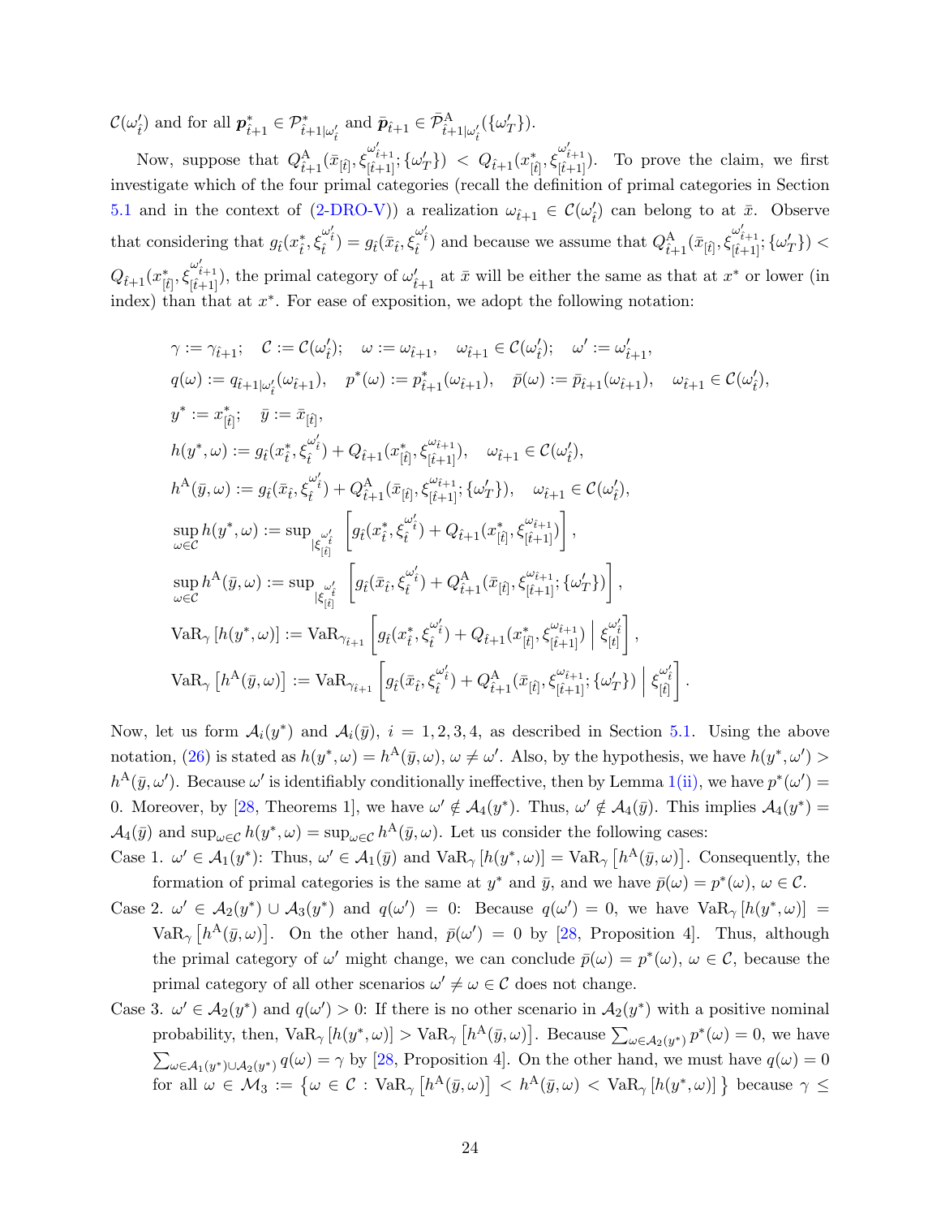$\mathcal{C}(\omega'_{\hat{t}})$ and for all $\boldsymbol{p}^*_{\hat{t}+1} \in \mathcal{P}^*_{\hat{t}+1|\omega'_{\hat{t}}}$ and $\bar{\boldsymbol{p}}_{\hat{t}+1} \in \bar{\mathcal{P}}^{\mathrm{A}}_{\hat{t}+1|\omega'_{\hat{t}}}(\{\omega'_T\})$.

Now, suppose that $Q^{\mathrm{A}}_{\hat{t}+1}(\bar{x}_{[\hat{t}]}, \xi^{\omega'_{\hat{t}+1}}_{[\hat{t}+1]}; \{\omega'_T\}) < Q_{\hat{t}+1}(x^*_{[\hat{t}]}, \xi^{\omega'_{\hat{t}+1}}_{[\hat{t}+1]})$. To prove the claim, we first investigate which of the four primal categories (recall the definition of primal categories in Section 5.1 and in the context of (2-DRO-V)) a realization $\omega_{\hat{t}+1} \in \mathcal{C}(\omega'_{\hat{t}})$ can belong to at $\bar{x}$. Observe that considering that $g_{\hat{t}}(x^*_{\hat{t}}, \xi^{\omega'_{\hat{t}}}_{\hat{t}}) = g_{\hat{t}}(\bar{x}_{\hat{t}}, \xi^{\omega'_{\hat{t}}}_{\hat{t}})$ and because we assume that $Q^{\mathrm{A}}_{\hat{t}+1}(\bar{x}_{[\hat{t}]}, \xi^{\omega'_{\hat{t}+1}}_{[\hat{t}+1]}; \{\omega'_T\}) < Q_{\hat{t}+1}(x^*_{[\hat{t}]}, \xi^{\omega'_{\hat{t}+1}}_{[\hat{t}+1]})$, the primal category of $\omega'_{\hat{t}+1}$ at $\bar{x}$ will be either the same as that at $x^*$ or lower (in index) than that at $x^*$. For ease of exposition, we adopt the following notation:

$$
\begin{aligned}
&\gamma := \gamma_{\hat{t}+1}; \quad \mathcal{C} := \mathcal{C}(\omega'_{\hat{t}}); \quad \omega := \omega_{\hat{t}+1}, \quad \omega_{\hat{t}+1} \in \mathcal{C}(\omega'_{\hat{t}}); \quad \omega' := \omega'_{\hat{t}+1}, \\
&q(\omega) := q_{\hat{t}+1|\omega'_{\hat{t}}}(\omega_{\hat{t}+1}), \quad p^*(\omega) := p^*_{\hat{t}+1}(\omega_{\hat{t}+1}), \quad \bar{p}(\omega) := \bar{p}_{\hat{t}+1}(\omega_{\hat{t}+1}), \quad \omega_{\hat{t}+1} \in \mathcal{C}(\omega'_{\hat{t}}), \\
&y^* := x^*_{[\hat{t}]}; \quad \bar{y} := \bar{x}_{[\hat{t}]}, \\
&h(y^*, \omega) := g_{\hat{t}}(x^*_{\hat{t}}, \xi^{\omega'_{\hat{t}}}_{\hat{t}}) + Q_{\hat{t}+1}(x^*_{[\hat{t}]}, \xi^{\omega_{\hat{t}+1}}_{[\hat{t}+1]}), \quad \omega_{\hat{t}+1} \in \mathcal{C}(\omega'_{\hat{t}}), \\
&h^{\mathrm{A}}(\bar{y}, \omega) := g_{\hat{t}}(\bar{x}_{\hat{t}}, \xi^{\omega'_{\hat{t}}}_{\hat{t}}) + Q^{\mathrm{A}}_{\hat{t}+1}(\bar{x}_{[\hat{t}]}, \xi^{\omega_{\hat{t}+1}}_{[\hat{t}+1]}; \{\omega'_T\}), \quad \omega_{\hat{t}+1} \in \mathcal{C}(\omega'_{\hat{t}}), \\
&\sup_{\omega \in \mathcal{C}} h(y^*, \omega) := \sup_{|\xi^{\omega'_{\hat{t}}}_{[\hat{t}]}} \left[ g_{\hat{t}}(x^*_{\hat{t}}, \xi^{\omega'_{\hat{t}}}_{\hat{t}}) + Q_{\hat{t}+1}(x^*_{[\hat{t}]}, \xi^{\omega_{\hat{t}+1}}_{[\hat{t}+1]}) \right], \\
&\sup_{\omega \in \mathcal{C}} h^{\mathrm{A}}(\bar{y}, \omega) := \sup_{|\xi^{\omega'_{\hat{t}}}_{[\hat{t}]}} \left[ g_{\hat{t}}(\bar{x}_{\hat{t}}, \xi^{\omega'_{\hat{t}}}_{\hat{t}}) + Q^{\mathrm{A}}_{\hat{t}+1}(\bar{x}_{[\hat{t}]}, \xi^{\omega_{\hat{t}+1}}_{[\hat{t}+1]}; \{\omega'_T\}) \right], \\
&\mathrm{VaR}_\gamma \left[ h(y^*, \omega) \right] := \mathrm{VaR}_{\gamma_{\hat{t}+1}} \left[ g_{\hat{t}}(x^*_{\hat{t}}, \xi^{\omega'_{\hat{t}}}_{\hat{t}}) + Q_{\hat{t}+1}(x^*_{[\hat{t}]}, \xi^{\omega_{\hat{t}+1}}_{[\hat{t}+1]}) \;\Big|\; \xi^{\omega'_{\hat{t}}}_{[t]} \right], \\
&\mathrm{VaR}_\gamma \left[ h^{\mathrm{A}}(\bar{y}, \omega) \right] := \mathrm{VaR}_{\gamma_{\hat{t}+1}} \left[ g_{\hat{t}}(\bar{x}_{\hat{t}}, \xi^{\omega'_{\hat{t}}}_{\hat{t}}) + Q^{\mathrm{A}}_{\hat{t}+1}(\bar{x}_{[\hat{t}]}, \xi^{\omega_{\hat{t}+1}}_{[\hat{t}+1]}; \{\omega'_T\}) \;\Big|\; \xi^{\omega'_{\hat{t}}}_{[\hat{t}]} \right].
\end{aligned}
$$

Now, let us form $\mathcal{A}_i(y^*)$ and $\mathcal{A}_i(\bar{y})$, $i = 1, 2, 3, 4$, as described in Section 5.1. Using the above notation, (26) is stated as $h(y^*, \omega) = h^{\mathrm{A}}(\bar{y}, \omega)$, $\omega \neq \omega'$. Also, by the hypothesis, we have $h(y^*, \omega') > h^{\mathrm{A}}(\bar{y}, \omega')$. Because $\omega'$ is identifiably conditionally ineffective, then by Lemma 1(ii), we have $p^*(\omega') = 0$. Moreover, by [28, Theorems 1], we have $\omega' \notin \mathcal{A}_4(y^*)$. Thus, $\omega' \notin \mathcal{A}_4(\bar{y})$. This implies $\mathcal{A}_4(y^*) = \mathcal{A}_4(\bar{y})$ and $\sup_{\omega \in \mathcal{C}} h(y^*, \omega) = \sup_{\omega \in \mathcal{C}} h^{\mathrm{A}}(\bar{y}, \omega)$. Let us consider the following cases:

Case 1. $\omega' \in \mathcal{A}_1(y^*)$: Thus, $\omega' \in \mathcal{A}_1(\bar{y})$ and $\mathrm{VaR}_\gamma [h(y^*, \omega)] = \mathrm{VaR}_\gamma [h^{\mathrm{A}}(\bar{y}, \omega)]$. Consequently, the formation of primal categories is the same at $y^*$ and $\bar{y}$, and we have $\bar{p}(\omega) = p^*(\omega)$, $\omega \in \mathcal{C}$.

Case 2. $\omega' \in \mathcal{A}_2(y^*) \cup \mathcal{A}_3(y^*)$ and $q(\omega') = 0$: Because $q(\omega') = 0$, we have $\mathrm{VaR}_\gamma [h(y^*, \omega)] = \mathrm{VaR}_\gamma [h^{\mathrm{A}}(\bar{y}, \omega)]$. On the other hand, $\bar{p}(\omega') = 0$ by [28, Proposition 4]. Thus, although the primal category of $\omega'$ might change, we can conclude $\bar{p}(\omega) = p^*(\omega)$, $\omega \in \mathcal{C}$, because the primal category of all other scenarios $\omega' \neq \omega \in \mathcal{C}$ does not change.

Case 3. $\omega' \in \mathcal{A}_2(y^*)$ and $q(\omega') > 0$: If there is no other scenario in $\mathcal{A}_2(y^*)$ with a positive nominal probability, then, $\mathrm{VaR}_\gamma [h(y^*, \omega)] > \mathrm{VaR}_\gamma [h^{\mathrm{A}}(\bar{y}, \omega)]$. Because $\sum_{\omega \in \mathcal{A}_2(y^*)} p^*(\omega) = 0$, we have $\sum_{\omega \in \mathcal{A}_1(y^*) \cup \mathcal{A}_2(y^*)} q(\omega) = \gamma$ by [28, Proposition 4]. On the other hand, we must have $q(\omega) = 0$ for all $\omega \in \mathcal{M}_3 := \{ \omega \in \mathcal{C} : \mathrm{VaR}_\gamma [h^{\mathrm{A}}(\bar{y}, \omega)] < h^{\mathrm{A}}(\bar{y}, \omega) < \mathrm{VaR}_\gamma [h(y^*, \omega)] \}$ because $\gamma \leq$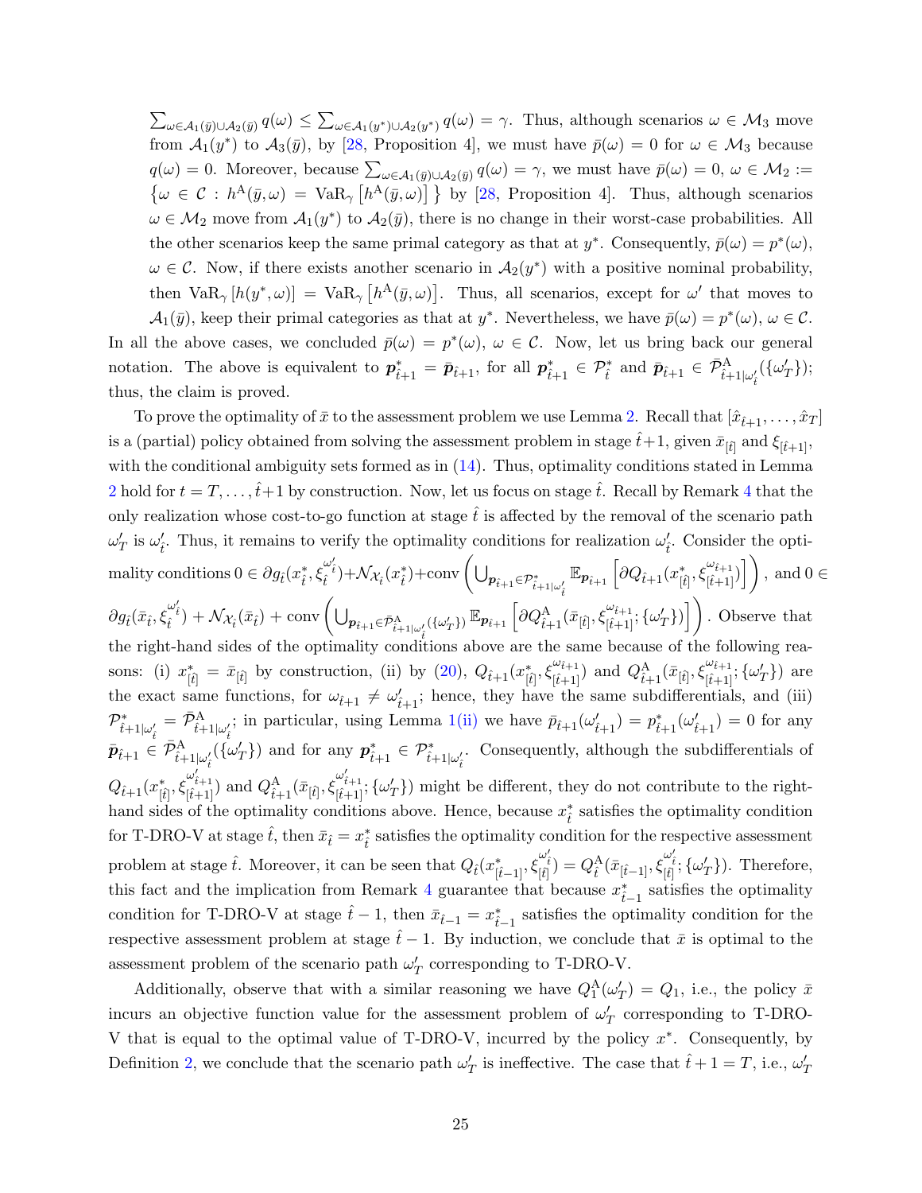$\sum_{\omega \in \mathcal{A}_1(\bar{y}) \cup \mathcal{A}_2(\bar{y})} q(\omega) \le \sum_{\omega \in \mathcal{A}_1(y^*) \cup \mathcal{A}_2(y^*)} q(\omega) = \gamma$. Thus, although scenarios $\omega \in \mathcal{M}_3$ move from $\mathcal{A}_1(y^*)$ to $\mathcal{A}_3(\bar{y})$, by [28, Proposition 4], we must have $\bar{p}(\omega) = 0$ for $\omega \in \mathcal{M}_3$ because $q(\omega) = 0$. Moreover, because $\sum_{\omega \in \mathcal{A}_1(\bar{y}) \cup \mathcal{A}_2(\bar{y})} q(\omega) = \gamma$, we must have $\bar{p}(\omega) = 0$, $\omega \in \mathcal{M}_2 := \left\{ \omega \in \mathcal{C} : h^{\mathrm{A}}(\bar{y}, \omega) = \mathrm{VaR}_\gamma \left[ h^{\mathrm{A}}(\bar{y}, \omega) \right] \right\}$ by [28, Proposition 4]. Thus, although scenarios $\omega \in \mathcal{M}_2$ move from $\mathcal{A}_1(y^*)$ to $\mathcal{A}_2(\bar{y})$, there is no change in their worst-case probabilities. All the other scenarios keep the same primal category as that at $y^*$. Consequently, $\bar{p}(\omega) = p^*(\omega)$, $\omega \in \mathcal{C}$. Now, if there exists another scenario in $\mathcal{A}_2(y^*)$ with a positive nominal probability, then $\mathrm{VaR}_\gamma \left[ h(y^*, \omega) \right] = \mathrm{VaR}_\gamma \left[ h^{\mathrm{A}}(\bar{y}, \omega) \right]$. Thus, all scenarios, except for $\omega'$ that moves to $\mathcal{A}_1(\bar{y})$, keep their primal categories as that at $y^*$. Nevertheless, we have $\bar{p}(\omega) = p^*(\omega)$, $\omega \in \mathcal{C}$.

In all the above cases, we concluded $\bar{p}(\omega) = p^*(\omega)$, $\omega \in \mathcal{C}$. Now, let us bring back our general notation. The above is equivalent to $\boldsymbol{p}^*_{\hat{t}+1} = \bar{\boldsymbol{p}}_{\hat{t}+1}$, for all $\boldsymbol{p}^*_{\hat{t}+1} \in \mathcal{P}^*_{\hat{t}}$ and $\bar{\boldsymbol{p}}_{\hat{t}+1} \in \bar{\mathcal{P}}^{\mathrm{A}}_{\hat{t}+1|\omega'_{\hat{t}}}(\{\omega'_T\})$; thus, the claim is proved.

To prove the optimality of $\bar{x}$ to the assessment problem we use Lemma 2. Recall that $[\hat{x}_{\hat{t}+1}, \ldots, \hat{x}_T]$ is a (partial) policy obtained from solving the assessment problem in stage $\hat{t}+1$, given $\bar{x}_{[\hat{t}]}$ and $\xi_{[\hat{t}+1]}$, with the conditional ambiguity sets formed as in (14). Thus, optimality conditions stated in Lemma 2 hold for $t = T, \ldots, \hat{t}+1$ by construction. Now, let us focus on stage $\hat{t}$. Recall by Remark 4 that the only realization whose cost-to-go function at stage $\hat{t}$ is affected by the removal of the scenario path $\omega'_T$ is $\omega'_{\hat{t}}$. Thus, it remains to verify the optimality conditions for realization $\omega'_{\hat{t}}$. Consider the optimality conditions $0 \in \partial g_{\hat{t}}(x^*_{\hat{t}}, \xi^{\omega'_{\hat{t}}}_{\hat{t}}) + \mathcal{N}_{\mathcal{X}_{\hat{t}}}(x^*_{\hat{t}}) + \mathrm{conv}\left( \bigcup_{\boldsymbol{p}_{\hat{t}+1} \in \mathcal{P}^*_{\hat{t}+1|\omega'_{\hat{t}}}} \mathbb{E}_{\boldsymbol{p}_{\hat{t}+1}} \left[ \partial Q_{\hat{t}+1}(x^*_{[\hat{t}]}, \xi^{\omega_{\hat{t}+1}}_{[\hat{t}+1]}) \right] \right)$, and $0 \in \partial g_{\hat{t}}(\bar{x}_{\hat{t}}, \xi^{\omega'_{\hat{t}}}_{\hat{t}}) + \mathcal{N}_{\mathcal{X}_{\hat{t}}}(\bar{x}_{\hat{t}}) + \mathrm{conv}\left( \bigcup_{\boldsymbol{p}_{\hat{t}+1} \in \bar{\mathcal{P}}^{\mathrm{A}}_{\hat{t}+1|\omega'_{\hat{t}}}(\{\omega'_T\})} \mathbb{E}_{\boldsymbol{p}_{\hat{t}+1}} \left[ \partial Q^{\mathrm{A}}_{\hat{t}+1}(\bar{x}_{[\hat{t}]}, \xi^{\omega_{\hat{t}+1}}_{[\hat{t}+1]}; \{\omega'_T\}) \right] \right)$. Observe that the right-hand sides of the optimality conditions above are the same because of the following reasons: (i) $x^*_{[\hat{t}]} = \bar{x}_{[\hat{t}]}$ by construction, (ii) by (20), $Q_{\hat{t}+1}(x^*_{[\hat{t}]}, \xi^{\omega_{\hat{t}+1}}_{[\hat{t}+1]})$ and $Q^{\mathrm{A}}_{\hat{t}+1}(\bar{x}_{[\hat{t}]}, \xi^{\omega_{\hat{t}+1}}_{[\hat{t}+1]}; \{\omega'_T\})$ are the exact same functions, for $\omega_{\hat{t}+1} \neq \omega'_{\hat{t}+1}$; hence, they have the same subdifferentials, and (iii) $\mathcal{P}^*_{\hat{t}+1|\omega'_{\hat{t}}} = \bar{\mathcal{P}}^{\mathrm{A}}_{\hat{t}+1|\omega'_{\hat{t}}}$; in particular, using Lemma 1(ii) we have $\bar{p}_{\hat{t}+1}(\omega'_{\hat{t}+1}) = p^*_{\hat{t}+1}(\omega'_{\hat{t}+1}) = 0$ for any $\bar{\boldsymbol{p}}_{\hat{t}+1} \in \bar{\mathcal{P}}^{\mathrm{A}}_{\hat{t}+1|\omega'_{\hat{t}}}(\{\omega'_T\})$ and for any $\boldsymbol{p}^*_{\hat{t}+1} \in \mathcal{P}^*_{\hat{t}+1|\omega'_{\hat{t}}}$. Consequently, although the subdifferentials of $Q_{\hat{t}+1}(x^*_{[\hat{t}]}, \xi^{\omega'_{\hat{t}+1}}_{[\hat{t}+1]})$ and $Q^{\mathrm{A}}_{\hat{t}+1}(\bar{x}_{[\hat{t}]}, \xi^{\omega'_{\hat{t}+1}}_{[\hat{t}+1]}; \{\omega'_T\})$ might be different, they do not contribute to the right-hand sides of the optimality conditions above. Hence, because $x^*_{\hat{t}}$ satisfies the optimality condition for T-DRO-V at stage $\hat{t}$, then $\bar{x}_{\hat{t}} = x^*_{\hat{t}}$ satisfies the optimality condition for the respective assessment problem at stage $\hat{t}$. Moreover, it can be seen that $Q_{\hat{t}}(x^*_{[\hat{t}-1]}, \xi^{\omega'_{\hat{t}}}_{[\hat{t}]}) = Q^{\mathrm{A}}_{\hat{t}}(\bar{x}_{[\hat{t}-1]}, \xi^{\omega'_{\hat{t}}}_{[\hat{t}]}; \{\omega'_T\})$. Therefore, this fact and the implication from Remark 4 guarantee that because $x^*_{\hat{t}-1}$ satisfies the optimality condition for T-DRO-V at stage $\hat{t}-1$, then $\bar{x}_{\hat{t}-1} = x^*_{\hat{t}-1}$ satisfies the optimality condition for the respective assessment problem at stage $\hat{t}-1$. By induction, we conclude that $\bar{x}$ is optimal to the assessment problem of the scenario path $\omega'_T$ corresponding to T-DRO-V.

Additionally, observe that with a similar reasoning we have $Q^{\mathrm{A}}_1(\omega'_T) = Q_1$, i.e., the policy $\bar{x}$ incurs an objective function value for the assessment problem of $\omega'_T$ corresponding to T-DRO-V that is equal to the optimal value of T-DRO-V, incurred by the policy $x^*$. Consequently, by Definition 2, we conclude that the scenario path $\omega'_T$ is ineffective. The case that $\hat{t}+1 = T$, i.e., $\omega'_T$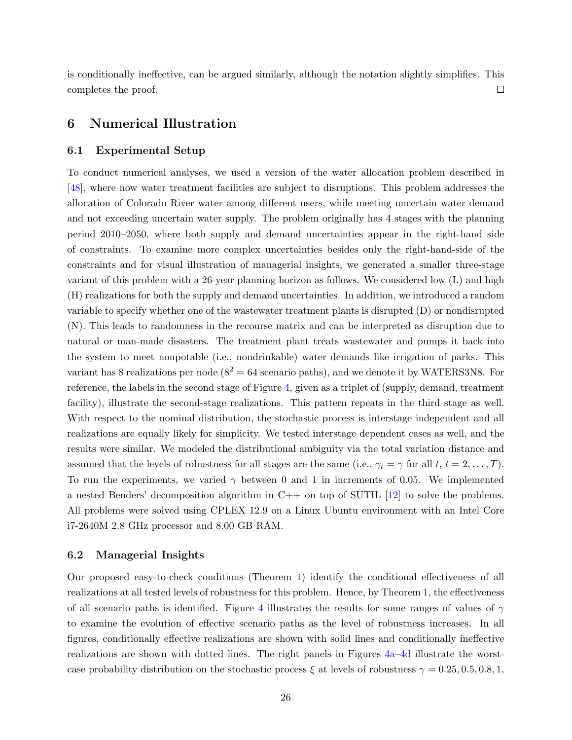is conditionally ineffective, can be argued similarly, although the notation slightly simplifies. This completes the proof. □

# 6 Numerical Illustration

## 6.1 Experimental Setup

To conduct numerical analyses, we used a version of the water allocation problem described in [48], where now water treatment facilities are subject to disruptions. This problem addresses the allocation of Colorado River water among different users, while meeting uncertain water demand and not exceeding uncertain water supply. The problem originally has 4 stages with the planning period 2010–2050, where both supply and demand uncertainties appear in the right-hand side of constraints. To examine more complex uncertainties besides only the right-hand-side of the constraints and for visual illustration of managerial insights, we generated a smaller three-stage variant of this problem with a 26-year planning horizon as follows. We considered low (L) and high (H) realizations for both the supply and demand uncertainties. In addition, we introduced a random variable to specify whether one of the wastewater treatment plants is disrupted (D) or nondisrupted (N). This leads to randomness in the recourse matrix and can be interpreted as disruption due to natural or man-made disasters. The treatment plant treats wastewater and pumps it back into the system to meet nonpotable (i.e., nondrinkable) water demands like irrigation of parks. This variant has 8 realizations per node ($8^2 = 64$ scenario paths), and we denote it by WATERS3N8. For reference, the labels in the second stage of Figure 4, given as a triplet of (supply, demand, treatment facility), illustrate the second-stage realizations. This pattern repeats in the third stage as well. With respect to the nominal distribution, the stochastic process is interstage independent and all realizations are equally likely for simplicity. We tested interstage dependent cases as well, and the results were similar. We modeled the distributional ambiguity via the total variation distance and assumed that the levels of robustness for all stages are the same (i.e., $\gamma_t = \gamma$ for all $t$, $t = 2, \ldots, T$). To run the experiments, we varied $\gamma$ between 0 and 1 in increments of 0.05. We implemented a nested Benders' decomposition algorithm in C++ on top of SUTIL [12] to solve the problems. All problems were solved using CPLEX 12.9 on a Linux Ubuntu environment with an Intel Core i7-2640M 2.8 GHz processor and 8.00 GB RAM.

## 6.2 Managerial Insights

Our proposed easy-to-check conditions (Theorem 1) identify the conditional effectiveness of all realizations at all tested levels of robustness for this problem. Hence, by Theorem 1, the effectiveness of all scenario paths is identified. Figure 4 illustrates the results for some ranges of values of $\gamma$ to examine the evolution of effective scenario paths as the level of robustness increases. In all figures, conditionally effective realizations are shown with solid lines and conditionally ineffective realizations are shown with dotted lines. The right panels in Figures 4a–4d illustrate the worst-case probability distribution on the stochastic process $\xi$ at levels of robustness $\gamma = 0.25, 0.5, 0.8, 1$,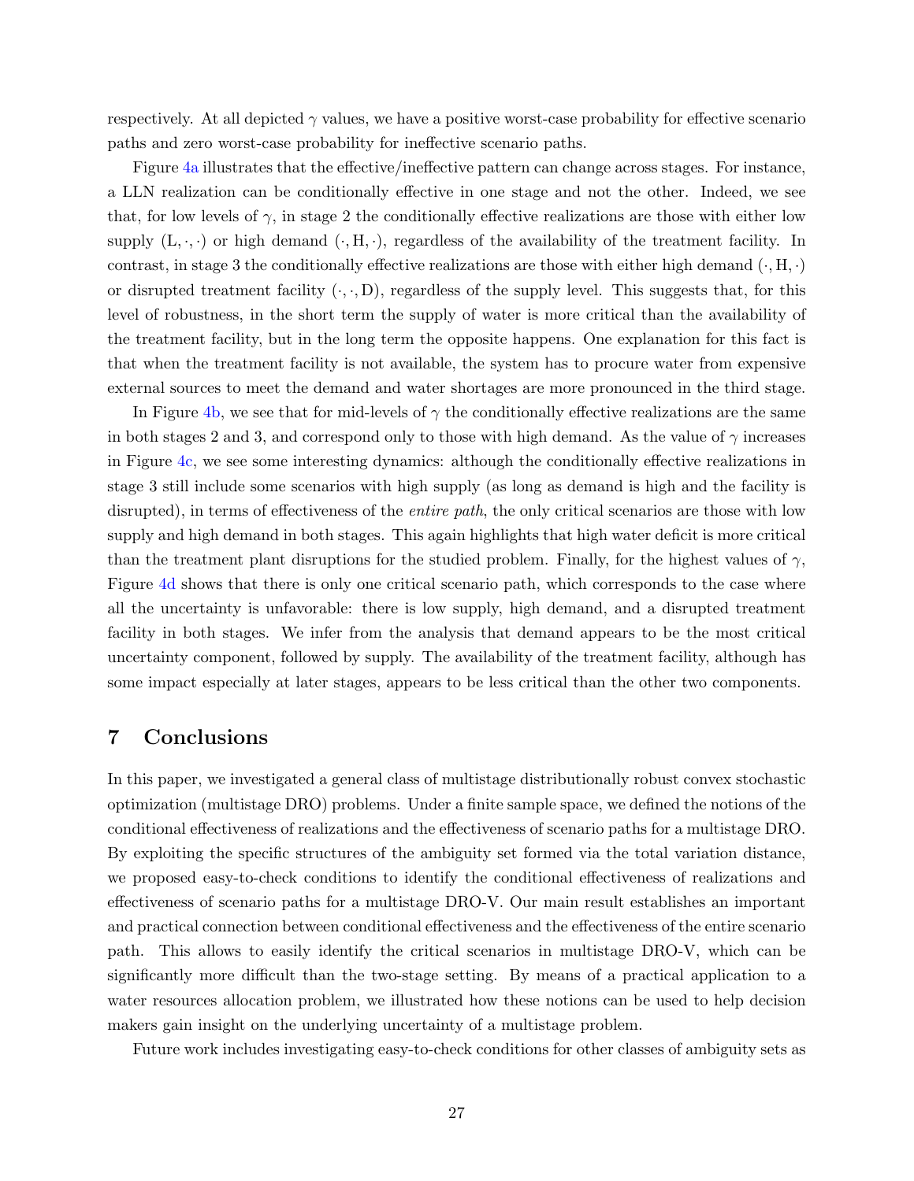respectively. At all depicted $\gamma$ values, we have a positive worst-case probability for effective scenario paths and zero worst-case probability for ineffective scenario paths.

Figure 4a illustrates that the effective/ineffective pattern can change across stages. For instance, a LLN realization can be conditionally effective in one stage and not the other. Indeed, we see that, for low levels of $\gamma$, in stage 2 the conditionally effective realizations are those with either low supply $(\mathrm{L}, \cdot, \cdot)$ or high demand $(\cdot, \mathrm{H}, \cdot)$, regardless of the availability of the treatment facility. In contrast, in stage 3 the conditionally effective realizations are those with either high demand $(\cdot, \mathrm{H}, \cdot)$ or disrupted treatment facility $(\cdot, \cdot, \mathrm{D})$, regardless of the supply level. This suggests that, for this level of robustness, in the short term the supply of water is more critical than the availability of the treatment facility, but in the long term the opposite happens. One explanation for this fact is that when the treatment facility is not available, the system has to procure water from expensive external sources to meet the demand and water shortages are more pronounced in the third stage.

In Figure 4b, we see that for mid-levels of $\gamma$ the conditionally effective realizations are the same in both stages 2 and 3, and correspond only to those with high demand. As the value of $\gamma$ increases in Figure 4c, we see some interesting dynamics: although the conditionally effective realizations in stage 3 still include some scenarios with high supply (as long as demand is high and the facility is disrupted), in terms of effectiveness of the *entire path*, the only critical scenarios are those with low supply and high demand in both stages. This again highlights that high water deficit is more critical than the treatment plant disruptions for the studied problem. Finally, for the highest values of $\gamma$, Figure 4d shows that there is only one critical scenario path, which corresponds to the case where all the uncertainty is unfavorable: there is low supply, high demand, and a disrupted treatment facility in both stages. We infer from the analysis that demand appears to be the most critical uncertainty component, followed by supply. The availability of the treatment facility, although has some impact especially at later stages, appears to be less critical than the other two components.

# 7 Conclusions

In this paper, we investigated a general class of multistage distributionally robust convex stochastic optimization (multistage DRO) problems. Under a finite sample space, we defined the notions of the conditional effectiveness of realizations and the effectiveness of scenario paths for a multistage DRO. By exploiting the specific structures of the ambiguity set formed via the total variation distance, we proposed easy-to-check conditions to identify the conditional effectiveness of realizations and effectiveness of scenario paths for a multistage DRO-V. Our main result establishes an important and practical connection between conditional effectiveness and the effectiveness of the entire scenario path. This allows to easily identify the critical scenarios in multistage DRO-V, which can be significantly more difficult than the two-stage setting. By means of a practical application to a water resources allocation problem, we illustrated how these notions can be used to help decision makers gain insight on the underlying uncertainty of a multistage problem.

Future work includes investigating easy-to-check conditions for other classes of ambiguity sets as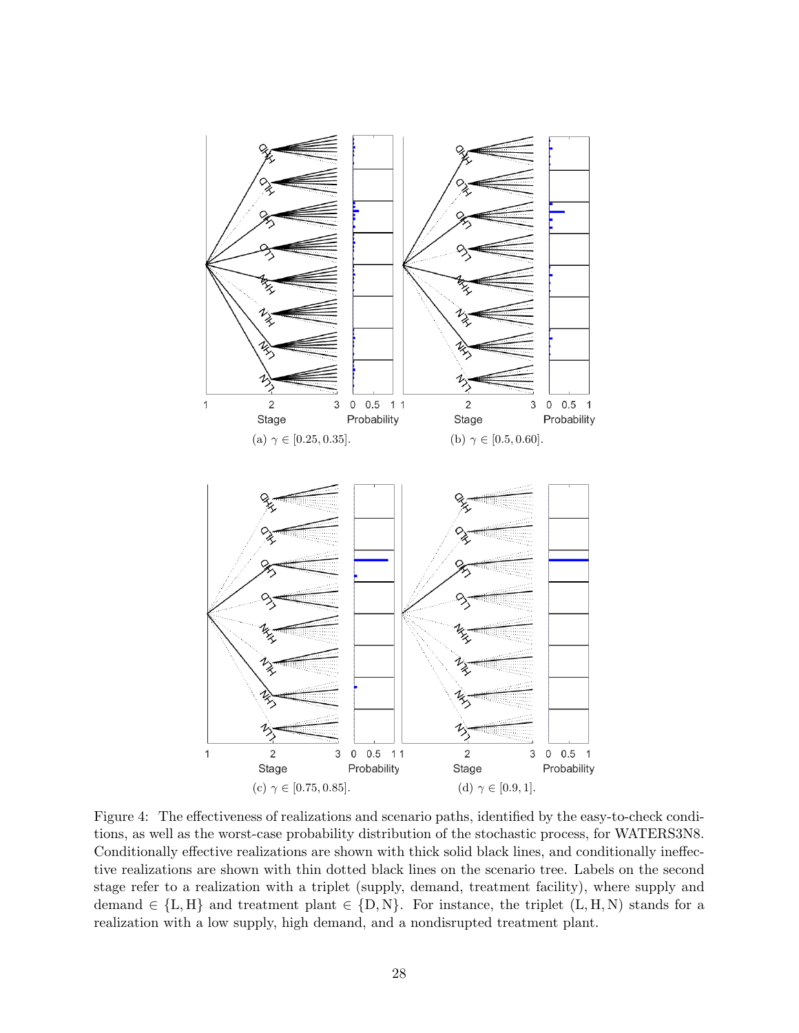(a) $\gamma \in [0.25, 0.35]$.

(b) $\gamma \in [0.5, 0.60]$.

(c) $\gamma \in [0.75, 0.85]$.

(d) $\gamma \in [0.9, 1]$.

Figure 4: The effectiveness of realizations and scenario paths, identified by the easy-to-check conditions, as well as the worst-case probability distribution of the stochastic process, for WATERS3N8. Conditionally effective realizations are shown with thick solid black lines, and conditionally ineffective realizations are shown with thin dotted black lines on the scenario tree. Labels on the second stage refer to a realization with a triplet (supply, demand, treatment facility), where supply and demand $\in \{\text{L}, \text{H}\}$ and treatment plant $\in \{\text{D}, \text{N}\}$. For instance, the triplet (L, H, N) stands for a realization with a low supply, high demand, and a nondisrupted treatment plant.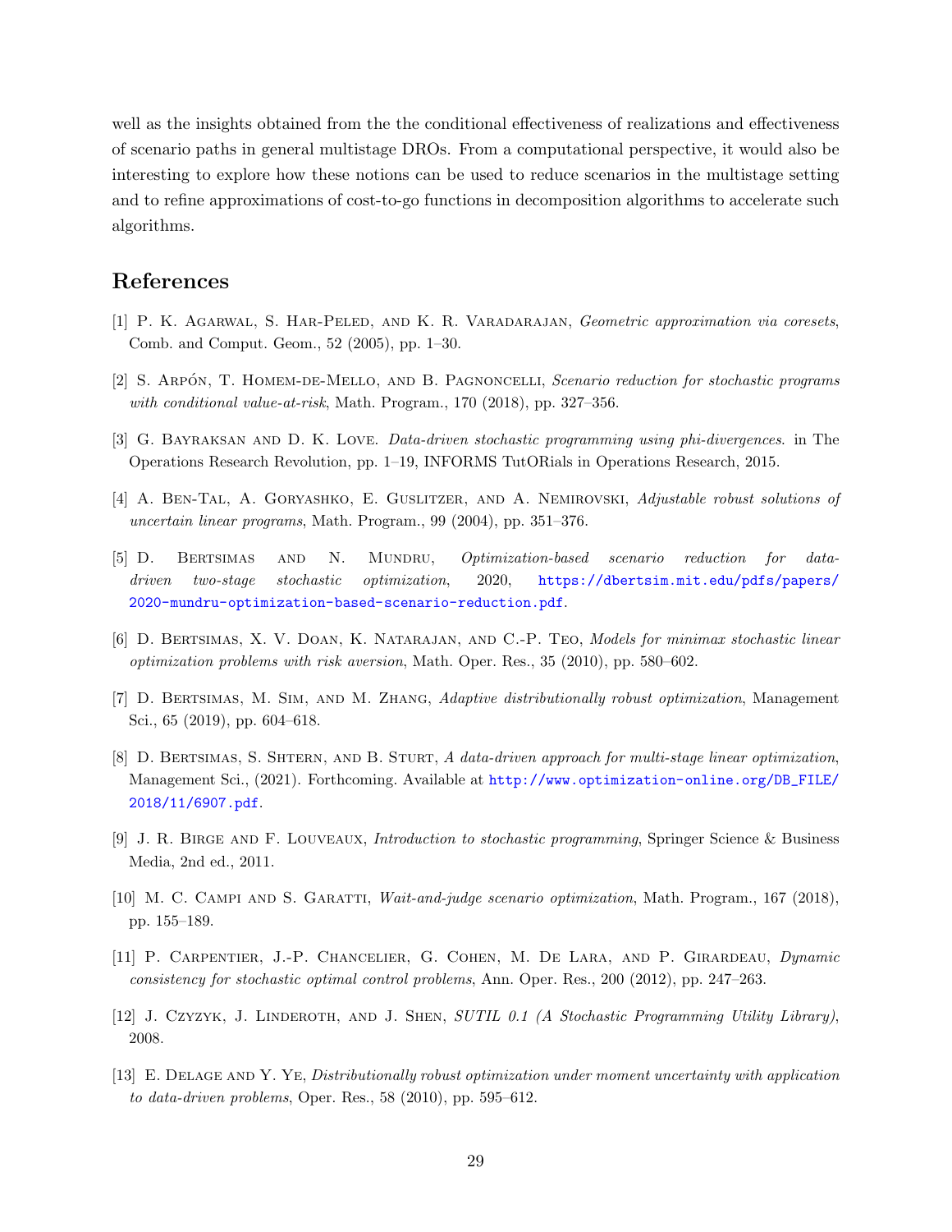well as the insights obtained from the the conditional effectiveness of realizations and effectiveness of scenario paths in general multistage DROs. From a computational perspective, it would also be interesting to explore how these notions can be used to reduce scenarios in the multistage setting and to refine approximations of cost-to-go functions in decomposition algorithms to accelerate such algorithms.

## References

[1] P. K. Agarwal, S. Har-Peled, and K. R. Varadarajan, *Geometric approximation via coresets*, Comb. and Comput. Geom., 52 (2005), pp. 1–30.

[2] S. Arpón, T. Homem-de-Mello, and B. Pagnoncelli, *Scenario reduction for stochastic programs with conditional value-at-risk*, Math. Program., 170 (2018), pp. 327–356.

[3] G. Bayraksan and D. K. Love. *Data-driven stochastic programming using phi-divergences*. in The Operations Research Revolution, pp. 1–19, INFORMS TutORials in Operations Research, 2015.

[4] A. Ben-Tal, A. Goryashko, E. Guslitzer, and A. Nemirovski, *Adjustable robust solutions of uncertain linear programs*, Math. Program., 99 (2004), pp. 351–376.

[5] D. Bertsimas and N. Mundru, *Optimization-based scenario reduction for data-driven two-stage stochastic optimization*, 2020, https://dbertsim.mit.edu/pdfs/papers/2020-mundru-optimization-based-scenario-reduction.pdf.

[6] D. Bertsimas, X. V. Doan, K. Natarajan, and C.-P. Teo, *Models for minimax stochastic linear optimization problems with risk aversion*, Math. Oper. Res., 35 (2010), pp. 580–602.

[7] D. Bertsimas, M. Sim, and M. Zhang, *Adaptive distributionally robust optimization*, Management Sci., 65 (2019), pp. 604–618.

[8] D. Bertsimas, S. Shtern, and B. Sturt, *A data-driven approach for multi-stage linear optimization*, Management Sci., (2021). Forthcoming. Available at http://www.optimization-online.org/DB_FILE/2018/11/6907.pdf.

[9] J. R. Birge and F. Louveaux, *Introduction to stochastic programming*, Springer Science & Business Media, 2nd ed., 2011.

[10] M. C. Campi and S. Garatti, *Wait-and-judge scenario optimization*, Math. Program., 167 (2018), pp. 155–189.

[11] P. Carpentier, J.-P. Chancelier, G. Cohen, M. De Lara, and P. Girardeau, *Dynamic consistency for stochastic optimal control problems*, Ann. Oper. Res., 200 (2012), pp. 247–263.

[12] J. Czyzyk, J. Linderoth, and J. Shen, *SUTIL 0.1 (A Stochastic Programming Utility Library)*, 2008.

[13] E. Delage and Y. Ye, *Distributionally robust optimization under moment uncertainty with application to data-driven problems*, Oper. Res., 58 (2010), pp. 595–612.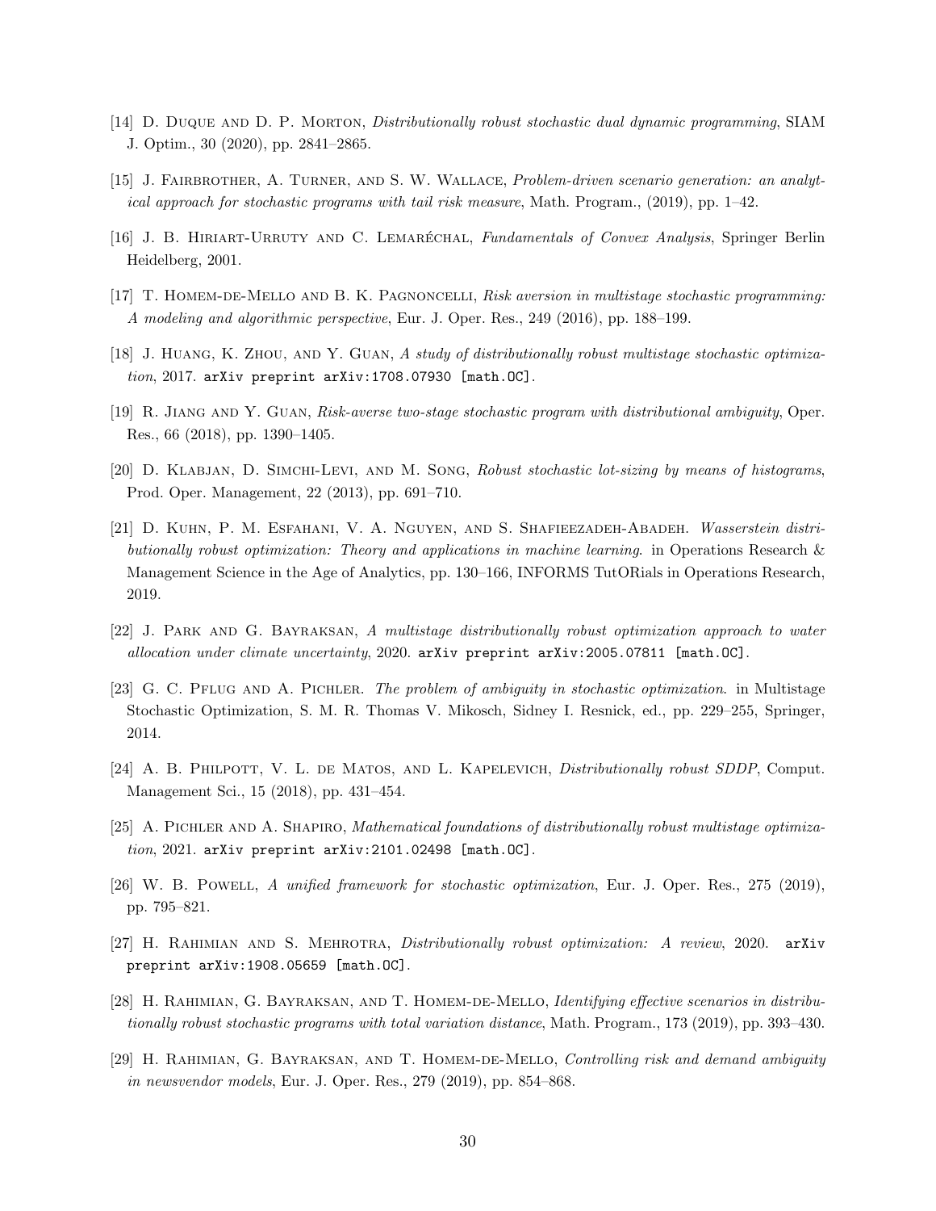[14] D. Duque and D. P. Morton, *Distributionally robust stochastic dual dynamic programming*, SIAM J. Optim., 30 (2020), pp. 2841–2865.

[15] J. Fairbrother, A. Turner, and S. W. Wallace, *Problem-driven scenario generation: an analytical approach for stochastic programs with tail risk measure*, Math. Program., (2019), pp. 1–42.

[16] J. B. Hiriart-Urruty and C. Lemaréchal, *Fundamentals of Convex Analysis*, Springer Berlin Heidelberg, 2001.

[17] T. Homem-de-Mello and B. K. Pagnoncelli, *Risk aversion in multistage stochastic programming: A modeling and algorithmic perspective*, Eur. J. Oper. Res., 249 (2016), pp. 188–199.

[18] J. Huang, K. Zhou, and Y. Guan, *A study of distributionally robust multistage stochastic optimization*, 2017. `arXiv preprint arXiv:1708.07930 [math.OC]`.

[19] R. Jiang and Y. Guan, *Risk-averse two-stage stochastic program with distributional ambiguity*, Oper. Res., 66 (2018), pp. 1390–1405.

[20] D. Klabjan, D. Simchi-Levi, and M. Song, *Robust stochastic lot-sizing by means of histograms*, Prod. Oper. Management, 22 (2013), pp. 691–710.

[21] D. Kuhn, P. M. Esfahani, V. A. Nguyen, and S. Shafieezadeh-Abadeh. *Wasserstein distributionally robust optimization: Theory and applications in machine learning*. in Operations Research & Management Science in the Age of Analytics, pp. 130–166, INFORMS TutORials in Operations Research, 2019.

[22] J. Park and G. Bayraksan, *A multistage distributionally robust optimization approach to water allocation under climate uncertainty*, 2020. `arXiv preprint arXiv:2005.07811 [math.OC]`.

[23] G. C. Pflug and A. Pichler. *The problem of ambiguity in stochastic optimization*. in Multistage Stochastic Optimization, S. M. R. Thomas V. Mikosch, Sidney I. Resnick, ed., pp. 229–255, Springer, 2014.

[24] A. B. Philpott, V. L. de Matos, and L. Kapelevich, *Distributionally robust SDDP*, Comput. Management Sci., 15 (2018), pp. 431–454.

[25] A. Pichler and A. Shapiro, *Mathematical foundations of distributionally robust multistage optimization*, 2021. `arXiv preprint arXiv:2101.02498 [math.OC]`.

[26] W. B. Powell, *A unified framework for stochastic optimization*, Eur. J. Oper. Res., 275 (2019), pp. 795–821.

[27] H. Rahimian and S. Mehrotra, *Distributionally robust optimization: A review*, 2020. `arXiv preprint arXiv:1908.05659 [math.OC]`.

[28] H. Rahimian, G. Bayraksan, and T. Homem-de-Mello, *Identifying effective scenarios in distributionally robust stochastic programs with total variation distance*, Math. Program., 173 (2019), pp. 393–430.

[29] H. Rahimian, G. Bayraksan, and T. Homem-de-Mello, *Controlling risk and demand ambiguity in newsvendor models*, Eur. J. Oper. Res., 279 (2019), pp. 854–868.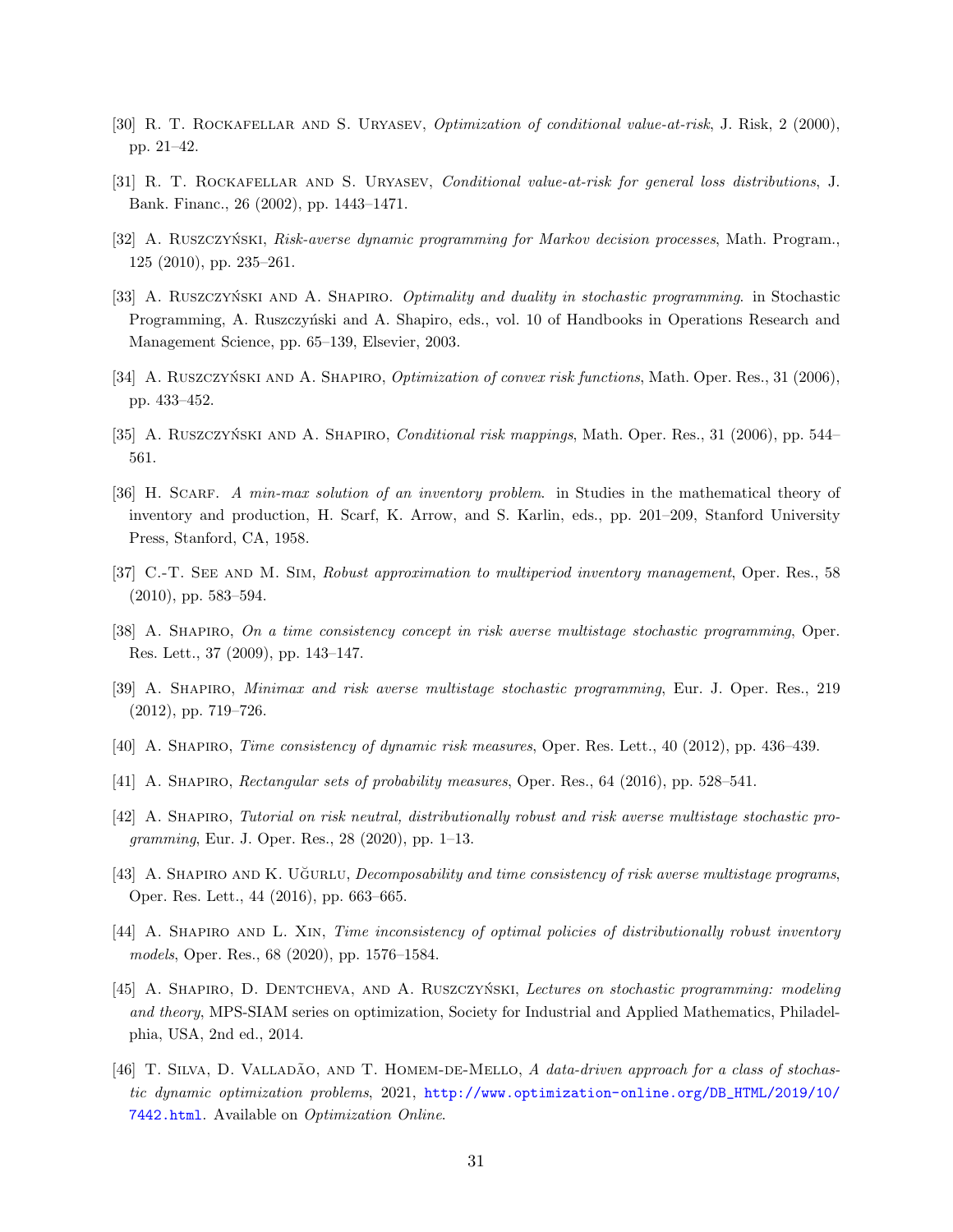[30] R. T. Rockafellar and S. Uryasev, *Optimization of conditional value-at-risk*, J. Risk, 2 (2000), pp. 21–42.

[31] R. T. Rockafellar and S. Uryasev, *Conditional value-at-risk for general loss distributions*, J. Bank. Financ., 26 (2002), pp. 1443–1471.

[32] A. Ruszczyński, *Risk-averse dynamic programming for Markov decision processes*, Math. Program., 125 (2010), pp. 235–261.

[33] A. Ruszczyński and A. Shapiro. *Optimality and duality in stochastic programming*. in Stochastic Programming, A. Ruszczyński and A. Shapiro, eds., vol. 10 of Handbooks in Operations Research and Management Science, pp. 65–139, Elsevier, 2003.

[34] A. Ruszczyński and A. Shapiro, *Optimization of convex risk functions*, Math. Oper. Res., 31 (2006), pp. 433–452.

[35] A. Ruszczyński and A. Shapiro, *Conditional risk mappings*, Math. Oper. Res., 31 (2006), pp. 544–561.

[36] H. Scarf. *A min-max solution of an inventory problem*. in Studies in the mathematical theory of inventory and production, H. Scarf, K. Arrow, and S. Karlin, eds., pp. 201–209, Stanford University Press, Stanford, CA, 1958.

[37] C.-T. See and M. Sim, *Robust approximation to multiperiod inventory management*, Oper. Res., 58 (2010), pp. 583–594.

[38] A. Shapiro, *On a time consistency concept in risk averse multistage stochastic programming*, Oper. Res. Lett., 37 (2009), pp. 143–147.

[39] A. Shapiro, *Minimax and risk averse multistage stochastic programming*, Eur. J. Oper. Res., 219 (2012), pp. 719–726.

[40] A. Shapiro, *Time consistency of dynamic risk measures*, Oper. Res. Lett., 40 (2012), pp. 436–439.

[41] A. Shapiro, *Rectangular sets of probability measures*, Oper. Res., 64 (2016), pp. 528–541.

[42] A. Shapiro, *Tutorial on risk neutral, distributionally robust and risk averse multistage stochastic programming*, Eur. J. Oper. Res., 28 (2020), pp. 1–13.

[43] A. Shapiro and K. Uğurlu, *Decomposability and time consistency of risk averse multistage programs*, Oper. Res. Lett., 44 (2016), pp. 663–665.

[44] A. Shapiro and L. Xin, *Time inconsistency of optimal policies of distributionally robust inventory models*, Oper. Res., 68 (2020), pp. 1576–1584.

[45] A. Shapiro, D. Dentcheva, and A. Ruszczyński, *Lectures on stochastic programming: modeling and theory*, MPS-SIAM series on optimization, Society for Industrial and Applied Mathematics, Philadelphia, USA, 2nd ed., 2014.

[46] T. Silva, D. Valladão, and T. Homem-de-Mello, *A data-driven approach for a class of stochastic dynamic optimization problems*, 2021, http://www.optimization-online.org/DB_HTML/2019/10/7442.html. Available on *Optimization Online*.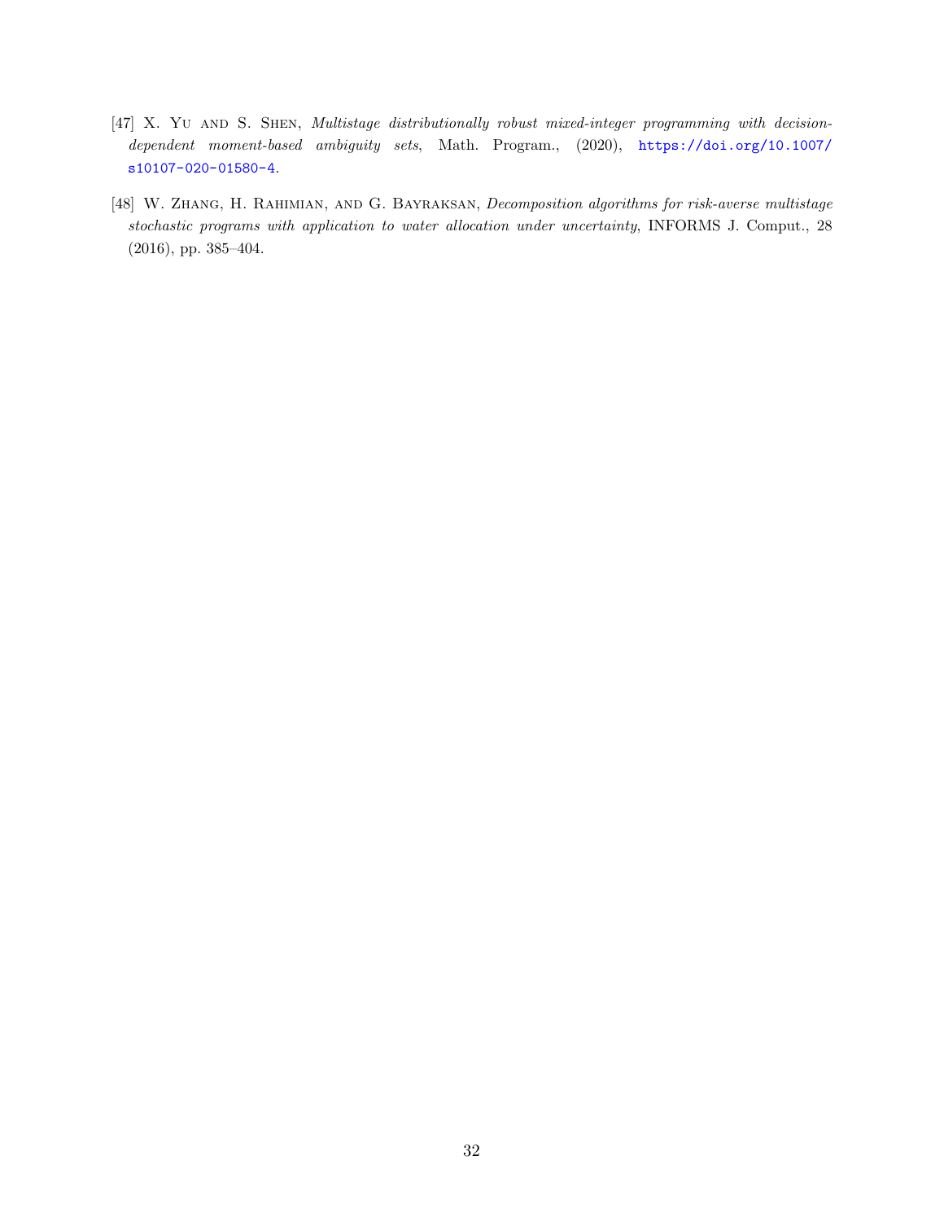[47] X. Yu and S. Shen, *Multistage distributionally robust mixed-integer programming with decision-dependent moment-based ambiguity sets*, Math. Program., (2020), https://doi.org/10.1007/s10107-020-01580-4.

[48] W. Zhang, H. Rahimian, and G. Bayraksan, *Decomposition algorithms for risk-averse multistage stochastic programs with application to water allocation under uncertainty*, INFORMS J. Comput., 28 (2016), pp. 385–404.